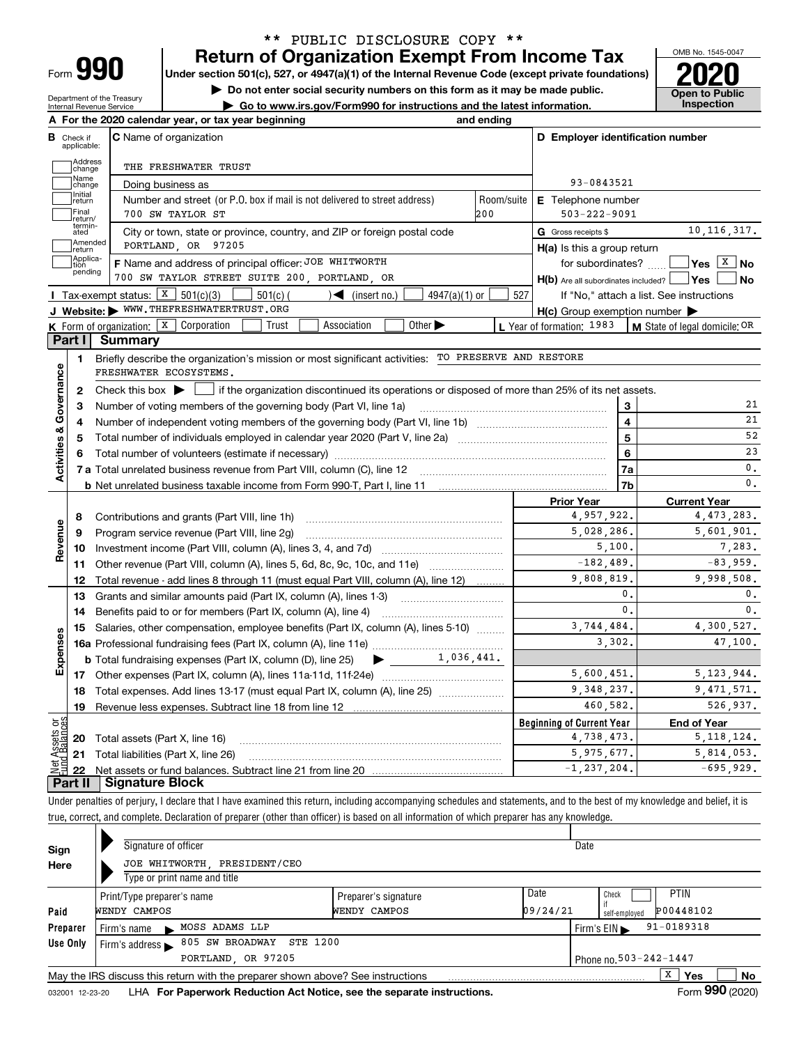\*\* PUBLIC DISCLOSURE COPY \*\*

# Form 990 — Return of Organization Exempt From Income Tax

Under section 501(c), 527, or 4947(a)(1) of the Internal Revenue Code (except private foundations)

▶ Do not enter social security numbers on this form as it may be made public.

▶ Go to www.irs.gov/Form990 for instructions and the latest information.

OMB No. 1545-0047

**2020**

**Open to Public Inspection**

Department of the Treasury
Internal Revenue Service

**A** For the 2020 calendar year, or tax year beginning and ending

**B** Check if applicable: Address change, Name change, Initial return, Final return/terminated, Amended return, Application pending

**C** Name of organization: THE FRESHWATER TRUST

Doing business as

Number and street (or P.O. box if mail is not delivered to street address): 700 SW TAYLOR ST — Room/suite: 200

City or town, state or province, country, and ZIP or foreign postal code: PORTLAND, OR 97205

**D** Employer identification number: 93-0843521

**E** Telephone number: 503-222-9091

**G** Gross receipts $ 10,116,317.

**F** Name and address of principal officer: JOE WHITWORTH, 700 SW TAYLOR STREET SUITE 200, PORTLAND, OR

**H(a)** Is this a group return for subordinates? ☐ Yes ☒ No

**H(b)** Are all subordinates included? ☐ Yes ☐ No — If "No," attach a list. See instructions

**H(c)** Group exemption number ▶

**I** Tax-exempt status: ☒ 501(c)(3) ☐ 501(c) ( ) ◀ (insert no.) ☐ 4947(a)(1) or ☐ 527

**J** Website: ▶ WWW.THEFRESHWATERTRUST.ORG

**K** Form of organization: ☒ Corporation ☐ Trust ☐ Association ☐ Other ▶

**L** Year of formation: 1983

**M** State of legal domicile: OR

## Part I Summary

**Activities & Governance**

1. Briefly describe the organization's mission or most significant activities: TO PRESERVE AND RESTORE FRESHWATER ECOSYSTEMS.
2. Check this box ▶ ☐ if the organization discontinued its operations or disposed of more than 25% of its net assets.

| | | | |
|---|---|---|---|
| 3 | Number of voting members of the governing body (Part VI, line 1a) | 3 | 21 |
| 4 | Number of independent voting members of the governing body (Part VI, line 1b) | 4 | 21 |
| 5 | Total number of individuals employed in calendar year 2020 (Part V, line 2a) | 5 | 52 |
| 6 | Total number of volunteers (estimate if necessary) | 6 | 23 |
| 7a | Total unrelated business revenue from Part VIII, column (C), line 12 | 7a | 0. |
| 7b | Net unrelated business taxable income from Form 990-T, Part I, line 11 | 7b | 0. |

| | | Prior Year | Current Year |
|---|---|---|---|
| **Revenue** | | | |
| 8 | Contributions and grants (Part VIII, line 1h) | 4,957,922. | 4,473,283. |
| 9 | Program service revenue (Part VIII, line 2g) | 5,028,286. | 5,601,901. |
| 10 | Investment income (Part VIII, column (A), lines 3, 4, and 7d) | 5,100. | 7,283. |
| 11 | Other revenue (Part VIII, column (A), lines 5, 6d, 8c, 9c, 10c, and 11e) | -182,489. | -83,959. |
| 12 | Total revenue - add lines 8 through 11 (must equal Part VIII, column (A), line 12) | 9,808,819. | 9,998,508. |
| **Expenses** | | | |
| 13 | Grants and similar amounts paid (Part IX, column (A), lines 1-3) | 0. | 0. |
| 14 | Benefits paid to or for members (Part IX, column (A), line 4) | 0. | 0. |
| 15 | Salaries, other compensation, employee benefits (Part IX, column (A), lines 5-10) | 3,744,484. | 4,300,527. |
| 16a | Professional fundraising fees (Part IX, column (A), line 11e) | 3,302. | 47,100. |
| b | Total fundraising expenses (Part IX, column (D), line 25) ▶ 1,036,441. | | |
| 17 | Other expenses (Part IX, column (A), lines 11a-11d, 11f-24e) | 5,600,451. | 5,123,944. |
| 18 | Total expenses. Add lines 13-17 (must equal Part IX, column (A), line 25) | 9,348,237. | 9,471,571. |
| 19 | Revenue less expenses. Subtract line 18 from line 12 | 460,582. | 526,937. |

| | **Net Assets or Fund Balances** | Beginning of Current Year | End of Year |
|---|---|---|---|
| 20 | Total assets (Part X, line 16) | 4,738,473. | 5,118,124. |
| 21 | Total liabilities (Part X, line 26) | 5,975,677. | 5,814,053. |
| 22 | Net assets or fund balances. Subtract line 21 from line 20 | -1,237,204. | -695,929. |

## Part II Signature Block

Under penalties of perjury, I declare that I have examined this return, including accompanying schedules and statements, and to the best of my knowledge and belief, it is true, correct, and complete. Declaration of preparer (other than officer) is based on all information of which preparer has any knowledge.

**Sign Here**

Signature of officer — Date

JOE WHITWORTH, PRESIDENT/CEO

Type or print name and title

**Paid Preparer Use Only**

| Print/Type preparer's name | Preparer's signature | Date | Check if self-employed | PTIN |
|---|---|---|---|---|
| WENDY CAMPOS | WENDY CAMPOS | 09/24/21 | ☐ | P00448102 |

Firm's name ▶ MOSS ADAMS LLP — Firm's EIN ▶ 91-0189318

Firm's address ▶ 805 SW BROADWAY STE 1200, PORTLAND, OR 97205 — Phone no. 503-242-1447

May the IRS discuss this return with the preparer shown above? See instructions ☒ Yes ☐ No

032001 12-23-20 LHA **For Paperwork Reduction Act Notice, see the separate instructions.** Form **990** (2020)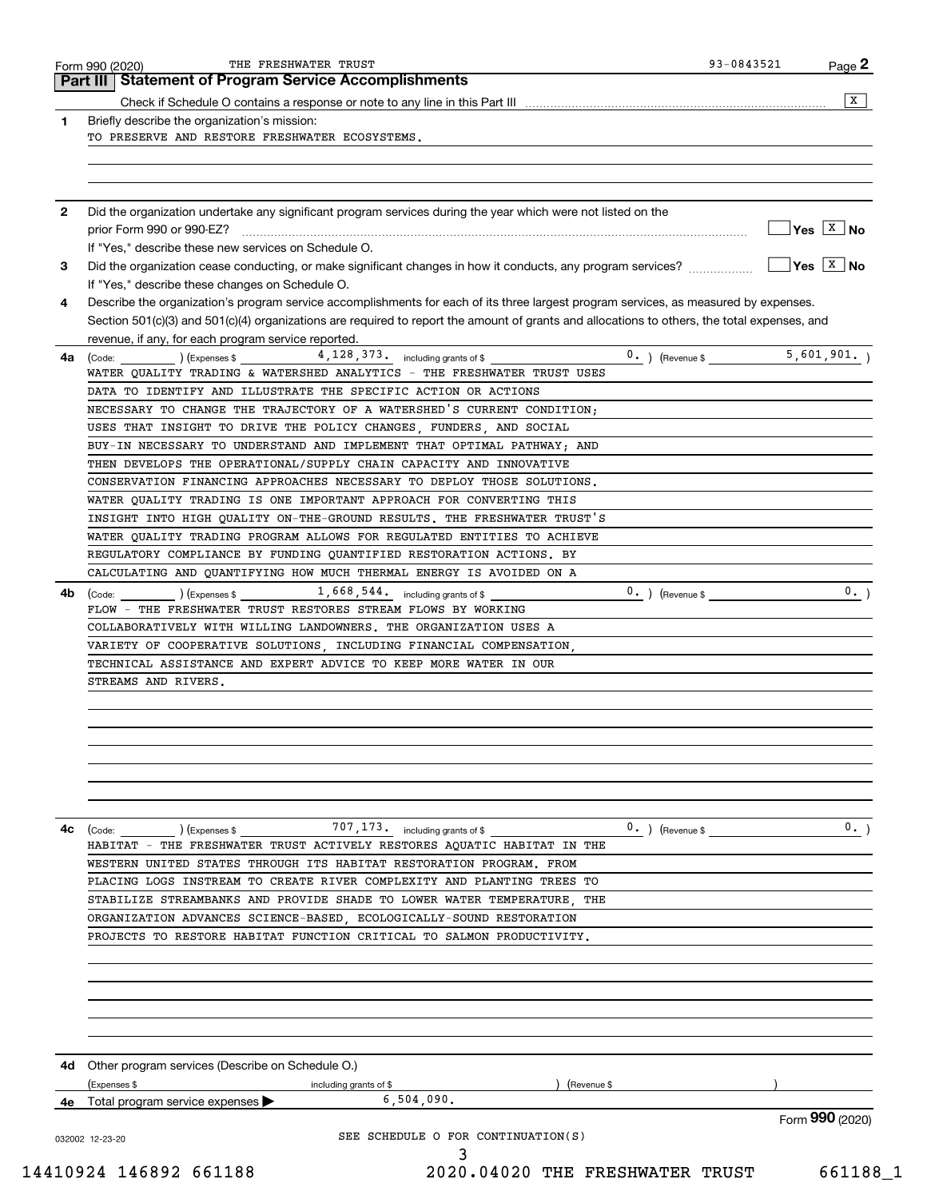Form 990 (2020) THE FRESHWATER TRUST 93-0843521 Page 2

## Part III Statement of Program Service Accomplishments

Check if Schedule O contains a response or note to any line in this Part III [X]

**1** Briefly describe the organization's mission:

TO PRESERVE AND RESTORE FRESHWATER ECOSYSTEMS.

**2** Did the organization undertake any significant program services during the year which were not listed on the prior Form 990 or 990-EZ? [ ] Yes [X] No

If "Yes," describe these new services on Schedule O.

**3** Did the organization cease conducting, or make significant changes in how it conducts, any program services? [ ] Yes [X] No

If "Yes," describe these changes on Schedule O.

**4** Describe the organization's program service accomplishments for each of its three largest program services, as measured by expenses. Section 501(c)(3) and 501(c)(4) organizations are required to report the amount of grants and allocations to others, the total expenses, and revenue, if any, for each program service reported.

**4a** (Code: ) (Expenses $ 4,128,373. including grants of $ 0. ) (Revenue $ 5,601,901. )

WATER QUALITY TRADING & WATERSHED ANALYTICS - THE FRESHWATER TRUST USES DATA TO IDENTIFY AND ILLUSTRATE THE SPECIFIC ACTION OR ACTIONS NECESSARY TO CHANGE THE TRAJECTORY OF A WATERSHED'S CURRENT CONDITION; USES THAT INSIGHT TO DRIVE THE POLICY CHANGES, FUNDERS, AND SOCIAL BUY-IN NECESSARY TO UNDERSTAND AND IMPLEMENT THAT OPTIMAL PATHWAY; AND THEN DEVELOPS THE OPERATIONAL/SUPPLY CHAIN CAPACITY AND INNOVATIVE CONSERVATION FINANCING APPROACHES NECESSARY TO DEPLOY THOSE SOLUTIONS. WATER QUALITY TRADING IS ONE IMPORTANT APPROACH FOR CONVERTING THIS INSIGHT INTO HIGH QUALITY ON-THE-GROUND RESULTS. THE FRESHWATER TRUST'S WATER QUALITY TRADING PROGRAM ALLOWS FOR REGULATED ENTITIES TO ACHIEVE REGULATORY COMPLIANCE BY FUNDING QUANTIFIED RESTORATION ACTIONS. BY CALCULATING AND QUANTIFYING HOW MUCH THERMAL ENERGY IS AVOIDED ON A

**4b** (Code: ) (Expenses $ 1,668,544. including grants of $ 0. ) (Revenue $ 0. )

FLOW - THE FRESHWATER TRUST RESTORES STREAM FLOWS BY WORKING COLLABORATIVELY WITH WILLING LANDOWNERS. THE ORGANIZATION USES A VARIETY OF COOPERATIVE SOLUTIONS, INCLUDING FINANCIAL COMPENSATION, TECHNICAL ASSISTANCE AND EXPERT ADVICE TO KEEP MORE WATER IN OUR STREAMS AND RIVERS.

**4c** (Code: ) (Expenses $ 707,173. including grants of $ 0. ) (Revenue $ 0. )

HABITAT - THE FRESHWATER TRUST ACTIVELY RESTORES AQUATIC HABITAT IN THE WESTERN UNITED STATES THROUGH ITS HABITAT RESTORATION PROGRAM. FROM PLACING LOGS INSTREAM TO CREATE RIVER COMPLEXITY AND PLANTING TREES TO STABILIZE STREAMBANKS AND PROVIDE SHADE TO LOWER WATER TEMPERATURE, THE ORGANIZATION ADVANCES SCIENCE-BASED, ECOLOGICALLY-SOUND RESTORATION PROJECTS TO RESTORE HABITAT FUNCTION CRITICAL TO SALMON PRODUCTIVITY.

**4d** Other program services (Describe on Schedule O.)

(Expenses $ including grants of $ ) (Revenue $ )

**4e** Total program service expenses ▶ 6,504,090.

Form **990** (2020)

SEE SCHEDULE O FOR CONTINUATION(S)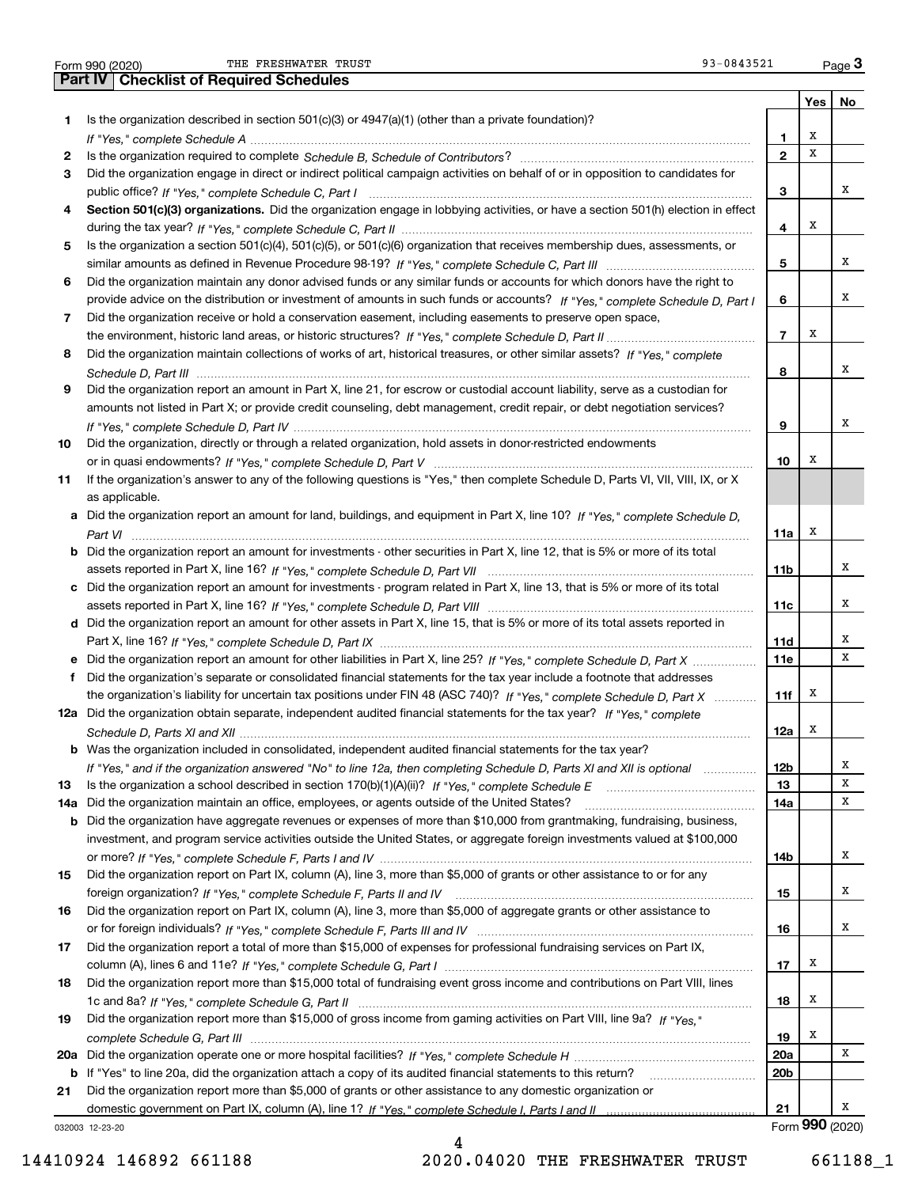Form 990 (2020) THE FRESHWATER TRUST 93-0843521

## Part IV Checklist of Required Schedules

| | | | Yes | No |
|---|---|---|---|---|
| 1 | Is the organization described in section 501(c)(3) or 4947(a)(1) (other than a private foundation)? *If "Yes," complete Schedule A* | 1 | X | |
| 2 | Is the organization required to complete *Schedule B, Schedule of Contributors*? | 2 | X | |
| 3 | Did the organization engage in direct or indirect political campaign activities on behalf of or in opposition to candidates for public office? *If "Yes," complete Schedule C, Part I* | 3 | | X |
| 4 | **Section 501(c)(3) organizations.** Did the organization engage in lobbying activities, or have a section 501(h) election in effect during the tax year? *If "Yes," complete Schedule C, Part II* | 4 | X | |
| 5 | Is the organization a section 501(c)(4), 501(c)(5), or 501(c)(6) organization that receives membership dues, assessments, or similar amounts as defined in Revenue Procedure 98-19? *If "Yes," complete Schedule C, Part III* | 5 | | X |
| 6 | Did the organization maintain any donor advised funds or any similar funds or accounts for which donors have the right to provide advice on the distribution or investment of amounts in such funds or accounts? *If "Yes," complete Schedule D, Part I* | 6 | | X |
| 7 | Did the organization receive or hold a conservation easement, including easements to preserve open space, the environment, historic land areas, or historic structures? *If "Yes," complete Schedule D, Part II* | 7 | X | |
| 8 | Did the organization maintain collections of works of art, historical treasures, or other similar assets? *If "Yes," complete Schedule D, Part III* | 8 | | X |
| 9 | Did the organization report an amount in Part X, line 21, for escrow or custodial account liability, serve as a custodian for amounts not listed in Part X; or provide credit counseling, debt management, credit repair, or debt negotiation services? *If "Yes," complete Schedule D, Part IV* | 9 | | X |
| 10 | Did the organization, directly or through a related organization, hold assets in donor-restricted endowments or in quasi endowments? *If "Yes," complete Schedule D, Part V* | 10 | X | |
| 11 | If the organization's answer to any of the following questions is "Yes," then complete Schedule D, Parts VI, VII, VIII, IX, or X as applicable. | | | |
| a | Did the organization report an amount for land, buildings, and equipment in Part X, line 10? *If "Yes," complete Schedule D, Part VI* | 11a | X | |
| b | Did the organization report an amount for investments - other securities in Part X, line 12, that is 5% or more of its total assets reported in Part X, line 16? *If "Yes," complete Schedule D, Part VII* | 11b | | X |
| c | Did the organization report an amount for investments - program related in Part X, line 13, that is 5% or more of its total assets reported in Part X, line 16? *If "Yes," complete Schedule D, Part VIII* | 11c | | X |
| d | Did the organization report an amount for other assets in Part X, line 15, that is 5% or more of its total assets reported in Part X, line 16? *If "Yes," complete Schedule D, Part IX* | 11d | | X |
| e | Did the organization report an amount for other liabilities in Part X, line 25? *If "Yes," complete Schedule D, Part X* | 11e | | X |
| f | Did the organization's separate or consolidated financial statements for the tax year include a footnote that addresses the organization's liability for uncertain tax positions under FIN 48 (ASC 740)? *If "Yes," complete Schedule D, Part X* | 11f | X | |
| 12a | Did the organization obtain separate, independent audited financial statements for the tax year? *If "Yes," complete Schedule D, Parts XI and XII* | 12a | X | |
| b | Was the organization included in consolidated, independent audited financial statements for the tax year? *If "Yes," and if the organization answered "No" to line 12a, then completing Schedule D, Parts XI and XII is optional* | 12b | | X |
| 13 | Is the organization a school described in section 170(b)(1)(A)(ii)? *If "Yes," complete Schedule E* | 13 | | X |
| 14a | Did the organization maintain an office, employees, or agents outside of the United States? | 14a | | X |
| b | Did the organization have aggregate revenues or expenses of more than $10,000 from grantmaking, fundraising, business, investment, and program service activities outside the United States, or aggregate foreign investments valued at $100,000 or more? *If "Yes," complete Schedule F, Parts I and IV* | 14b | | X |
| 15 | Did the organization report on Part IX, column (A), line 3, more than $5,000 of grants or other assistance to or for any foreign organization? *If "Yes," complete Schedule F, Parts II and IV* | 15 | | X |
| 16 | Did the organization report on Part IX, column (A), line 3, more than $5,000 of aggregate grants or other assistance to or for foreign individuals? *If "Yes," complete Schedule F, Parts III and IV* | 16 | | X |
| 17 | Did the organization report a total of more than $15,000 of expenses for professional fundraising services on Part IX, column (A), lines 6 and 11e? *If "Yes," complete Schedule G, Part I* | 17 | X | |
| 18 | Did the organization report more than $15,000 total of fundraising event gross income and contributions on Part VIII, lines 1c and 8a? *If "Yes," complete Schedule G, Part II* | 18 | X | |
| 19 | Did the organization report more than $15,000 of gross income from gaming activities on Part VIII, line 9a? *If "Yes," complete Schedule G, Part III* | 19 | X | |
| 20a | Did the organization operate one or more hospital facilities? *If "Yes," complete Schedule H* | 20a | | X |
| b | If "Yes" to line 20a, did the organization attach a copy of its audited financial statements to this return? | 20b | | |
| 21 | Did the organization report more than $5,000 of grants or other assistance to any domestic organization or domestic government on Part IX, column (A), line 1? *If "Yes," complete Schedule I, Parts I and II* | 21 | | X |

032003 12-23-20 Form **990** (2020)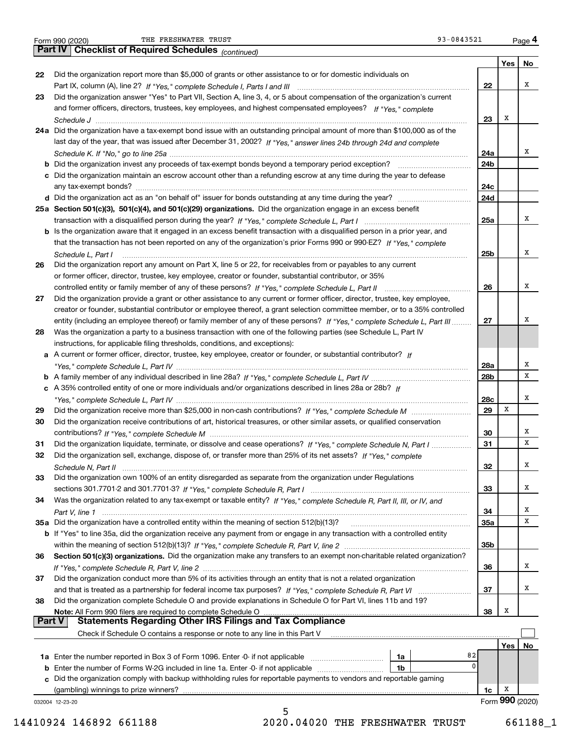Form 990 (2020) THE FRESHWATER TRUST 93-0843521 Page 4

**Part IV | Checklist of Required Schedules** *(continued)*

| | | | Yes | No |
|---|---|---|---|---|
| 22 | Did the organization report more than $5,000 of grants or other assistance to or for domestic individuals on Part IX, column (A), line 2? *If "Yes," complete Schedule I, Parts I and III* | 22 | | X |
| 23 | Did the organization answer "Yes" to Part VII, Section A, line 3, 4, or 5 about compensation of the organization's current and former officers, directors, trustees, key employees, and highest compensated employees? *If "Yes," complete Schedule J* | 23 | X | |
| 24a | Did the organization have a tax-exempt bond issue with an outstanding principal amount of more than $100,000 as of the last day of the year, that was issued after December 31, 2002? *If "Yes," answer lines 24b through 24d and complete Schedule K. If "No," go to line 25a* | 24a | | X |
| b | Did the organization invest any proceeds of tax-exempt bonds beyond a temporary period exception? | 24b | | |
| c | Did the organization maintain an escrow account other than a refunding escrow at any time during the year to defease any tax-exempt bonds? | 24c | | |
| d | Did the organization act as an "on behalf of" issuer for bonds outstanding at any time during the year? | 24d | | |
| 25a | **Section 501(c)(3), 501(c)(4), and 501(c)(29) organizations.** Did the organization engage in an excess benefit transaction with a disqualified person during the year? *If "Yes," complete Schedule L, Part I* | 25a | | X |
| b | Is the organization aware that it engaged in an excess benefit transaction with a disqualified person in a prior year, and that the transaction has not been reported on any of the organization's prior Forms 990 or 990-EZ? *If "Yes," complete Schedule L, Part I* | 25b | | X |
| 26 | Did the organization report any amount on Part X, line 5 or 22, for receivables from or payables to any current or former officer, director, trustee, key employee, creator or founder, substantial contributor, or 35% controlled entity or family member of any of these persons? *If "Yes," complete Schedule L, Part II* | 26 | | X |
| 27 | Did the organization provide a grant or other assistance to any current or former officer, director, trustee, key employee, creator or founder, substantial contributor or employee thereof, a grant selection committee member, or to a 35% controlled entity (including an employee thereof) or family member of any of these persons? *If "Yes," complete Schedule L, Part III* | 27 | | X |
| 28 | Was the organization a party to a business transaction with one of the following parties (see Schedule L, Part IV instructions, for applicable filing thresholds, conditions, and exceptions): | | | |
| a | A current or former officer, director, trustee, key employee, creator or founder, or substantial contributor? *If "Yes," complete Schedule L, Part IV* | 28a | | X |
| b | A family member of any individual described in line 28a? *If "Yes," complete Schedule L, Part IV* | 28b | | X |
| c | A 35% controlled entity of one or more individuals and/or organizations described in lines 28a or 28b? *If "Yes," complete Schedule L, Part IV* | 28c | | X |
| 29 | Did the organization receive more than $25,000 in non-cash contributions? *If "Yes," complete Schedule M* | 29 | X | |
| 30 | Did the organization receive contributions of art, historical treasures, or other similar assets, or qualified conservation contributions? *If "Yes," complete Schedule M* | 30 | | X |
| 31 | Did the organization liquidate, terminate, or dissolve and cease operations? *If "Yes," complete Schedule N, Part I* | 31 | | X |
| 32 | Did the organization sell, exchange, dispose of, or transfer more than 25% of its net assets? *If "Yes," complete Schedule N, Part II* | 32 | | X |
| 33 | Did the organization own 100% of an entity disregarded as separate from the organization under Regulations sections 301.7701-2 and 301.7701-3? *If "Yes," complete Schedule R, Part I* | 33 | | X |
| 34 | Was the organization related to any tax-exempt or taxable entity? *If "Yes," complete Schedule R, Part II, III, or IV, and Part V, line 1* | 34 | | X |
| 35a | Did the organization have a controlled entity within the meaning of section 512(b)(13)? | 35a | | X |
| b | If "Yes" to line 35a, did the organization receive any payment from or engage in any transaction with a controlled entity within the meaning of section 512(b)(13)? *If "Yes," complete Schedule R, Part V, line 2* | 35b | | |
| 36 | **Section 501(c)(3) organizations.** Did the organization make any transfers to an exempt non-charitable related organization? *If "Yes," complete Schedule R, Part V, line 2* | 36 | | X |
| 37 | Did the organization conduct more than 5% of its activities through an entity that is not a related organization and that is treated as a partnership for federal income tax purposes? *If "Yes," complete Schedule R, Part VI* | 37 | | X |
| 38 | Did the organization complete Schedule O and provide explanations in Schedule O for Part VI, lines 11b and 19? **Note:** All Form 990 filers are required to complete Schedule O | 38 | X | |

**Part V | Statements Regarding Other IRS Filings and Tax Compliance**

Check if Schedule O contains a response or note to any line in this Part V ☐

| | | | | | Yes | No |
|---|---|---|---|---|---|---|
| 1a | Enter the number reported in Box 3 of Form 1096. Enter -0- if not applicable | 1a | 82 | | | |
| b | Enter the number of Forms W-2G included in line 1a. Enter -0- if not applicable | 1b | 0 | | | |
| c | Did the organization comply with backup withholding rules for reportable payments to vendors and reportable gaming (gambling) winnings to prize winners? | | | 1c | X | |

032004 12-23-20 Form **990** (2020)

14410924 146892 661188 2020.04020 THE FRESHWATER TRUST 661188_1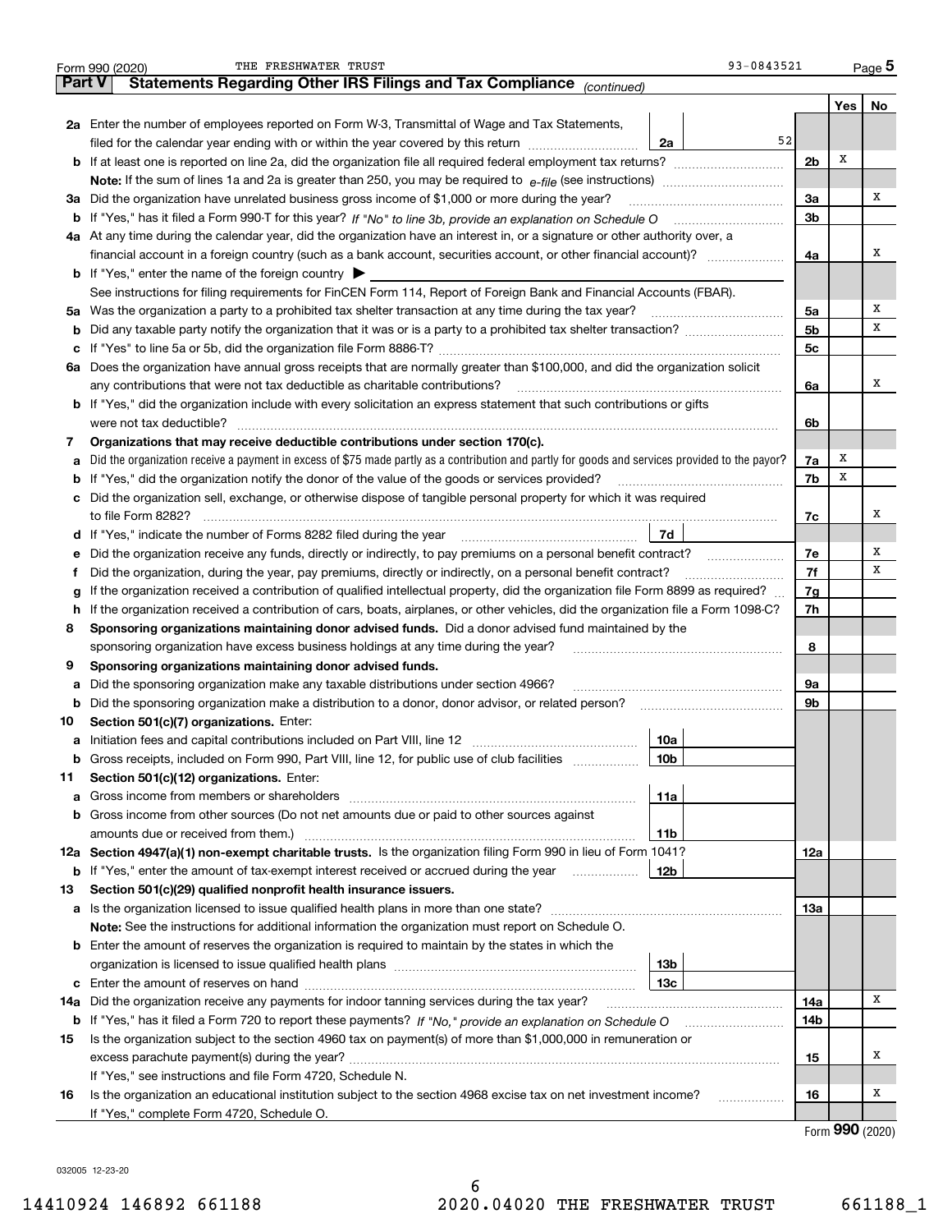Form 990 (2020) THE FRESHWATER TRUST 93-0843521 Page 5

## Part V Statements Regarding Other IRS Filings and Tax Compliance *(continued)*

| | | | | Yes | No |
|---|---|---|---|---|---|
| **2a** | Enter the number of employees reported on Form W-3, Transmittal of Wage and Tax Statements, filed for the calendar year ending with or within the year covered by this return | 2a | 52 | | |
| **b** | If at least one is reported on line 2a, did the organization file all required federal employment tax returns? | | 2b | X | |
| | **Note:** If the sum of lines 1a and 2a is greater than 250, you may be required to *e-file* (see instructions) | | | | |
| **3a** | Did the organization have unrelated business gross income of $1,000 or more during the year? | | 3a | | X |
| **b** | If "Yes," has it filed a Form 990-T for this year? *If "No" to line 3b, provide an explanation on Schedule O* | | 3b | | |
| **4a** | At any time during the calendar year, did the organization have an interest in, or a signature or other authority over, a financial account in a foreign country (such as a bank account, securities account, or other financial account)? | | 4a | | X |
| **b** | If "Yes," enter the name of the foreign country ▶ | | | | |
| | See instructions for filing requirements for FinCEN Form 114, Report of Foreign Bank and Financial Accounts (FBAR). | | | | |
| **5a** | Was the organization a party to a prohibited tax shelter transaction at any time during the tax year? | | 5a | | X |
| **b** | Did any taxable party notify the organization that it was or is a party to a prohibited tax shelter transaction? | | 5b | | X |
| **c** | If "Yes" to line 5a or 5b, did the organization file Form 8886-T? | | 5c | | |
| **6a** | Does the organization have annual gross receipts that are normally greater than $100,000, and did the organization solicit any contributions that were not tax deductible as charitable contributions? | | 6a | | X |
| **b** | If "Yes," did the organization include with every solicitation an express statement that such contributions or gifts were not tax deductible? | | 6b | | |
| **7** | **Organizations that may receive deductible contributions under section 170(c).** | | | | |
| **a** | Did the organization receive a payment in excess of $75 made partly as a contribution and partly for goods and services provided to the payor? | | 7a | X | |
| **b** | If "Yes," did the organization notify the donor of the value of the goods or services provided? | | 7b | X | |
| **c** | Did the organization sell, exchange, or otherwise dispose of tangible personal property for which it was required to file Form 8282? | | 7c | | X |
| **d** | If "Yes," indicate the number of Forms 8282 filed during the year | 7d | | | |
| **e** | Did the organization receive any funds, directly or indirectly, to pay premiums on a personal benefit contract? | | 7e | | X |
| **f** | Did the organization, during the year, pay premiums, directly or indirectly, on a personal benefit contract? | | 7f | | X |
| **g** | If the organization received a contribution of qualified intellectual property, did the organization file Form 8899 as required? | | 7g | | |
| **h** | If the organization received a contribution of cars, boats, airplanes, or other vehicles, did the organization file a Form 1098-C? | | 7h | | |
| **8** | **Sponsoring organizations maintaining donor advised funds.** Did a donor advised fund maintained by the sponsoring organization have excess business holdings at any time during the year? | | 8 | | |
| **9** | **Sponsoring organizations maintaining donor advised funds.** | | | | |
| **a** | Did the sponsoring organization make any taxable distributions under section 4966? | | 9a | | |
| **b** | Did the sponsoring organization make a distribution to a donor, donor advisor, or related person? | | 9b | | |
| **10** | **Section 501(c)(7) organizations.** Enter: | | | | |
| **a** | Initiation fees and capital contributions included on Part VIII, line 12 | 10a | | | |
| **b** | Gross receipts, included on Form 990, Part VIII, line 12, for public use of club facilities | 10b | | | |
| **11** | **Section 501(c)(12) organizations.** Enter: | | | | |
| **a** | Gross income from members or shareholders | 11a | | | |
| **b** | Gross income from other sources (Do not net amounts due or paid to other sources against amounts due or received from them.) | 11b | | | |
| **12a** | **Section 4947(a)(1) non-exempt charitable trusts.** Is the organization filing Form 990 in lieu of Form 1041? | | 12a | | |
| **b** | If "Yes," enter the amount of tax-exempt interest received or accrued during the year | 12b | | | |
| **13** | **Section 501(c)(29) qualified nonprofit health insurance issuers.** | | | | |
| **a** | Is the organization licensed to issue qualified health plans in more than one state? | | 13a | | |
| | **Note:** See the instructions for additional information the organization must report on Schedule O. | | | | |
| **b** | Enter the amount of reserves the organization is required to maintain by the states in which the organization is licensed to issue qualified health plans | 13b | | | |
| **c** | Enter the amount of reserves on hand | 13c | | | |
| **14a** | Did the organization receive any payments for indoor tanning services during the tax year? | | 14a | | X |
| **b** | If "Yes," has it filed a Form 720 to report these payments? *If "No," provide an explanation on Schedule O* | | 14b | | |
| **15** | Is the organization subject to the section 4960 tax on payment(s) of more than $1,000,000 in remuneration or excess parachute payment(s) during the year? | | 15 | | X |
| | If "Yes," see instructions and file Form 4720, Schedule N. | | | | |
| **16** | Is the organization an educational institution subject to the section 4968 excise tax on net investment income? | | 16 | | X |
| | If "Yes," complete Form 4720, Schedule O. | | | | |

Form **990** (2020)

032005 12-23-20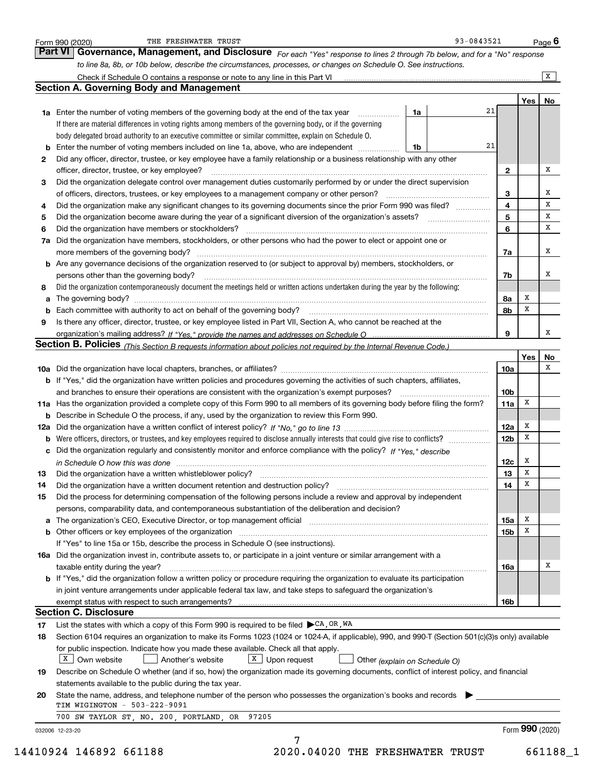Form 990 (2020) THE FRESHWATER TRUST 93-0843521 Page 6

## Part VI Governance, Management, and Disclosure

*For each "Yes" response to lines 2 through 7b below, and for a "No" response to line 8a, 8b, or 10b below, describe the circumstances, processes, or changes on Schedule O. See instructions.*

Check if Schedule O contains a response or note to any line in this Part VI [X]

### Section A. Governing Body and Management

| | | | | Yes | No |
|---|---|---|---|---|---|
| **1a** | Enter the number of voting members of the governing body at the end of the tax year (1a: 21). If there are material differences in voting rights among members of the governing body, or if the governing body delegated broad authority to an executive committee or similar committee, explain on Schedule O. | | | | |
| **b** | Enter the number of voting members included on line 1a, above, who are independent (1b: 21) | | | | |
| **2** | Did any officer, director, trustee, or key employee have a family relationship or a business relationship with any other officer, director, trustee, or key employee? | 2 | | | X |
| **3** | Did the organization delegate control over management duties customarily performed by or under the direct supervision of officers, directors, trustees, or key employees to a management company or other person? | 3 | | | X |
| **4** | Did the organization make any significant changes to its governing documents since the prior Form 990 was filed? | 4 | | | X |
| **5** | Did the organization become aware during the year of a significant diversion of the organization's assets? | 5 | | | X |
| **6** | Did the organization have members or stockholders? | 6 | | | X |
| **7a** | Did the organization have members, stockholders, or other persons who had the power to elect or appoint one or more members of the governing body? | 7a | | | X |
| **b** | Are any governance decisions of the organization reserved to (or subject to approval by) members, stockholders, or persons other than the governing body? | 7b | | | X |
| **8** | Did the organization contemporaneously document the meetings held or written actions undertaken during the year by the following: | | | | |
| **a** | The governing body? | 8a | | X | |
| **b** | Each committee with authority to act on behalf of the governing body? | 8b | | X | |
| **9** | Is there any officer, director, trustee, or key employee listed in Part VII, Section A, who cannot be reached at the organization's mailing address? *If "Yes," provide the names and addresses on Schedule O* | 9 | | | X |

### Section B. Policies *(This Section B requests information about policies not required by the Internal Revenue Code.)*

| | | | Yes | No |
|---|---|---|---|---|
| **10a** | Did the organization have local chapters, branches, or affiliates? | 10a | | X |
| **b** | If "Yes," did the organization have written policies and procedures governing the activities of such chapters, affiliates, and branches to ensure their operations are consistent with the organization's exempt purposes? | 10b | | |
| **11a** | Has the organization provided a complete copy of this Form 990 to all members of its governing body before filing the form? | 11a | X | |
| **b** | Describe in Schedule O the process, if any, used by the organization to review this Form 990. | | | |
| **12a** | Did the organization have a written conflict of interest policy? *If "No," go to line 13* | 12a | X | |
| **b** | Were officers, directors, or trustees, and key employees required to disclose annually interests that could give rise to conflicts? | 12b | X | |
| **c** | Did the organization regularly and consistently monitor and enforce compliance with the policy? *If "Yes," describe in Schedule O how this was done* | 12c | X | |
| **13** | Did the organization have a written whistleblower policy? | 13 | X | |
| **14** | Did the organization have a written document retention and destruction policy? | 14 | X | |
| **15** | Did the process for determining compensation of the following persons include a review and approval by independent persons, comparability data, and contemporaneous substantiation of the deliberation and decision? | | | |
| **a** | The organization's CEO, Executive Director, or top management official | 15a | X | |
| **b** | Other officers or key employees of the organization | 15b | X | |
| | If "Yes" to line 15a or 15b, describe the process in Schedule O (see instructions). | | | |
| **16a** | Did the organization invest in, contribute assets to, or participate in a joint venture or similar arrangement with a taxable entity during the year? | 16a | | X |
| **b** | If "Yes," did the organization follow a written policy or procedure requiring the organization to evaluate its participation in joint venture arrangements under applicable federal tax law, and take steps to safeguard the organization's exempt status with respect to such arrangements? | 16b | | |

### Section C. Disclosure

**17** List the states with which a copy of this Form 990 is required to be filed ▶ CA, OR, WA

**18** Section 6104 requires an organization to make its Forms 1023 (1024 or 1024-A, if applicable), 990, and 990-T (Section 501(c)(3)s only) available for public inspection. Indicate how you made these available. Check all that apply.

[X] Own website [ ] Another's website [X] Upon request [ ] Other *(explain on Schedule O)*

**19** Describe on Schedule O whether (and if so, how) the organization made its governing documents, conflict of interest policy, and financial statements available to the public during the tax year.

**20** State the name, address, and telephone number of the person who possesses the organization's books and records ▶

TIM WIGINGTON - 503-222-9091

700 SW TAYLOR ST, NO. 200, PORTLAND, OR 97205

032006 12-23-20 Form **990** (2020)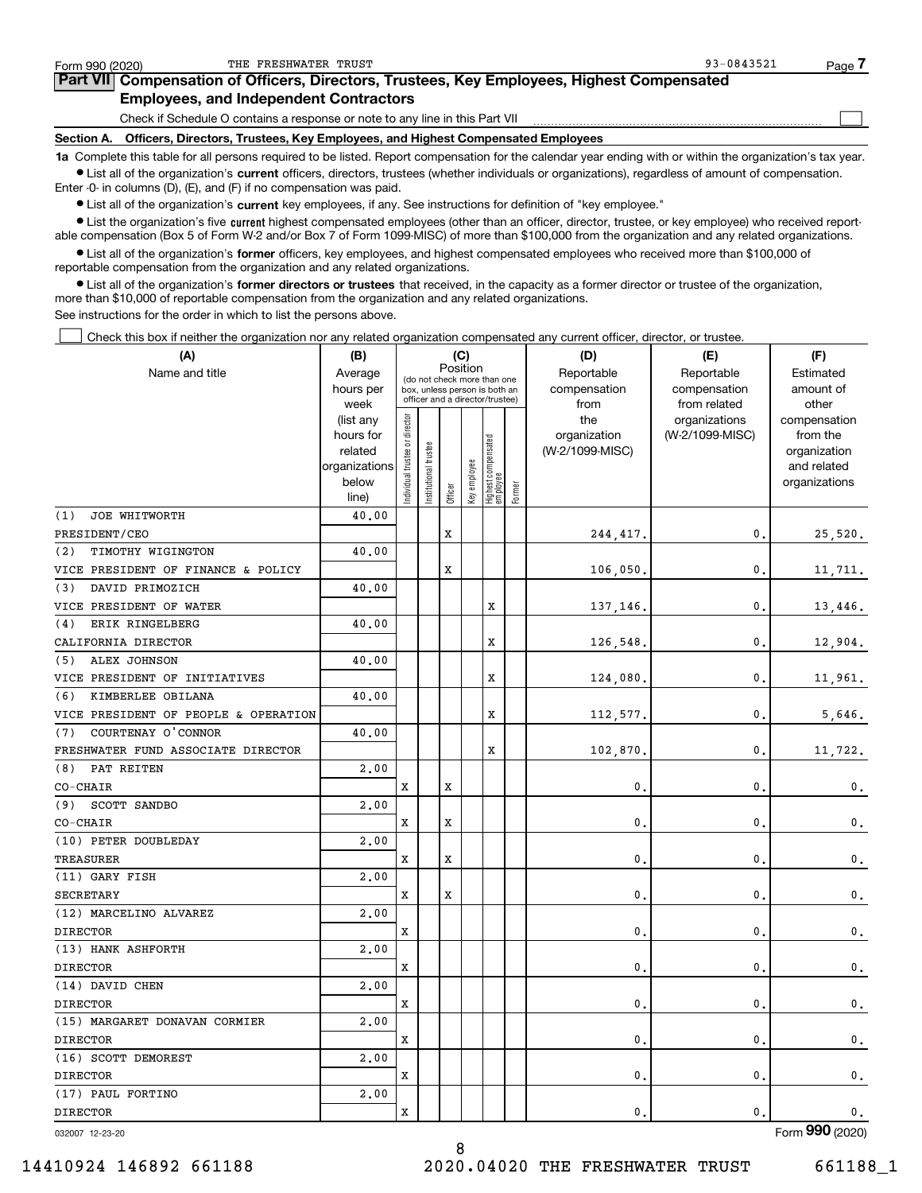Form 990 (2020) THE FRESHWATER TRUST 93-0843521

## Part VII Compensation of Officers, Directors, Trustees, Key Employees, Highest Compensated Employees, and Independent Contractors

Check if Schedule O contains a response or note to any line in this Part VII ☐

### Section A. Officers, Directors, Trustees, Key Employees, and Highest Compensated Employees

**1a** Complete this table for all persons required to be listed. Report compensation for the calendar year ending with or within the organization's tax year.

- List all of the organization's **current** officers, directors, trustees (whether individuals or organizations), regardless of amount of compensation. Enter -0- in columns (D), (E), and (F) if no compensation was paid.
- List all of the organization's **current** key employees, if any. See instructions for definition of "key employee."
- List the organization's five **current** highest compensated employees (other than an officer, director, trustee, or key employee) who received reportable compensation (Box 5 of Form W-2 and/or Box 7 of Form 1099-MISC) of more than $100,000 from the organization and any related organizations.
- List all of the organization's **former** officers, key employees, and highest compensated employees who received more than $100,000 of reportable compensation from the organization and any related organizations.
- List all of the organization's **former directors or trustees** that received, in the capacity as a former director or trustee of the organization, more than $10,000 of reportable compensation from the organization and any related organizations.

See instructions for the order in which to list the persons above.

☐ Check this box if neither the organization nor any related organization compensated any current officer, director, or trustee.

| (A) Name and title | (B) Average hours per week (list any hours for related organizations below line) | (C) Position: Individual trustee or director | Institutional trustee | Officer | Key employee | Highest compensated employee | Former | (D) Reportable compensation from the organization (W-2/1099-MISC) | (E) Reportable compensation from related organizations (W-2/1099-MISC) | (F) Estimated amount of other compensation from the organization and related organizations |
|---|---|---|---|---|---|---|---|---|---|---|
| (1) JOE WHITWORTH<br>PRESIDENT/CEO | 40.00 | | | X | | | | 244,417. | 0. | 25,520. |
| (2) TIMOTHY WIGINGTON<br>VICE PRESIDENT OF FINANCE & POLICY | 40.00 | | | X | | | | 106,050. | 0. | 11,711. |
| (3) DAVID PRIMOZICH<br>VICE PRESIDENT OF WATER | 40.00 | | | | | X | | 137,146. | 0. | 13,446. |
| (4) ERIK RINGELBERG<br>CALIFORNIA DIRECTOR | 40.00 | | | | | X | | 126,548. | 0. | 12,904. |
| (5) ALEX JOHNSON<br>VICE PRESIDENT OF INITIATIVES | 40.00 | | | | | X | | 124,080. | 0. | 11,961. |
| (6) KIMBERLEE OBILANA<br>VICE PRESIDENT OF PEOPLE & OPERATION | 40.00 | | | | | X | | 112,577. | 0. | 5,646. |
| (7) COURTENAY O'CONNOR<br>FRESHWATER FUND ASSOCIATE DIRECTOR | 40.00 | | | | | X | | 102,870. | 0. | 11,722. |
| (8) PAT REITEN<br>CO-CHAIR | 2.00 | X | | X | | | | 0. | 0. | 0. |
| (9) SCOTT SANDBO<br>CO-CHAIR | 2.00 | X | | X | | | | 0. | 0. | 0. |
| (10) PETER DOUBLEDAY<br>TREASURER | 2.00 | X | | X | | | | 0. | 0. | 0. |
| (11) GARY FISH<br>SECRETARY | 2.00 | X | | X | | | | 0. | 0. | 0. |
| (12) MARCELINO ALVAREZ<br>DIRECTOR | 2.00 | X | | | | | | 0. | 0. | 0. |
| (13) HANK ASHFORTH<br>DIRECTOR | 2.00 | X | | | | | | 0. | 0. | 0. |
| (14) DAVID CHEN<br>DIRECTOR | 2.00 | X | | | | | | 0. | 0. | 0. |
| (15) MARGARET DONAVAN CORMIER<br>DIRECTOR | 2.00 | X | | | | | | 0. | 0. | 0. |
| (16) SCOTT DEMOREST<br>DIRECTOR | 2.00 | X | | | | | | 0. | 0. | 0. |
| (17) PAUL FORTINO<br>DIRECTOR | 2.00 | X | | | | | | 0. | 0. | 0. |

032007 12-23-20 Form **990** (2020)

14410924 146892 661188 2020.04020 THE FRESHWATER TRUST 661188_1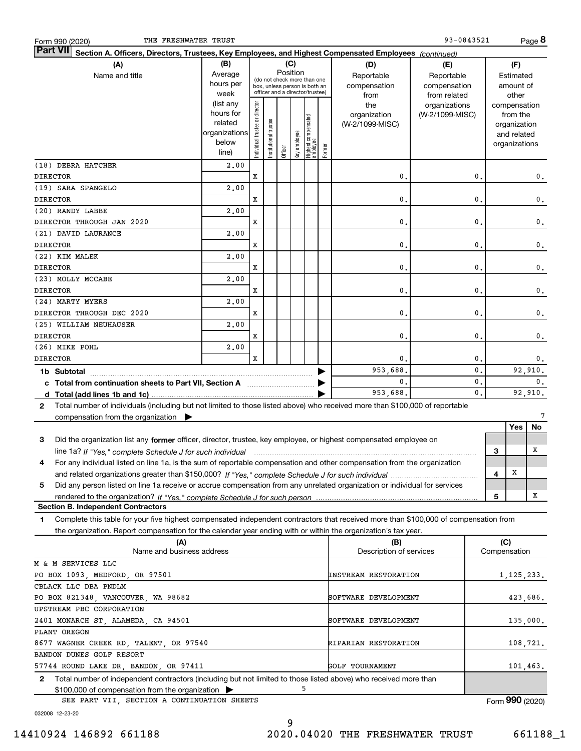Form 990 (2020) THE FRESHWATER TRUST 93-0843521 Page 8

## Part VII Section A. Officers, Directors, Trustees, Key Employees, and Highest Compensated Employees *(continued)*

| (A) Name and title | (B) Average hours per week (list any hours for related organizations below line) | (C) Position: Individual trustee or director | Institutional trustee | Officer | Key employee | Highest compensated employee | Former | (D) Reportable compensation from the organization (W-2/1099-MISC) | (E) Reportable compensation from related organizations (W-2/1099-MISC) | (F) Estimated amount of other compensation from the organization and related organizations |
|---|---|---|---|---|---|---|---|---|---|---|
| (18) DEBRA HATCHER<br>DIRECTOR | 2.00 | X | | | | | | 0. | 0. | 0. |
| (19) SARA SPANGELO<br>DIRECTOR | 2.00 | X | | | | | | 0. | 0. | 0. |
| (20) RANDY LABBE<br>DIRECTOR THROUGH JAN 2020 | 2.00 | X | | | | | | 0. | 0. | 0. |
| (21) DAVID LAURANCE<br>DIRECTOR | 2.00 | X | | | | | | 0. | 0. | 0. |
| (22) KIM MALEK<br>DIRECTOR | 2.00 | X | | | | | | 0. | 0. | 0. |
| (23) MOLLY MCCABE<br>DIRECTOR | 2.00 | X | | | | | | 0. | 0. | 0. |
| (24) MARTY MYERS<br>DIRECTOR THROUGH DEC 2020 | 2.00 | X | | | | | | 0. | 0. | 0. |
| (25) WILLIAM NEUHAUSER<br>DIRECTOR | 2.00 | X | | | | | | 0. | 0. | 0. |
| (26) MIKE POHL<br>DIRECTOR | 2.00 | X | | | | | | 0. | 0. | 0. |
| **1b Subtotal** | | | | | | | | 953,688. | 0. | 92,910. |
| **c Total from continuation sheets to Part VII, Section A** | | | | | | | | 0. | 0. | 0. |
| **d Total (add lines 1b and 1c)** | | | | | | | | 953,688. | 0. | 92,910. |

**2** Total number of individuals (including but not limited to those listed above) who received more than $100,000 of reportable compensation from the organization ▶ 7

| | | | Yes | No |
|---|---|---|---|---|
| **3** | Did the organization list any **former** officer, director, trustee, key employee, or highest compensated employee on line 1a? *If "Yes," complete Schedule J for such individual* | 3 | | X |
| **4** | For any individual listed on line 1a, is the sum of reportable compensation and other compensation from the organization and related organizations greater than $150,000? *If "Yes," complete Schedule J for such individual* | 4 | X | |
| **5** | Did any person listed on line 1a receive or accrue compensation from any unrelated organization or individual for services rendered to the organization? *If "Yes," complete Schedule J for such person* | 5 | | X |

### Section B. Independent Contractors

**1** Complete this table for your five highest compensated independent contractors that received more than $100,000 of compensation from the organization. Report compensation for the calendar year ending with or within the organization's tax year.

| (A) Name and business address | (B) Description of services | (C) Compensation |
|---|---|---|
| M & M SERVICES LLC<br>PO BOX 1093, MEDFORD, OR 97501 | INSTREAM RESTORATION | 1,125,233. |
| CBLACK LLC DBA PNDLM<br>PO BOX 821348, VANCOUVER, WA 98682 | SOFTWARE DEVELOPMENT | 423,686. |
| UPSTREAM PBC CORPORATION<br>2401 MONARCH ST, ALAMEDA, CA 94501 | SOFTWARE DEVELOPMENT | 135,000. |
| PLANT OREGON<br>8677 WAGNER CREEK RD, TALENT, OR 97540 | RIPARIAN RESTORATION | 108,721. |
| BANDON DUNES GOLF RESORT<br>57744 ROUND LAKE DR, BANDON, OR 97411 | GOLF TOURNAMENT | 101,463. |

**2** Total number of independent contractors (including but not limited to those listed above) who received more than $100,000 of compensation from the organization ▶ 5

SEE PART VII, SECTION A CONTINUATION SHEETS

Form **990** (2020)

032008 12-23-20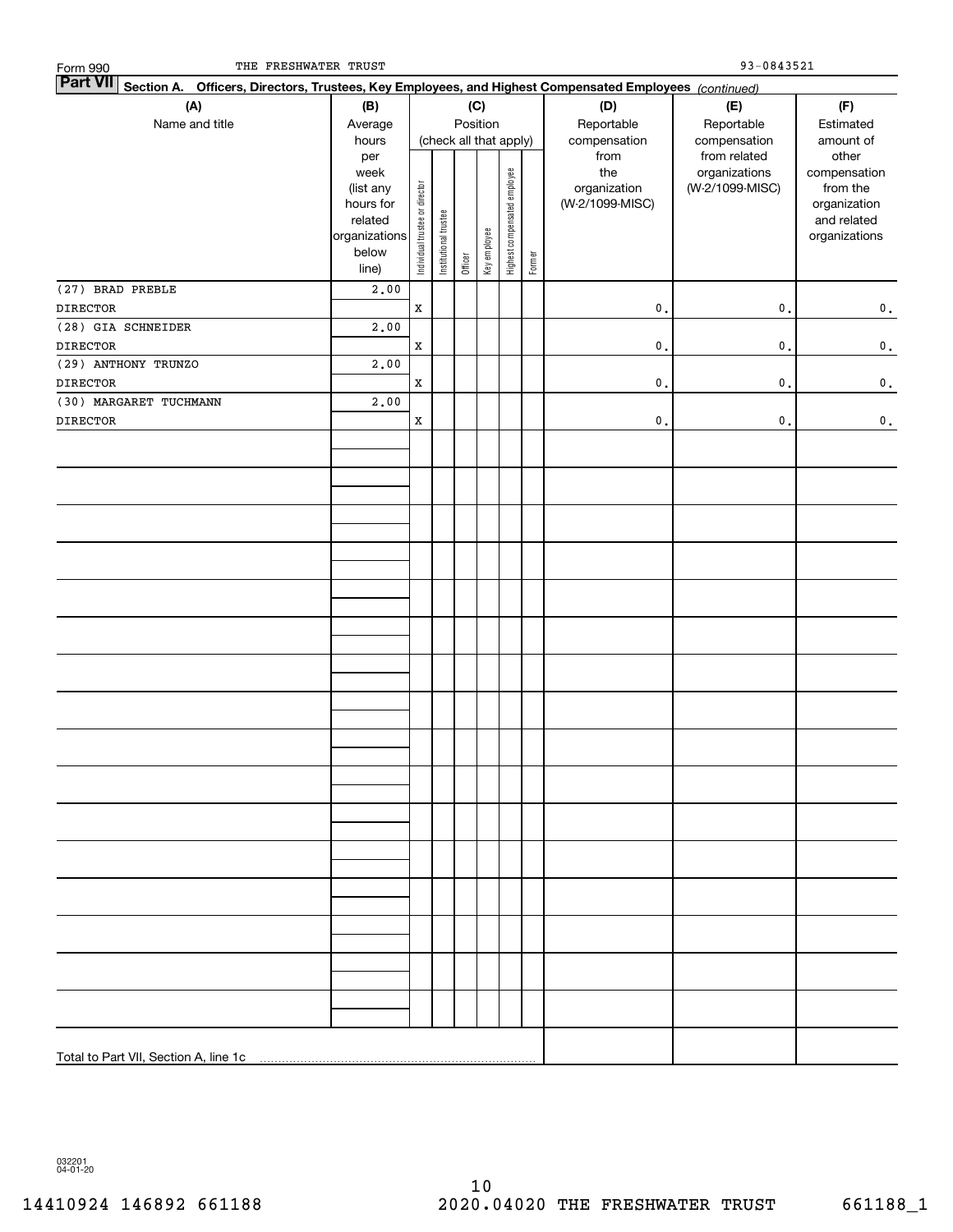Form 990 THE FRESHWATER TRUST 93-0843521

**Part VII Section A. Officers, Directors, Trustees, Key Employees, and Highest Compensated Employees** *(continued)*

| (A) Name and title | (B) Average hours per week (list any hours for related organizations below line) | (C) Position (check all that apply): Individual trustee or director | Institutional trustee | Officer | Key employee | Highest compensated employee | Former | (D) Reportable compensation from the organization (W-2/1099-MISC) | (E) Reportable compensation from related organizations (W-2/1099-MISC) | (F) Estimated amount of other compensation from the organization and related organizations |
|---|---|---|---|---|---|---|---|---|---|---|
| (27) BRAD PREBLE<br>DIRECTOR | 2.00 | X | | | | | | 0. | 0. | 0. |
| (28) GIA SCHNEIDER<br>DIRECTOR | 2.00 | X | | | | | | 0. | 0. | 0. |
| (29) ANTHONY TRUNZO<br>DIRECTOR | 2.00 | X | | | | | | 0. | 0. | 0. |
| (30) MARGARET TUCHMANN<br>DIRECTOR | 2.00 | X | | | | | | 0. | 0. | 0. |
| Total to Part VII, Section A, line 1c | | | | | | | | | | |

032201 04-01-20

14410924 146892 661188 2020.04020 THE FRESHWATER TRUST 661188_1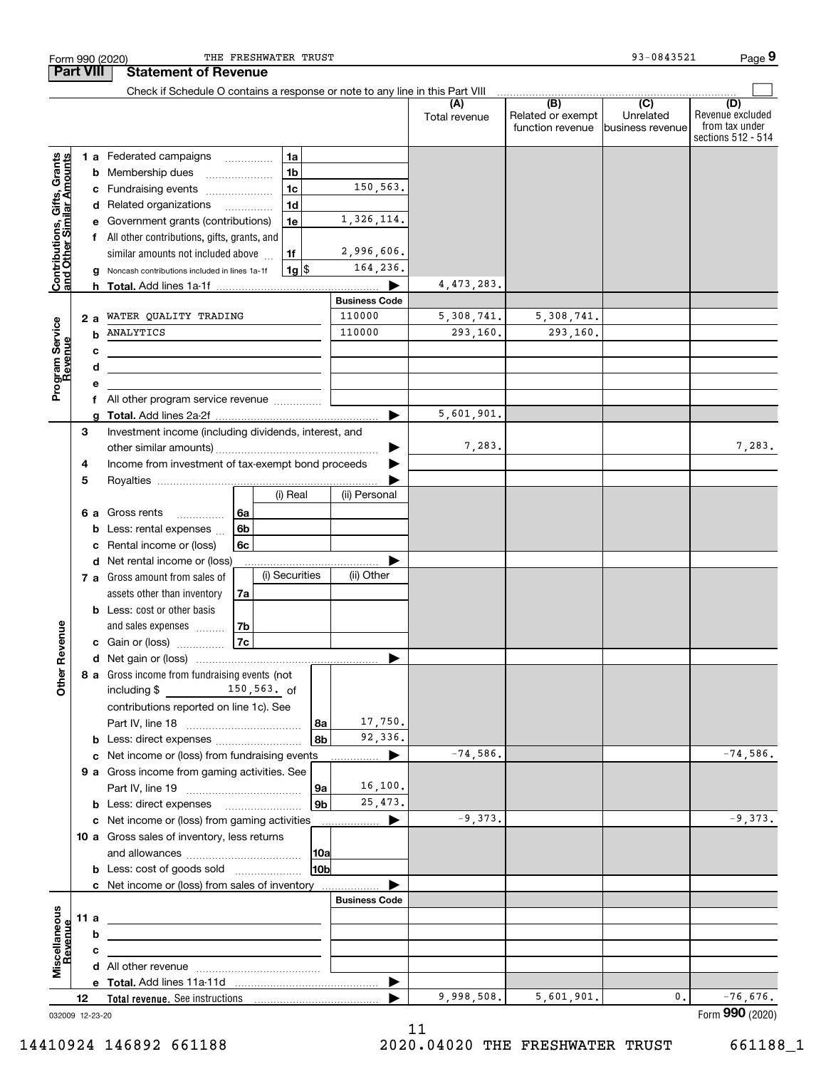Form 990 (2020) THE FRESHWATER TRUST 93-0843521 Page 9

## Part VIII Statement of Revenue

Check if Schedule O contains a response or note to any line in this Part VIII

| | | | | (A) Total revenue | (B) Related or exempt function revenue | (C) Unrelated business revenue | (D) Revenue excluded from tax under sections 512 - 514 |
|---|---|---|---|---|---|---|---|
| **Contributions, Gifts, Grants and Other Similar Amounts** | 1 a | Federated campaigns | 1a | | | | |
| | b | Membership dues | 1b | | | | |
| | c | Fundraising events | 1c 150,563. | | | | |
| | d | Related organizations | 1d | | | | |
| | e | Government grants (contributions) | 1e 1,326,114. | | | | |
| | f | All other contributions, gifts, grants, and similar amounts not included above | 1f 2,996,606. | | | | |
| | g | Noncash contributions included in lines 1a-1f | 1g $ 164,236. | | | | |
| | h | **Total.** Add lines 1a-1f | ▶ | 4,473,283. | | | |
| | | | **Business Code** | | | | |
| **Program Service Revenue** | 2 a | WATER QUALITY TRADING | 110000 | 5,308,741. | 5,308,741. | | |
| | b | ANALYTICS | 110000 | 293,160. | 293,160. | | |
| | c | | | | | | |
| | d | | | | | | |
| | e | | | | | | |
| | f | All other program service revenue | | | | | |
| | g | **Total.** Add lines 2a-2f | ▶ | 5,601,901. | | | |
| **Other Revenue** | 3 | Investment income (including dividends, interest, and other similar amounts) | ▶ | 7,283. | | | 7,283. |
| | 4 | Income from investment of tax-exempt bond proceeds | ▶ | | | | |
| | 5 | Royalties | ▶ | | | | |
| | | | (i) Real / (ii) Personal | | | | |
| | 6 a | Gross rents | 6a | | | | |
| | b | Less: rental expenses | 6b | | | | |
| | c | Rental income or (loss) | 6c | | | | |
| | d | Net rental income or (loss) | ▶ | | | | |
| | | | (i) Securities / (ii) Other | | | | |
| | 7 a | Gross amount from sales of assets other than inventory | 7a | | | | |
| | b | Less: cost or other basis and sales expenses | 7b | | | | |
| | c | Gain or (loss) | 7c | | | | |
| | d | Net gain or (loss) | ▶ | | | | |
| | 8 a | Gross income from fundraising events (not including $ 150,563. of contributions reported on line 1c). See Part IV, line 18 | 8a 17,750. | | | | |
| | b | Less: direct expenses | 8b 92,336. | | | | |
| | c | Net income or (loss) from fundraising events | ▶ | -74,586. | | | -74,586. |
| | 9 a | Gross income from gaming activities. See Part IV, line 19 | 9a 16,100. | | | | |
| | b | Less: direct expenses | 9b 25,473. | | | | |
| | c | Net income or (loss) from gaming activities | ▶ | -9,373. | | | -9,373. |
| | 10 a | Gross sales of inventory, less returns and allowances | 10a | | | | |
| | b | Less: cost of goods sold | 10b | | | | |
| | c | Net income or (loss) from sales of inventory | ▶ | | | | |
| | | | **Business Code** | | | | |
| **Miscellaneous Revenue** | 11 a | | | | | | |
| | b | | | | | | |
| | c | | | | | | |
| | d | All other revenue | | | | | |
| | e | **Total.** Add lines 11a-11d | ▶ | | | | |
| | 12 | **Total revenue.** See instructions | ▶ | 9,998,508. | 5,601,901. | 0. | -76,676. |

032009 12-23-20

Form **990** (2020)

14410924 146892 661188 2020.04020 THE FRESHWATER TRUST 661188_1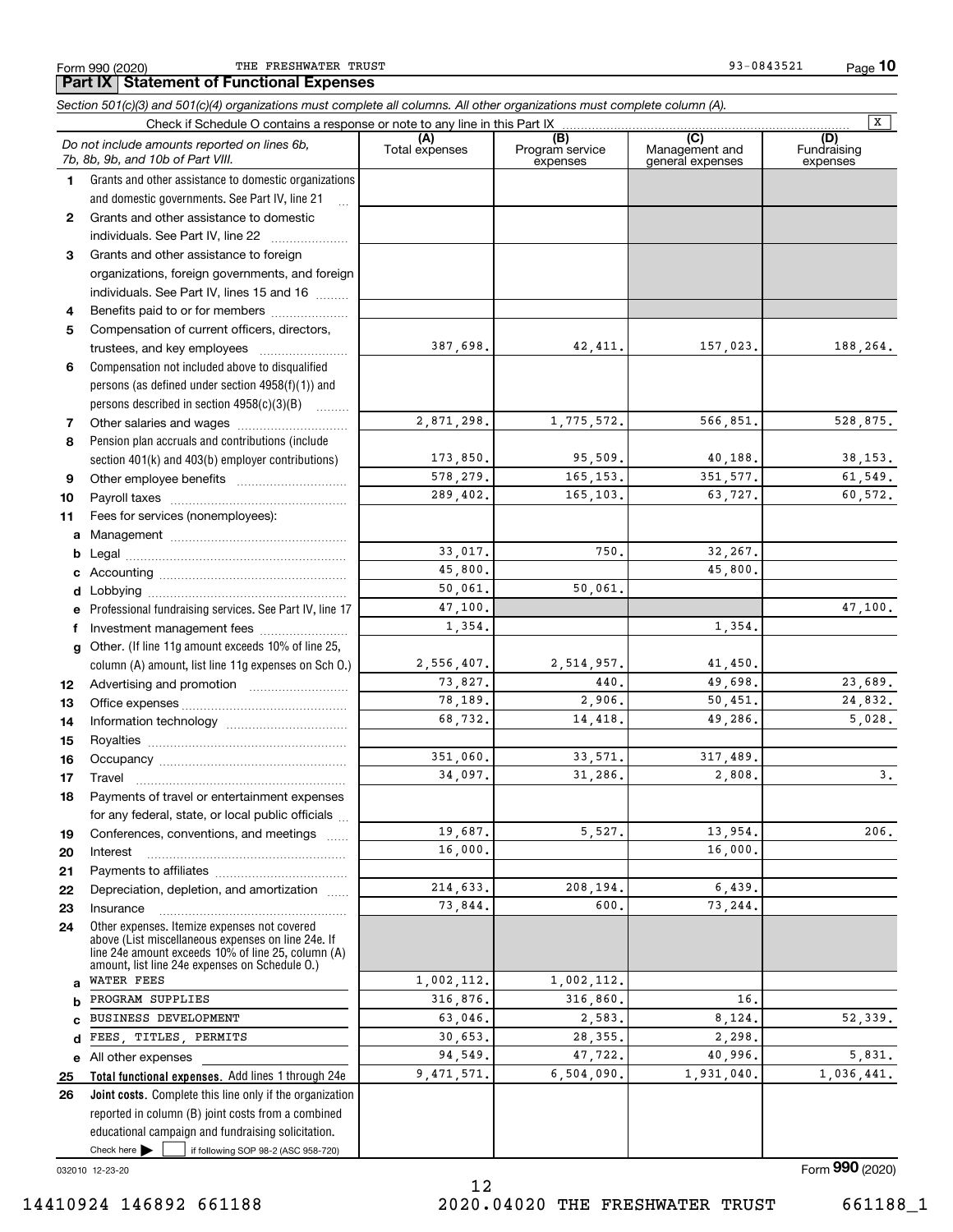Form 990 (2020) THE FRESHWATER TRUST 93-0843521

## Part IX Statement of Functional Expenses

*Section 501(c)(3) and 501(c)(4) organizations must complete all columns. All other organizations must complete column (A).*

Check if Schedule O contains a response or note to any line in this Part IX ... X

| *Do not include amounts reported on lines 6b, 7b, 8b, 9b, and 10b of Part VIII.* | (A) Total expenses | (B) Program service expenses | (C) Management and general expenses | (D) Fundraising expenses |
|---|---|---|---|---|
| **1** Grants and other assistance to domestic organizations and domestic governments. See Part IV, line 21 | | | | |
| **2** Grants and other assistance to domestic individuals. See Part IV, line 22 | | | | |
| **3** Grants and other assistance to foreign organizations, foreign governments, and foreign individuals. See Part IV, lines 15 and 16 | | | | |
| **4** Benefits paid to or for members | | | | |
| **5** Compensation of current officers, directors, trustees, and key employees | 387,698. | 42,411. | 157,023. | 188,264. |
| **6** Compensation not included above to disqualified persons (as defined under section 4958(f)(1)) and persons described in section 4958(c)(3)(B) | | | | |
| **7** Other salaries and wages | 2,871,298. | 1,775,572. | 566,851. | 528,875. |
| **8** Pension plan accruals and contributions (include section 401(k) and 403(b) employer contributions) | 173,850. | 95,509. | 40,188. | 38,153. |
| **9** Other employee benefits | 578,279. | 165,153. | 351,577. | 61,549. |
| **10** Payroll taxes | 289,402. | 165,103. | 63,727. | 60,572. |
| **11** Fees for services (nonemployees): | | | | |
| **a** Management | | | | |
| **b** Legal | 33,017. | 750. | 32,267. | |
| **c** Accounting | 45,800. | | 45,800. | |
| **d** Lobbying | 50,061. | 50,061. | | |
| **e** Professional fundraising services. See Part IV, line 17 | 47,100. | | | 47,100. |
| **f** Investment management fees | 1,354. | | 1,354. | |
| **g** Other. (If line 11g amount exceeds 10% of line 25, column (A) amount, list line 11g expenses on Sch O.) | 2,556,407. | 2,514,957. | 41,450. | |
| **12** Advertising and promotion | 73,827. | 440. | 49,698. | 23,689. |
| **13** Office expenses | 78,189. | 2,906. | 50,451. | 24,832. |
| **14** Information technology | 68,732. | 14,418. | 49,286. | 5,028. |
| **15** Royalties | | | | |
| **16** Occupancy | 351,060. | 33,571. | 317,489. | |
| **17** Travel | 34,097. | 31,286. | 2,808. | 3. |
| **18** Payments of travel or entertainment expenses for any federal, state, or local public officials | | | | |
| **19** Conferences, conventions, and meetings | 19,687. | 5,527. | 13,954. | 206. |
| **20** Interest | 16,000. | | 16,000. | |
| **21** Payments to affiliates | | | | |
| **22** Depreciation, depletion, and amortization | 214,633. | 208,194. | 6,439. | |
| **23** Insurance | 73,844. | 600. | 73,244. | |
| **24** Other expenses. Itemize expenses not covered above (List miscellaneous expenses on line 24e. If line 24e amount exceeds 10% of line 25, column (A) amount, list line 24e expenses on Schedule O.) | | | | |
| **a** WATER FEES | 1,002,112. | 1,002,112. | | |
| **b** PROGRAM SUPPLIES | 316,876. | 316,860. | 16. | |
| **c** BUSINESS DEVELOPMENT | 63,046. | 2,583. | 8,124. | 52,339. |
| **d** FEES, TITLES, PERMITS | 30,653. | 28,355. | 2,298. | |
| **e** All other expenses | 94,549. | 47,722. | 40,996. | 5,831. |
| **25 Total functional expenses.** Add lines 1 through 24e | 9,471,571. | 6,504,090. | 1,931,040. | 1,036,441. |
| **26 Joint costs.** Complete this line only if the organization reported in column (B) joint costs from a combined educational campaign and fundraising solicitation. Check here ☐ if following SOP 98-2 (ASC 958-720) | | | | |

032010 12-23-20 Form **990** (2020)

14410924 146892 661188 2020.04020 THE FRESHWATER TRUST 661188_1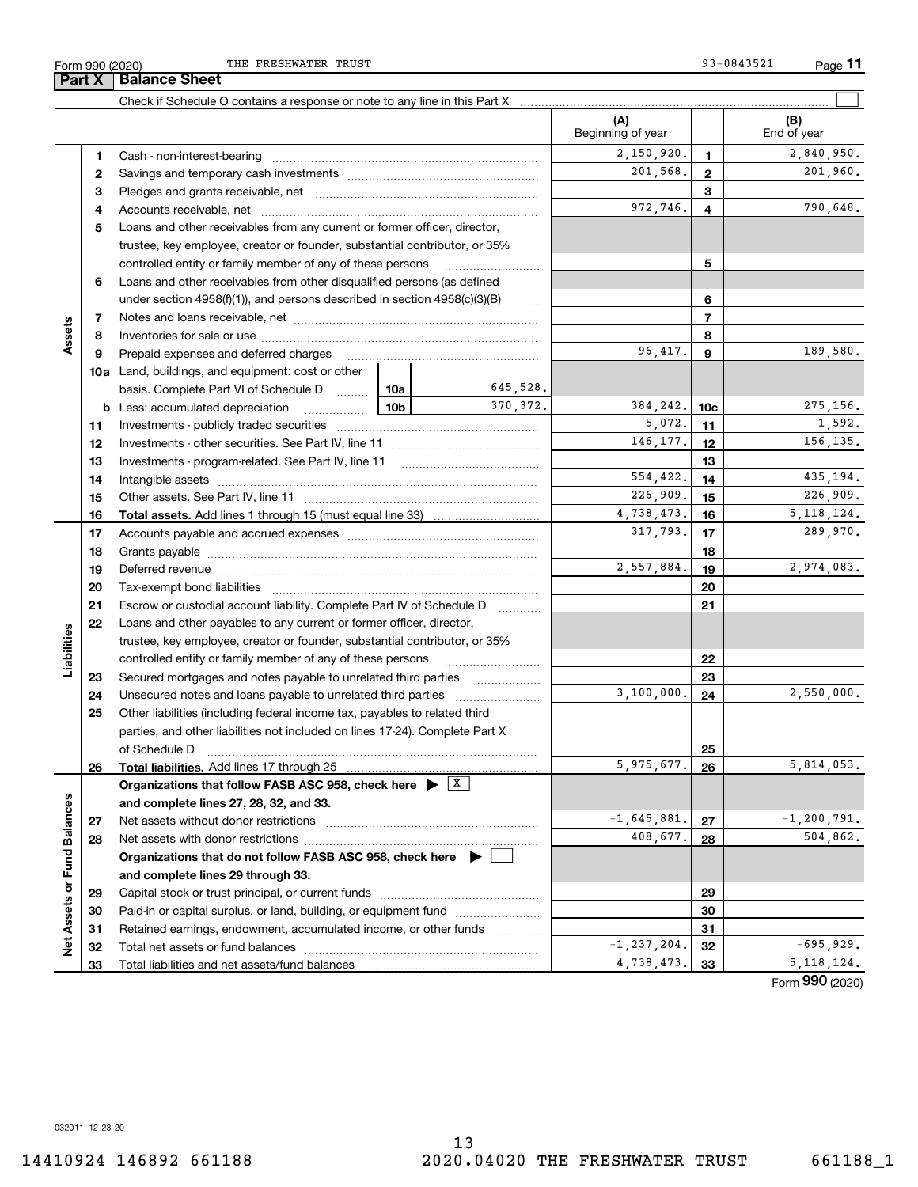Form 990 (2020) THE FRESHWATER TRUST 93-0843521 Page **11**

## Part X Balance Sheet

Check if Schedule O contains a response or note to any line in this Part X ☐

| | | | | (A) Beginning of year | | (B) End of year |
|---|---|---|---|---|---|---|
| **Assets** | 1 | Cash - non-interest-bearing | | 2,150,920. | 1 | 2,840,950. |
| | 2 | Savings and temporary cash investments | | 201,568. | 2 | 201,960. |
| | 3 | Pledges and grants receivable, net | | | 3 | |
| | 4 | Accounts receivable, net | | 972,746. | 4 | 790,648. |
| | 5 | Loans and other receivables from any current or former officer, director, trustee, key employee, creator or founder, substantial contributor, or 35% controlled entity or family member of any of these persons | | | 5 | |
| | 6 | Loans and other receivables from other disqualified persons (as defined under section 4958(f)(1)), and persons described in section 4958(c)(3)(B) | | | 6 | |
| | 7 | Notes and loans receivable, net | | | 7 | |
| | 8 | Inventories for sale or use | | | 8 | |
| | 9 | Prepaid expenses and deferred charges | | 96,417. | 9 | 189,580. |
| | 10a | Land, buildings, and equipment: cost or other basis. Complete Part VI of Schedule D | 10a 645,528. | | | |
| | b | Less: accumulated depreciation | 10b 370,372. | 384,242. | 10c | 275,156. |
| | 11 | Investments - publicly traded securities | | 5,072. | 11 | 1,592. |
| | 12 | Investments - other securities. See Part IV, line 11 | | 146,177. | 12 | 156,135. |
| | 13 | Investments - program-related. See Part IV, line 11 | | | 13 | |
| | 14 | Intangible assets | | 554,422. | 14 | 435,194. |
| | 15 | Other assets. See Part IV, line 11 | | 226,909. | 15 | 226,909. |
| | 16 | **Total assets.** Add lines 1 through 15 (must equal line 33) | | 4,738,473. | 16 | 5,118,124. |
| **Liabilities** | 17 | Accounts payable and accrued expenses | | 317,793. | 17 | 289,970. |
| | 18 | Grants payable | | | 18 | |
| | 19 | Deferred revenue | | 2,557,884. | 19 | 2,974,083. |
| | 20 | Tax-exempt bond liabilities | | | 20 | |
| | 21 | Escrow or custodial account liability. Complete Part IV of Schedule D | | | 21 | |
| | 22 | Loans and other payables to any current or former officer, director, trustee, key employee, creator or founder, substantial contributor, or 35% controlled entity or family member of any of these persons | | | 22 | |
| | 23 | Secured mortgages and notes payable to unrelated third parties | | | 23 | |
| | 24 | Unsecured notes and loans payable to unrelated third parties | | 3,100,000. | 24 | 2,550,000. |
| | 25 | Other liabilities (including federal income tax, payables to related third parties, and other liabilities not included on lines 17-24). Complete Part X of Schedule D | | | 25 | |
| | 26 | **Total liabilities.** Add lines 17 through 25 | | 5,975,677. | 26 | 5,814,053. |
| **Net Assets or Fund Balances** | | **Organizations that follow FASB ASC 958, check here ▶ ☒ and complete lines 27, 28, 32, and 33.** | | | | |
| | 27 | Net assets without donor restrictions | | -1,645,881. | 27 | -1,200,791. |
| | 28 | Net assets with donor restrictions | | 408,677. | 28 | 504,862. |
| | | **Organizations that do not follow FASB ASC 958, check here ▶ ☐ and complete lines 29 through 33.** | | | | |
| | 29 | Capital stock or trust principal, or current funds | | | 29 | |
| | 30 | Paid-in or capital surplus, or land, building, or equipment fund | | | 30 | |
| | 31 | Retained earnings, endowment, accumulated income, or other funds | | | 31 | |
| | 32 | Total net assets or fund balances | | -1,237,204. | 32 | -695,929. |
| | 33 | Total liabilities and net assets/fund balances | | 4,738,473. | 33 | 5,118,124. |

Form **990** (2020)

032011 12-23-20

14410924 146892 661188 2020.04020 THE FRESHWATER TRUST 661188_1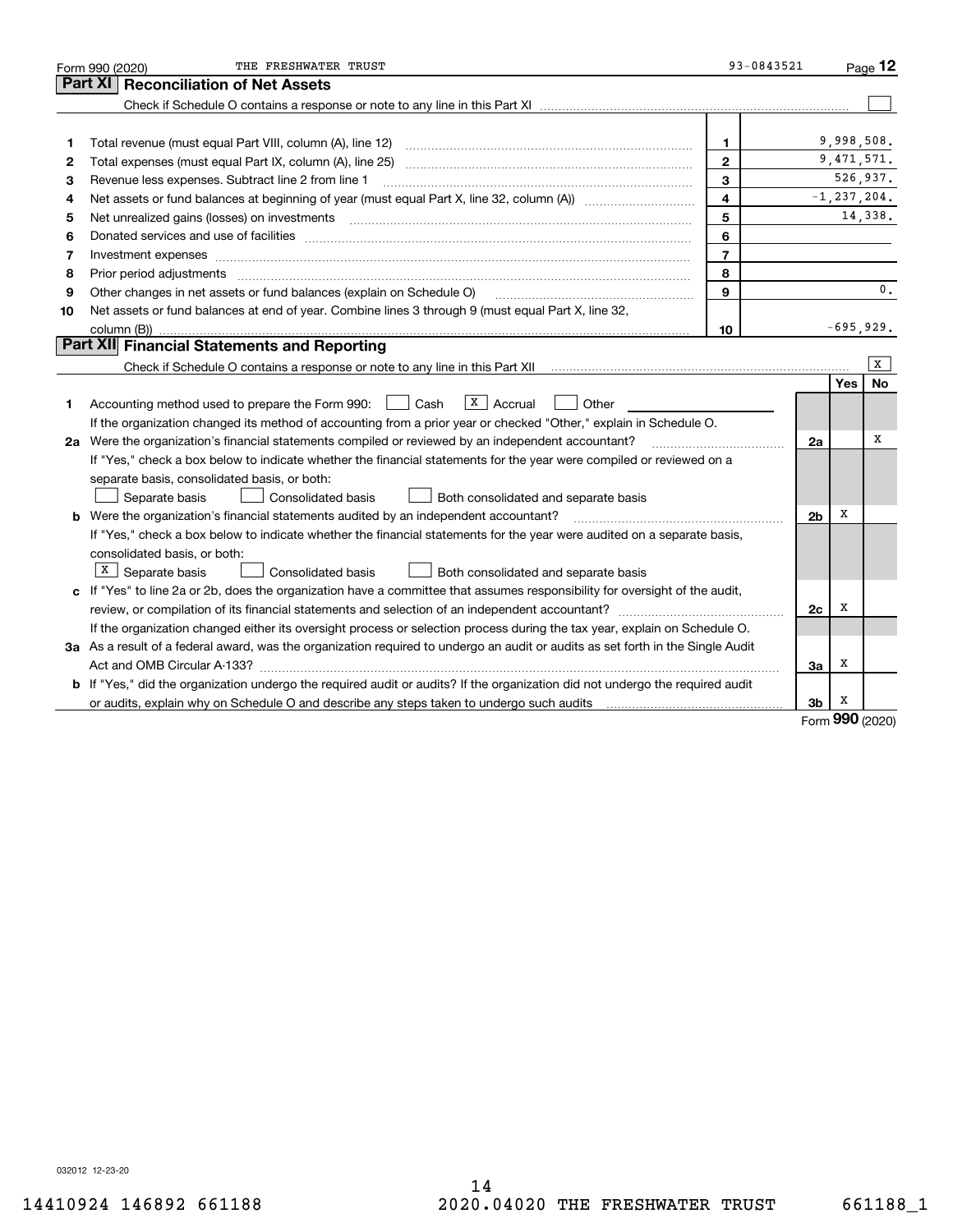Form 990 (2020) THE FRESHWATER TRUST 93-0843521

## Part XI Reconciliation of Net Assets

Check if Schedule O contains a response or note to any line in this Part XI ☐

| | | | |
|---|---|---|---|
| 1 | Total revenue (must equal Part VIII, column (A), line 12) | 1 | 9,998,508. |
| 2 | Total expenses (must equal Part IX, column (A), line 25) | 2 | 9,471,571. |
| 3 | Revenue less expenses. Subtract line 2 from line 1 | 3 | 526,937. |
| 4 | Net assets or fund balances at beginning of year (must equal Part X, line 32, column (A)) | 4 | -1,237,204. |
| 5 | Net unrealized gains (losses) on investments | 5 | 14,338. |
| 6 | Donated services and use of facilities | 6 | |
| 7 | Investment expenses | 7 | |
| 8 | Prior period adjustments | 8 | |
| 9 | Other changes in net assets or fund balances (explain on Schedule O) | 9 | 0. |
| 10 | Net assets or fund balances at end of year. Combine lines 3 through 9 (must equal Part X, line 32, column (B)) | 10 | -695,929. |

## Part XII Financial Statements and Reporting

Check if Schedule O contains a response or note to any line in this Part XII ☒

| | | | Yes | No |
|---|---|---|---|---|
| 1 | Accounting method used to prepare the Form 990: ☐ Cash ☒ Accrual ☐ Other<br>If the organization changed its method of accounting from a prior year or checked "Other," explain in Schedule O. | | | |
| 2a | Were the organization's financial statements compiled or reviewed by an independent accountant?<br>If "Yes," check a box below to indicate whether the financial statements for the year were compiled or reviewed on a separate basis, consolidated basis, or both:<br>☐ Separate basis ☐ Consolidated basis ☐ Both consolidated and separate basis | 2a | | X |
| b | Were the organization's financial statements audited by an independent accountant?<br>If "Yes," check a box below to indicate whether the financial statements for the year were audited on a separate basis, consolidated basis, or both:<br>☒ Separate basis ☐ Consolidated basis ☐ Both consolidated and separate basis | 2b | X | |
| c | If "Yes" to line 2a or 2b, does the organization have a committee that assumes responsibility for oversight of the audit, review, or compilation of its financial statements and selection of an independent accountant?<br>If the organization changed either its oversight process or selection process during the tax year, explain on Schedule O. | 2c | X | |
| 3a | As a result of a federal award, was the organization required to undergo an audit or audits as set forth in the Single Audit Act and OMB Circular A-133? | 3a | X | |
| b | If "Yes," did the organization undergo the required audit or audits? If the organization did not undergo the required audit or audits, explain why on Schedule O and describe any steps taken to undergo such audits | 3b | X | |

Form **990** (2020)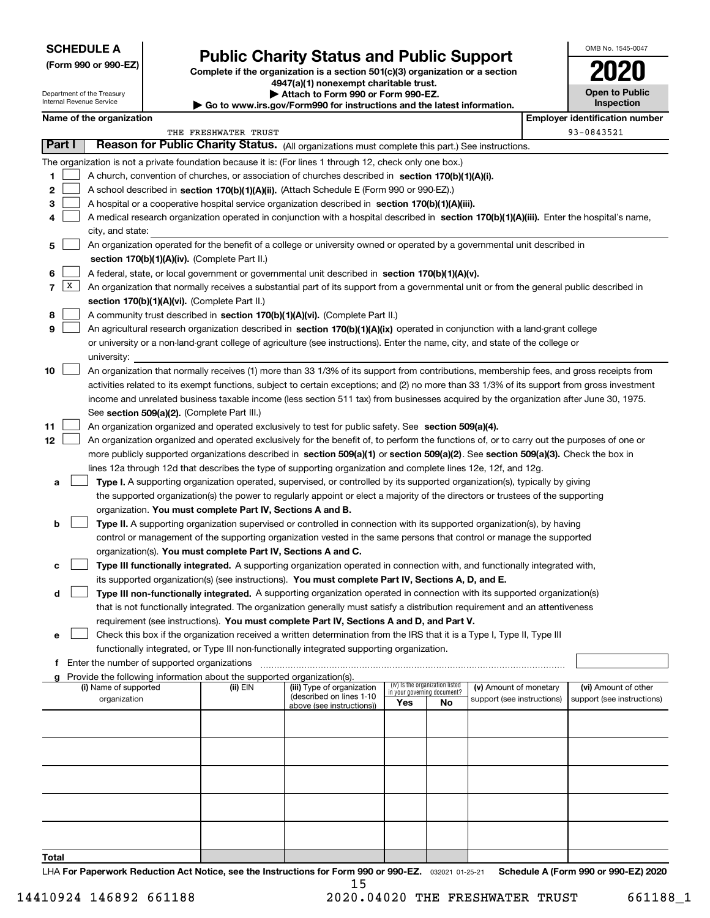**SCHEDULE A**
**(Form 990 or 990-EZ)**

Department of the Treasury
Internal Revenue Service

# Public Charity Status and Public Support

**Complete if the organization is a section 501(c)(3) organization or a section 4947(a)(1) nonexempt charitable trust.**
**▶ Attach to Form 990 or Form 990-EZ.**
**▶ Go to www.irs.gov/Form990 for instructions and the latest information.**

OMB No. 1545-0047

**2020**

**Open to Public Inspection**

**Name of the organization:** THE FRESHWATER TRUST

**Employer identification number:** 93-0843521

## Part I Reason for Public Charity Status. (All organizations must complete this part.) See instructions.

The organization is not a private foundation because it is: (For lines 1 through 12, check only one box.)

1. [ ] A church, convention of churches, or association of churches described in **section 170(b)(1)(A)(i).**
2. [ ] A school described in **section 170(b)(1)(A)(ii).** (Attach Schedule E (Form 990 or 990-EZ).)
3. [ ] A hospital or a cooperative hospital service organization described in **section 170(b)(1)(A)(iii).**
4. [ ] A medical research organization operated in conjunction with a hospital described in **section 170(b)(1)(A)(iii).** Enter the hospital's name, city, and state:
5. [ ] An organization operated for the benefit of a college or university owned or operated by a governmental unit described in **section 170(b)(1)(A)(iv).** (Complete Part II.)
6. [ ] A federal, state, or local government or governmental unit described in **section 170(b)(1)(A)(v).**
7. [X] An organization that normally receives a substantial part of its support from a governmental unit or from the general public described in **section 170(b)(1)(A)(vi).** (Complete Part II.)
8. [ ] A community trust described in **section 170(b)(1)(A)(vi).** (Complete Part II.)
9. [ ] An agricultural research organization described in **section 170(b)(1)(A)(ix)** operated in conjunction with a land-grant college or university or a non-land-grant college of agriculture (see instructions). Enter the name, city, and state of the college or university:
10. [ ] An organization that normally receives (1) more than 33 1/3% of its support from contributions, membership fees, and gross receipts from activities related to its exempt functions, subject to certain exceptions; and (2) no more than 33 1/3% of its support from gross investment income and unrelated business taxable income (less section 511 tax) from businesses acquired by the organization after June 30, 1975. See **section 509(a)(2).** (Complete Part III.)
11. [ ] An organization organized and operated exclusively to test for public safety. See **section 509(a)(4).**
12. [ ] An organization organized and operated exclusively for the benefit of, to perform the functions of, or to carry out the purposes of one or more publicly supported organizations described in **section 509(a)(1)** or **section 509(a)(2)**. See **section 509(a)(3).** Check the box in lines 12a through 12d that describes the type of supporting organization and complete lines 12e, 12f, and 12g.
   - **a** [ ] **Type I.** A supporting organization operated, supervised, or controlled by its supported organization(s), typically by giving the supported organization(s) the power to regularly appoint or elect a majority of the directors or trustees of the supporting organization. **You must complete Part IV, Sections A and B.**
   - **b** [ ] **Type II.** A supporting organization supervised or controlled in connection with its supported organization(s), by having control or management of the supporting organization vested in the same persons that control or manage the supported organization(s). **You must complete Part IV, Sections A and C.**
   - **c** [ ] **Type III functionally integrated.** A supporting organization operated in connection with, and functionally integrated with, its supported organization(s) (see instructions). **You must complete Part IV, Sections A, D, and E.**
   - **d** [ ] **Type III non-functionally integrated.** A supporting organization operated in connection with its supported organization(s) that is not functionally integrated. The organization generally must satisfy a distribution requirement and an attentiveness requirement (see instructions). **You must complete Part IV, Sections A and D, and Part V.**
   - **e** [ ] Check this box if the organization received a written determination from the IRS that it is a Type I, Type II, Type III functionally integrated, or Type III non-functionally integrated supporting organization.
   - **f** Enter the number of supported organizations
   - **g** Provide the following information about the supported organization(s).

| (i) Name of supported organization | (ii) EIN | (iii) Type of organization (described on lines 1-10 above (see instructions)) | (iv) Is the organization listed in your governing document? Yes | No | (v) Amount of monetary support (see instructions) | (vi) Amount of other support (see instructions) |
|---|---|---|---|---|---|---|
| | | | | | | |
| | | | | | | |
| | | | | | | |
| | | | | | | |
| | | | | | | |
| **Total** | | | | | | |

LHA **For Paperwork Reduction Act Notice, see the Instructions for Form 990 or 990-EZ.** 032021 01-25-21 **Schedule A (Form 990 or 990-EZ) 2020**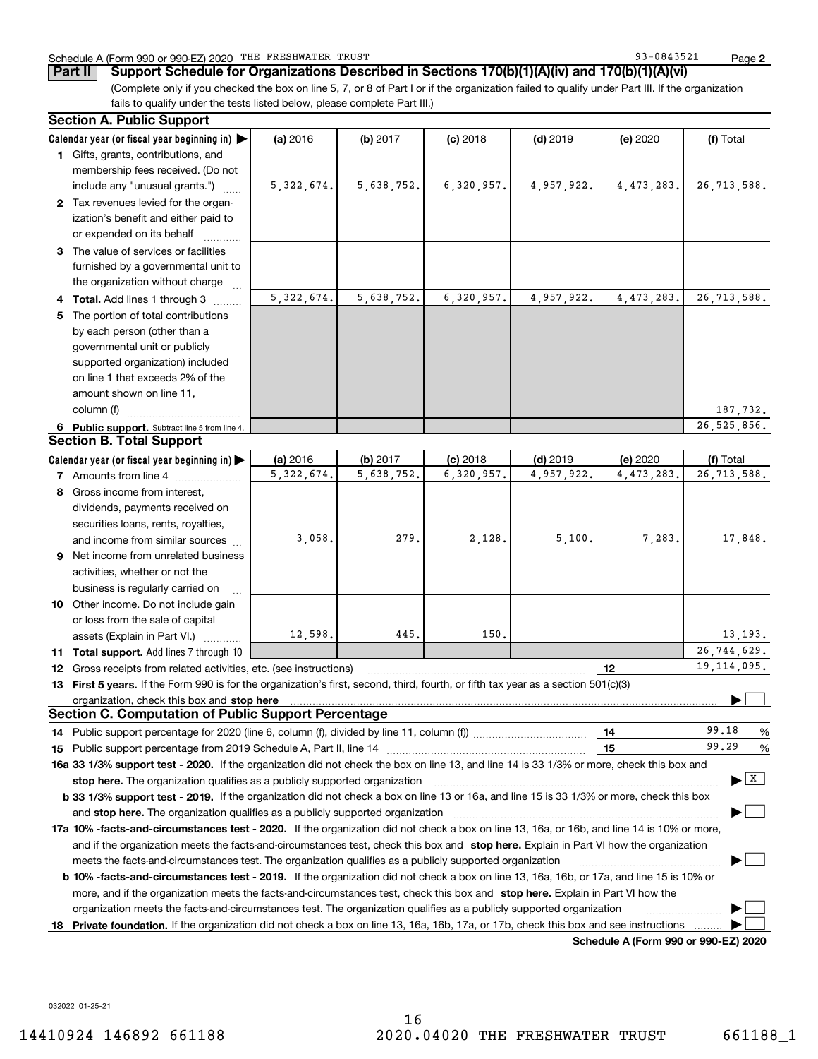Schedule A (Form 990 or 990-EZ) 2020 THE FRESHWATER TRUST 93-0843521 Page 2

## Part II Support Schedule for Organizations Described in Sections 170(b)(1)(A)(iv) and 170(b)(1)(A)(vi)

(Complete only if you checked the box on line 5, 7, or 8 of Part I or if the organization failed to qualify under Part III. If the organization fails to qualify under the tests listed below, please complete Part III.)

### Section A. Public Support

| Calendar year (or fiscal year beginning in) ▶ | (a) 2016 | (b) 2017 | (c) 2018 | (d) 2019 | (e) 2020 | (f) Total |
|---|---|---|---|---|---|---|
| **1** Gifts, grants, contributions, and membership fees received. (Do not include any "unusual grants.") | 5,322,674. | 5,638,752. | 6,320,957. | 4,957,922. | 4,473,283. | 26,713,588. |
| **2** Tax revenues levied for the organization's benefit and either paid to or expended on its behalf | | | | | | |
| **3** The value of services or facilities furnished by a governmental unit to the organization without charge | | | | | | |
| **4 Total.** Add lines 1 through 3 | 5,322,674. | 5,638,752. | 6,320,957. | 4,957,922. | 4,473,283. | 26,713,588. |
| **5** The portion of total contributions by each person (other than a governmental unit or publicly supported organization) included on line 1 that exceeds 2% of the amount shown on line 11, column (f) | | | | | | 187,732. |
| **6 Public support.** Subtract line 5 from line 4. | | | | | | 26,525,856. |

### Section B. Total Support

| Calendar year (or fiscal year beginning in) ▶ | (a) 2016 | (b) 2017 | (c) 2018 | (d) 2019 | (e) 2020 | (f) Total |
|---|---|---|---|---|---|---|
| **7** Amounts from line 4 | 5,322,674. | 5,638,752. | 6,320,957. | 4,957,922. | 4,473,283. | 26,713,588. |
| **8** Gross income from interest, dividends, payments received on securities loans, rents, royalties, and income from similar sources | 3,058. | 279. | 2,128. | 5,100. | 7,283. | 17,848. |
| **9** Net income from unrelated business activities, whether or not the business is regularly carried on | | | | | | |
| **10** Other income. Do not include gain or loss from the sale of capital assets (Explain in Part VI.) | 12,598. | 445. | 150. | | | 13,193. |
| **11 Total support.** Add lines 7 through 10 | | | | | | 26,744,629. |
| **12** Gross receipts from related activities, etc. (see instructions) | | | | | **12** | 19,114,095. |

**13 First 5 years.** If the Form 990 is for the organization's first, second, third, fourth, or fifth tax year as a section 501(c)(3) organization, check this box and **stop here** ▶ ☐

### Section C. Computation of Public Support Percentage

| | | |
|---|---|---|
| **14** Public support percentage for 2020 (line 6, column (f), divided by line 11, column (f)) | **14** | 99.18 % |
| **15** Public support percentage from 2019 Schedule A, Part II, line 14 | **15** | 99.29 % |

**16a 33 1/3% support test - 2020.** If the organization did not check the box on line 13, and line 14 is 33 1/3% or more, check this box and **stop here.** The organization qualifies as a publicly supported organization ▶ ☒

**b 33 1/3% support test - 2019.** If the organization did not check a box on line 13 or 16a, and line 15 is 33 1/3% or more, check this box and **stop here.** The organization qualifies as a publicly supported organization ▶ ☐

**17a 10% -facts-and-circumstances test - 2020.** If the organization did not check a box on line 13, 16a, or 16b, and line 14 is 10% or more, and if the organization meets the facts-and-circumstances test, check this box and **stop here.** Explain in Part VI how the organization meets the facts-and-circumstances test. The organization qualifies as a publicly supported organization ▶ ☐

**b 10% -facts-and-circumstances test - 2019.** If the organization did not check a box on line 13, 16a, 16b, or 17a, and line 15 is 10% or more, and if the organization meets the facts-and-circumstances test, check this box and **stop here.** Explain in Part VI how the organization meets the facts-and-circumstances test. The organization qualifies as a publicly supported organization ▶ ☐

**18 Private foundation.** If the organization did not check a box on line 13, 16a, 16b, 17a, or 17b, check this box and see instructions ▶ ☐

**Schedule A (Form 990 or 990-EZ) 2020**

032022 01-25-21

14410924 146892 661188 2020.04020 THE FRESHWATER TRUST 661188_1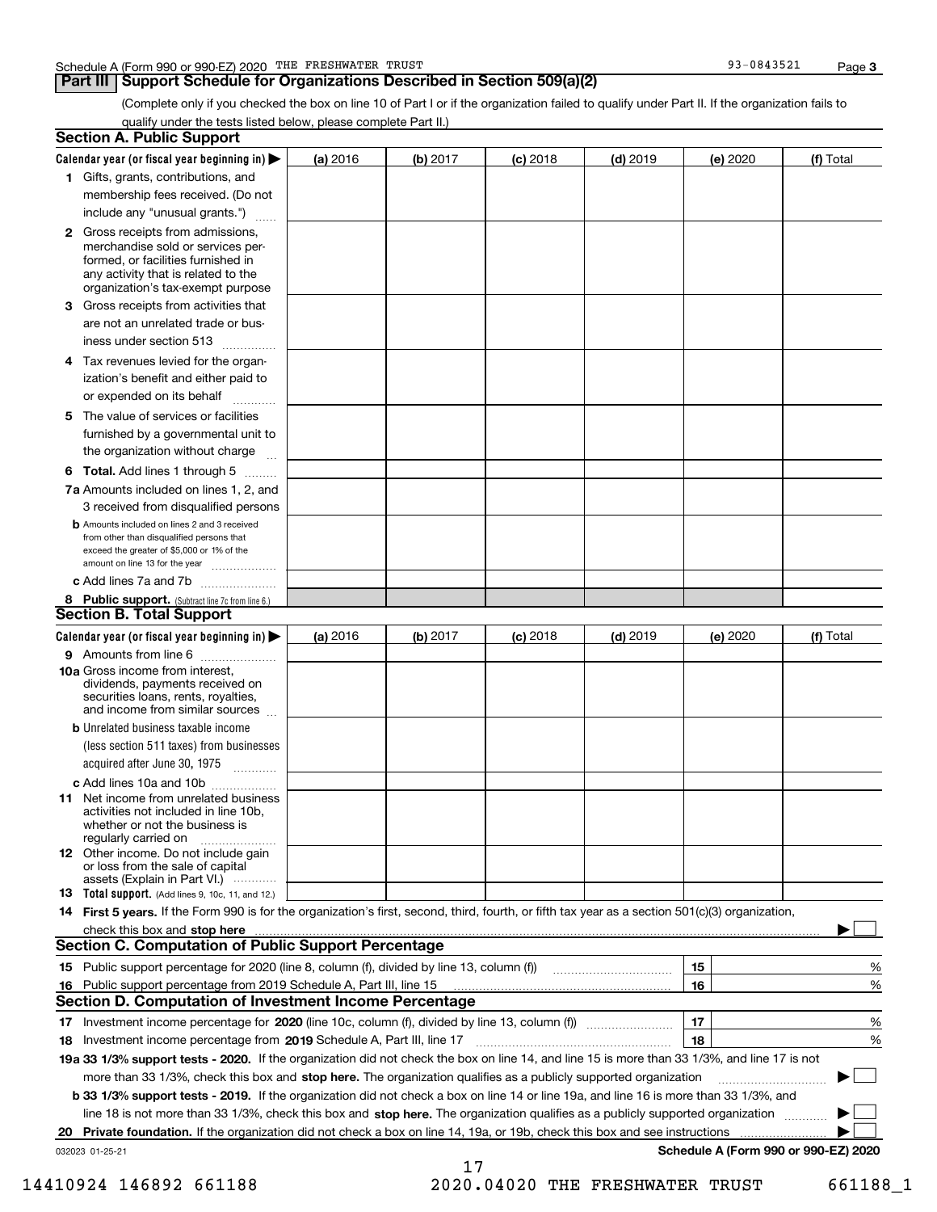Schedule A (Form 990 or 990-EZ) 2020 THE FRESHWATER TRUST 93-0843521 Page 3

## Part III Support Schedule for Organizations Described in Section 509(a)(2)

(Complete only if you checked the box on line 10 of Part I or if the organization failed to qualify under Part II. If the organization fails to qualify under the tests listed below, please complete Part II.)

### Section A. Public Support

| Calendar year (or fiscal year beginning in) ▶ | (a) 2016 | (b) 2017 | (c) 2018 | (d) 2019 | (e) 2020 | (f) Total |
|---|---|---|---|---|---|---|
| **1** Gifts, grants, contributions, and membership fees received. (Do not include any "unusual grants.") | | | | | | |
| **2** Gross receipts from admissions, merchandise sold or services performed, or facilities furnished in any activity that is related to the organization's tax-exempt purpose | | | | | | |
| **3** Gross receipts from activities that are not an unrelated trade or business under section 513 | | | | | | |
| **4** Tax revenues levied for the organization's benefit and either paid to or expended on its behalf | | | | | | |
| **5** The value of services or facilities furnished by a governmental unit to the organization without charge | | | | | | |
| **6 Total.** Add lines 1 through 5 | | | | | | |
| **7a** Amounts included on lines 1, 2, and 3 received from disqualified persons | | | | | | |
| **b** Amounts included on lines 2 and 3 received from other than disqualified persons that exceed the greater of $5,000 or 1% of the amount on line 13 for the year | | | | | | |
| **c** Add lines 7a and 7b | | | | | | |
| **8 Public support.** (Subtract line 7c from line 6.) | | | | | | |

### Section B. Total Support

| Calendar year (or fiscal year beginning in) ▶ | (a) 2016 | (b) 2017 | (c) 2018 | (d) 2019 | (e) 2020 | (f) Total |
|---|---|---|---|---|---|---|
| **9** Amounts from line 6 | | | | | | |
| **10a** Gross income from interest, dividends, payments received on securities loans, rents, royalties, and income from similar sources | | | | | | |
| **b** Unrelated business taxable income (less section 511 taxes) from businesses acquired after June 30, 1975 | | | | | | |
| **c** Add lines 10a and 10b | | | | | | |
| **11** Net income from unrelated business activities not included in line 10b, whether or not the business is regularly carried on | | | | | | |
| **12** Other income. Do not include gain or loss from the sale of capital assets (Explain in Part VI.) | | | | | | |
| **13 Total support.** (Add lines 9, 10c, 11, and 12.) | | | | | | |

**14 First 5 years.** If the Form 990 is for the organization's first, second, third, fourth, or fifth tax year as a section 501(c)(3) organization, check this box and **stop here** ▶ ☐

### Section C. Computation of Public Support Percentage

| | | | |
|---|---|---|---|
| **15** | Public support percentage for 2020 (line 8, column (f), divided by line 13, column (f)) | 15 | % |
| **16** | Public support percentage from 2019 Schedule A, Part III, line 15 | 16 | % |

### Section D. Computation of Investment Income Percentage

| | | | |
|---|---|---|---|
| **17** | Investment income percentage for **2020** (line 10c, column (f), divided by line 13, column (f)) | 17 | % |
| **18** | Investment income percentage from **2019** Schedule A, Part III, line 17 | 18 | % |

**19a 33 1/3% support tests - 2020.** If the organization did not check the box on line 14, and line 15 is more than 33 1/3%, and line 17 is not more than 33 1/3%, check this box and **stop here.** The organization qualifies as a publicly supported organization ▶ ☐

**b 33 1/3% support tests - 2019.** If the organization did not check a box on line 14 or line 19a, and line 16 is more than 33 1/3%, and line 18 is not more than 33 1/3%, check this box and **stop here.** The organization qualifies as a publicly supported organization ▶ ☐

**20 Private foundation.** If the organization did not check a box on line 14, 19a, or 19b, check this box and see instructions ▶ ☐

032023 01-25-21 **Schedule A (Form 990 or 990-EZ) 2020**

14410924 146892 661188 2020.04020 THE FRESHWATER TRUST 661188_1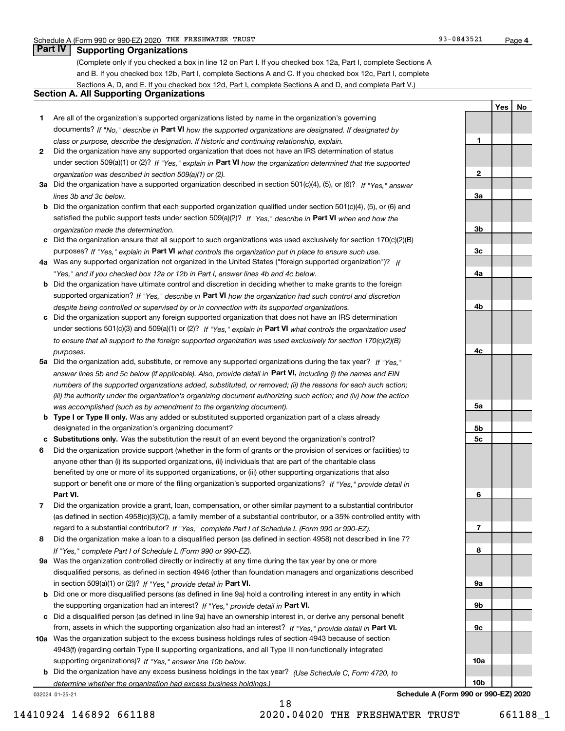## Part IV Supporting Organizations

(Complete only if you checked a box in line 12 on Part I. If you checked box 12a, Part I, complete Sections A and B. If you checked box 12b, Part I, complete Sections A and C. If you checked box 12c, Part I, complete Sections A, D, and E. If you checked box 12d, Part I, complete Sections A and D, and complete Part V.)

### Section A. All Supporting Organizations

| | | Line | Yes | No |
|---|---|---|---|---|
| **1** | Are all of the organization's supported organizations listed by name in the organization's governing documents? *If "No," describe in* **Part VI** *how the supported organizations are designated. If designated by class or purpose, describe the designation. If historic and continuing relationship, explain.* | **1** | | |
| **2** | Did the organization have any supported organization that does not have an IRS determination of status under section 509(a)(1) or (2)? *If "Yes," explain in* **Part VI** *how the organization determined that the supported organization was described in section 509(a)(1) or (2).* | **2** | | |
| **3a** | Did the organization have a supported organization described in section 501(c)(4), (5), or (6)? *If "Yes," answer lines 3b and 3c below.* | **3a** | | |
| **b** | Did the organization confirm that each supported organization qualified under section 501(c)(4), (5), or (6) and satisfied the public support tests under section 509(a)(2)? *If "Yes," describe in* **Part VI** *when and how the organization made the determination.* | **3b** | | |
| **c** | Did the organization ensure that all support to such organizations was used exclusively for section 170(c)(2)(B) purposes? *If "Yes," explain in* **Part VI** *what controls the organization put in place to ensure such use.* | **3c** | | |
| **4a** | Was any supported organization not organized in the United States ("foreign supported organization")? *If "Yes," and if you checked box 12a or 12b in Part I, answer lines 4b and 4c below.* | **4a** | | |
| **b** | Did the organization have ultimate control and discretion in deciding whether to make grants to the foreign supported organization? *If "Yes," describe in* **Part VI** *how the organization had such control and discretion despite being controlled or supervised by or in connection with its supported organizations.* | **4b** | | |
| **c** | Did the organization support any foreign supported organization that does not have an IRS determination under sections 501(c)(3) and 509(a)(1) or (2)? *If "Yes," explain in* **Part VI** *what controls the organization used to ensure that all support to the foreign supported organization was used exclusively for section 170(c)(2)(B) purposes.* | **4c** | | |
| **5a** | Did the organization add, substitute, or remove any supported organizations during the tax year? *If "Yes," answer lines 5b and 5c below (if applicable). Also, provide detail in* **Part VI,** *including (i) the names and EIN numbers of the supported organizations added, substituted, or removed; (ii) the reasons for each such action; (iii) the authority under the organization's organizing document authorizing such action; and (iv) how the action was accomplished (such as by amendment to the organizing document).* | **5a** | | |
| **b** | **Type I or Type II only.** Was any added or substituted supported organization part of a class already designated in the organization's organizing document? | **5b** | | |
| **c** | **Substitutions only.** Was the substitution the result of an event beyond the organization's control? | **5c** | | |
| **6** | Did the organization provide support (whether in the form of grants or the provision of services or facilities) to anyone other than (i) its supported organizations, (ii) individuals that are part of the charitable class benefited by one or more of its supported organizations, or (iii) other supporting organizations that also support or benefit one or more of the filing organization's supported organizations? *If "Yes," provide detail in* **Part VI.** | **6** | | |
| **7** | Did the organization provide a grant, loan, compensation, or other similar payment to a substantial contributor (as defined in section 4958(c)(3)(C)), a family member of a substantial contributor, or a 35% controlled entity with regard to a substantial contributor? *If "Yes," complete Part I of Schedule L (Form 990 or 990-EZ).* | **7** | | |
| **8** | Did the organization make a loan to a disqualified person (as defined in section 4958) not described in line 7? *If "Yes," complete Part I of Schedule L (Form 990 or 990-EZ).* | **8** | | |
| **9a** | Was the organization controlled directly or indirectly at any time during the tax year by one or more disqualified persons, as defined in section 4946 (other than foundation managers and organizations described in section 509(a)(1) or (2))? *If "Yes," provide detail in* **Part VI.** | **9a** | | |
| **b** | Did one or more disqualified persons (as defined in line 9a) hold a controlling interest in any entity in which the supporting organization had an interest? *If "Yes," provide detail in* **Part VI.** | **9b** | | |
| **c** | Did a disqualified person (as defined in line 9a) have an ownership interest in, or derive any personal benefit from, assets in which the supporting organization also had an interest? *If "Yes," provide detail in* **Part VI.** | **9c** | | |
| **10a** | Was the organization subject to the excess business holdings rules of section 4943 because of section 4943(f) (regarding certain Type II supporting organizations, and all Type III non-functionally integrated supporting organizations)? *If "Yes," answer line 10b below.* | **10a** | | |
| **b** | Did the organization have any excess business holdings in the tax year? *(Use Schedule C, Form 4720, to determine whether the organization had excess business holdings.)* | **10b** | | |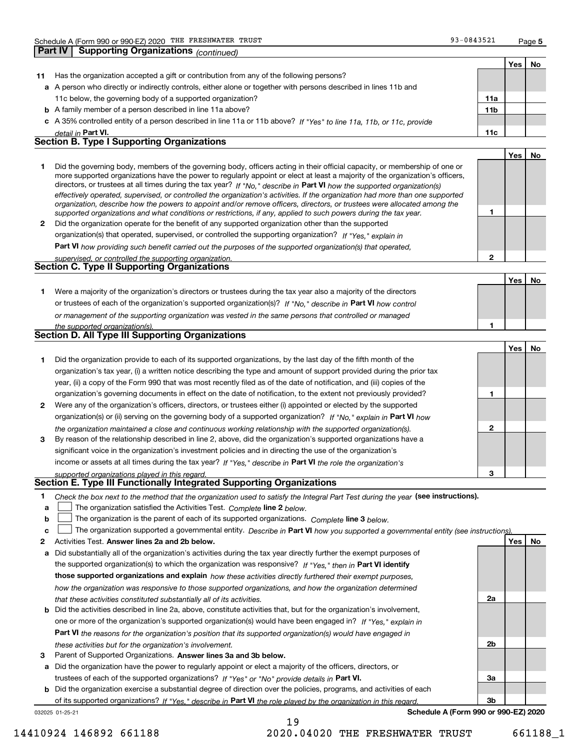## Part IV Supporting Organizations *(continued)*

| | | | Yes | No |
|---|---|---|---|---|
| **11** | Has the organization accepted a gift or contribution from any of the following persons? | | | |
| **a** | A person who directly or indirectly controls, either alone or together with persons described in lines 11b and 11c below, the governing body of a supported organization? | **11a** | | |
| **b** | A family member of a person described in line 11a above? | **11b** | | |
| **c** | A 35% controlled entity of a person described in line 11a or 11b above? *If "Yes" to line 11a, 11b, or 11c, provide detail in* **Part VI.** | **11c** | | |

## Section B. Type I Supporting Organizations

| | | | Yes | No |
|---|---|---|---|---|
| **1** | Did the governing body, members of the governing body, officers acting in their official capacity, or membership of one or more supported organizations have the power to regularly appoint or elect at least a majority of the organization's officers, directors, or trustees at all times during the tax year? *If "No," describe in* **Part VI** *how the supported organization(s) effectively operated, supervised, or controlled the organization's activities. If the organization had more than one supported organization, describe how the powers to appoint and/or remove officers, directors, or trustees were allocated among the supported organizations and what conditions or restrictions, if any, applied to such powers during the tax year.* | **1** | | |
| **2** | Did the organization operate for the benefit of any supported organization other than the supported organization(s) that operated, supervised, or controlled the supporting organization? *If "Yes," explain in* **Part VI** *how providing such benefit carried out the purposes of the supported organization(s) that operated, supervised, or controlled the supporting organization.* | **2** | | |

## Section C. Type II Supporting Organizations

| | | | Yes | No |
|---|---|---|---|---|
| **1** | Were a majority of the organization's directors or trustees during the tax year also a majority of the directors or trustees of each of the organization's supported organization(s)? *If "No," describe in* **Part VI** *how control or management of the supporting organization was vested in the same persons that controlled or managed the supported organization(s).* | **1** | | |

## Section D. All Type III Supporting Organizations

| | | | Yes | No |
|---|---|---|---|---|
| **1** | Did the organization provide to each of its supported organizations, by the last day of the fifth month of the organization's tax year, (i) a written notice describing the type and amount of support provided during the prior tax year, (ii) a copy of the Form 990 that was most recently filed as of the date of notification, and (iii) copies of the organization's governing documents in effect on the date of notification, to the extent not previously provided? | **1** | | |
| **2** | Were any of the organization's officers, directors, or trustees either (i) appointed or elected by the supported organization(s) or (ii) serving on the governing body of a supported organization? *If "No," explain in* **Part VI** *how the organization maintained a close and continuous working relationship with the supported organization(s).* | **2** | | |
| **3** | By reason of the relationship described in line 2, above, did the organization's supported organizations have a significant voice in the organization's investment policies and in directing the use of the organization's income or assets at all times during the tax year? *If "Yes," describe in* **Part VI** *the role the organization's supported organizations played in this regard.* | **3** | | |

## Section E. Type III Functionally Integrated Supporting Organizations

**1** *Check the box next to the method that the organization used to satisfy the Integral Part Test during the year* **(see instructions).**

- **a** ☐ The organization satisfied the Activities Test. *Complete* **line 2** *below.*
- **b** ☐ The organization is the parent of each of its supported organizations. *Complete* **line 3** *below.*
- **c** ☐ The organization supported a governmental entity. *Describe in* **Part VI** *how you supported a governmental entity (see instructions).*

| | | | Yes | No |
|---|---|---|---|---|
| **2** | Activities Test. **Answer lines 2a and 2b below.** | | | |
| **a** | Did substantially all of the organization's activities during the tax year directly further the exempt purposes of the supported organization(s) to which the organization was responsive? *If "Yes," then in* **Part VI identify those supported organizations and explain** *how these activities directly furthered their exempt purposes, how the organization was responsive to those supported organizations, and how the organization determined that these activities constituted substantially all of its activities.* | **2a** | | |
| **b** | Did the activities described in line 2a, above, constitute activities that, but for the organization's involvement, one or more of the organization's supported organization(s) would have been engaged in? *If "Yes," explain in* **Part VI** *the reasons for the organization's position that its supported organization(s) would have engaged in these activities but for the organization's involvement.* | **2b** | | |
| **3** | Parent of Supported Organizations. **Answer lines 3a and 3b below.** | | | |
| **a** | Did the organization have the power to regularly appoint or elect a majority of the officers, directors, or trustees of each of the supported organizations? *If "Yes" or "No" provide details in* **Part VI.** | **3a** | | |
| **b** | Did the organization exercise a substantial degree of direction over the policies, programs, and activities of each of its supported organizations? *If "Yes," describe in* **Part VI** *the role played by the organization in this regard.* | **3b** | | |

032025 01-25-21 **Schedule A (Form 990 or 990-EZ) 2020**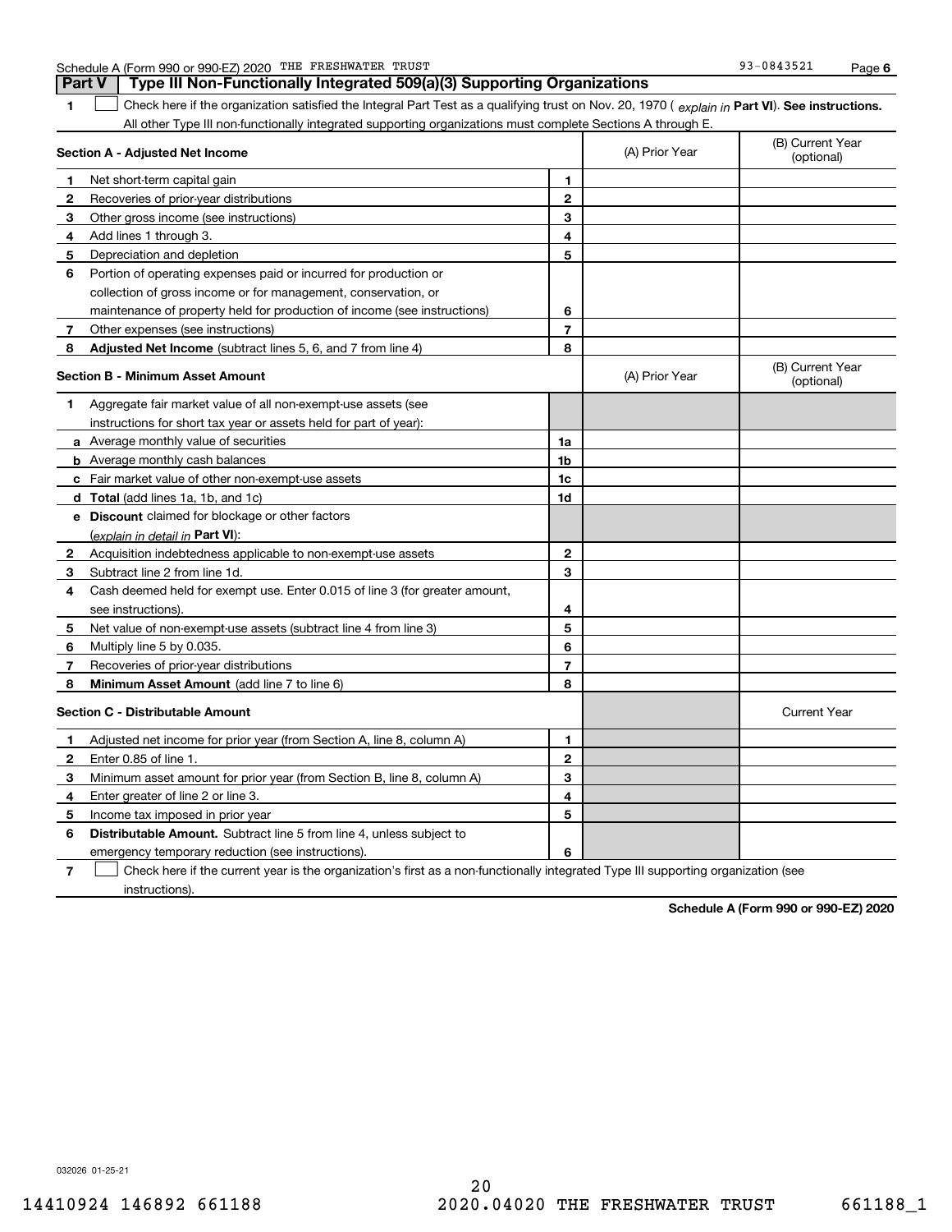## Part V | Type III Non-Functionally Integrated 509(a)(3) Supporting Organizations

**1** ☐ Check here if the organization satisfied the Integral Part Test as a qualifying trust on Nov. 20, 1970 ( *explain in* **Part VI**). **See instructions.** All other Type III non-functionally integrated supporting organizations must complete Sections A through E.

| **Section A - Adjusted Net Income** | | (A) Prior Year | (B) Current Year (optional) |
|---|---|---|---|
| **1** Net short-term capital gain | **1** | | |
| **2** Recoveries of prior-year distributions | **2** | | |
| **3** Other gross income (see instructions) | **3** | | |
| **4** Add lines 1 through 3. | **4** | | |
| **5** Depreciation and depletion | **5** | | |
| **6** Portion of operating expenses paid or incurred for production or collection of gross income or for management, conservation, or maintenance of property held for production of income (see instructions) | **6** | | |
| **7** Other expenses (see instructions) | **7** | | |
| **8** **Adjusted Net Income** (subtract lines 5, 6, and 7 from line 4) | **8** | | |

| **Section B - Minimum Asset Amount** | | (A) Prior Year | (B) Current Year (optional) |
|---|---|---|---|
| **1** Aggregate fair market value of all non-exempt-use assets (see instructions for short tax year or assets held for part of year): | | | |
| **a** Average monthly value of securities | **1a** | | |
| **b** Average monthly cash balances | **1b** | | |
| **c** Fair market value of other non-exempt-use assets | **1c** | | |
| **d** **Total** (add lines 1a, 1b, and 1c) | **1d** | | |
| **e** **Discount** claimed for blockage or other factors (*explain in detail in* **Part VI**): | | | |
| **2** Acquisition indebtedness applicable to non-exempt-use assets | **2** | | |
| **3** Subtract line 2 from line 1d. | **3** | | |
| **4** Cash deemed held for exempt use. Enter 0.015 of line 3 (for greater amount, see instructions). | **4** | | |
| **5** Net value of non-exempt-use assets (subtract line 4 from line 3) | **5** | | |
| **6** Multiply line 5 by 0.035. | **6** | | |
| **7** Recoveries of prior-year distributions | **7** | | |
| **8** **Minimum Asset Amount** (add line 7 to line 6) | **8** | | |

| **Section C - Distributable Amount** | | | Current Year |
|---|---|---|---|
| **1** Adjusted net income for prior year (from Section A, line 8, column A) | **1** | | |
| **2** Enter 0.85 of line 1. | **2** | | |
| **3** Minimum asset amount for prior year (from Section B, line 8, column A) | **3** | | |
| **4** Enter greater of line 2 or line 3. | **4** | | |
| **5** Income tax imposed in prior year | **5** | | |
| **6** **Distributable Amount.** Subtract line 5 from line 4, unless subject to emergency temporary reduction (see instructions). | **6** | | |

**7** ☐ Check here if the current year is the organization's first as a non-functionally integrated Type III supporting organization (see instructions).

**Schedule A (Form 990 or 990-EZ) 2020**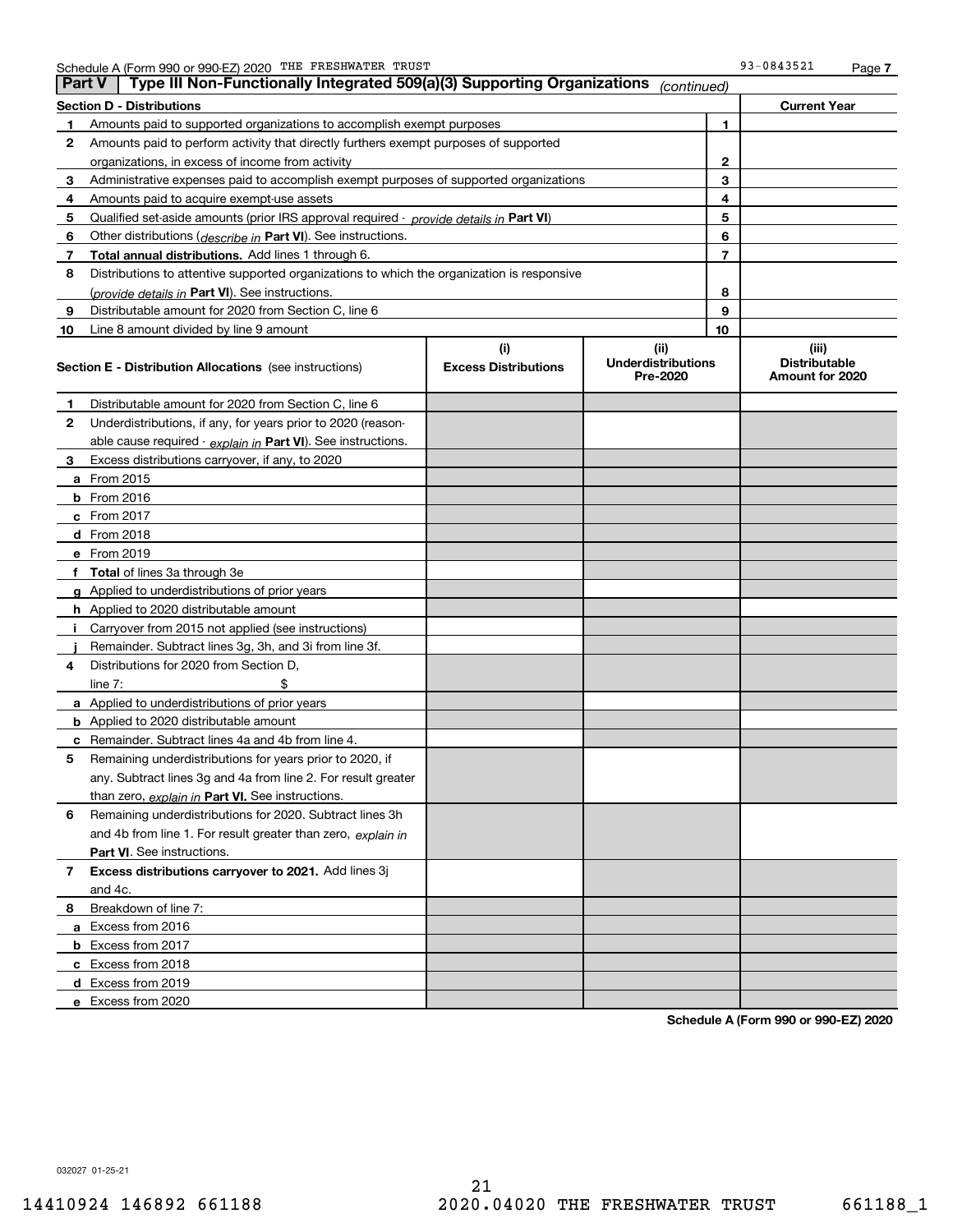Schedule A (Form 990 or 990-EZ) 2020 THE FRESHWATER TRUST 93-0843521 Page 7

## Part V | Type III Non-Functionally Integrated 509(a)(3) Supporting Organizations *(continued)*

| Section D - Distributions | | | Current Year |
|---|---|---|---|
| 1 | Amounts paid to supported organizations to accomplish exempt purposes | 1 | |
| 2 | Amounts paid to perform activity that directly furthers exempt purposes of supported organizations, in excess of income from activity | 2 | |
| 3 | Administrative expenses paid to accomplish exempt purposes of supported organizations | 3 | |
| 4 | Amounts paid to acquire exempt-use assets | 4 | |
| 5 | Qualified set-aside amounts (prior IRS approval required - *provide details in* **Part VI**) | 5 | |
| 6 | Other distributions (*describe in* **Part VI**). See instructions. | 6 | |
| 7 | **Total annual distributions.** Add lines 1 through 6. | 7 | |
| 8 | Distributions to attentive supported organizations to which the organization is responsive (*provide details in* **Part VI**). See instructions. | 8 | |
| 9 | Distributable amount for 2020 from Section C, line 6 | 9 | |
| 10 | Line 8 amount divided by line 9 amount | 10 | |

| **Section E - Distribution Allocations** (see instructions) | (i) Excess Distributions | (ii) Underdistributions Pre-2020 | (iii) Distributable Amount for 2020 |
|---|---|---|---|
| **1** Distributable amount for 2020 from Section C, line 6 | | | |
| **2** Underdistributions, if any, for years prior to 2020 (reasonable cause required - *explain in* **Part VI**). See instructions. | | | |
| **3** Excess distributions carryover, if any, to 2020 | | | |
| **a** From 2015 | | | |
| **b** From 2016 | | | |
| **c** From 2017 | | | |
| **d** From 2018 | | | |
| **e** From 2019 | | | |
| **f** **Total** of lines 3a through 3e | | | |
| **g** Applied to underdistributions of prior years | | | |
| **h** Applied to 2020 distributable amount | | | |
| **i** Carryover from 2015 not applied (see instructions) | | | |
| **j** Remainder. Subtract lines 3g, 3h, and 3i from line 3f. | | | |
| **4** Distributions for 2020 from Section D, line 7: $ | | | |
| **a** Applied to underdistributions of prior years | | | |
| **b** Applied to 2020 distributable amount | | | |
| **c** Remainder. Subtract lines 4a and 4b from line 4. | | | |
| **5** Remaining underdistributions for years prior to 2020, if any. Subtract lines 3g and 4a from line 2. For result greater than zero, *explain in* **Part VI.** See instructions. | | | |
| **6** Remaining underdistributions for 2020. Subtract lines 3h and 4b from line 1. For result greater than zero, *explain in* **Part VI**. See instructions. | | | |
| **7** **Excess distributions carryover to 2021.** Add lines 3j and 4c. | | | |
| **8** Breakdown of line 7: | | | |
| **a** Excess from 2016 | | | |
| **b** Excess from 2017 | | | |
| **c** Excess from 2018 | | | |
| **d** Excess from 2019 | | | |
| **e** Excess from 2020 | | | |

**Schedule A (Form 990 or 990-EZ) 2020**

032027 01-25-21

14410924 146892 661188 2020.04020 THE FRESHWATER TRUST 661188_1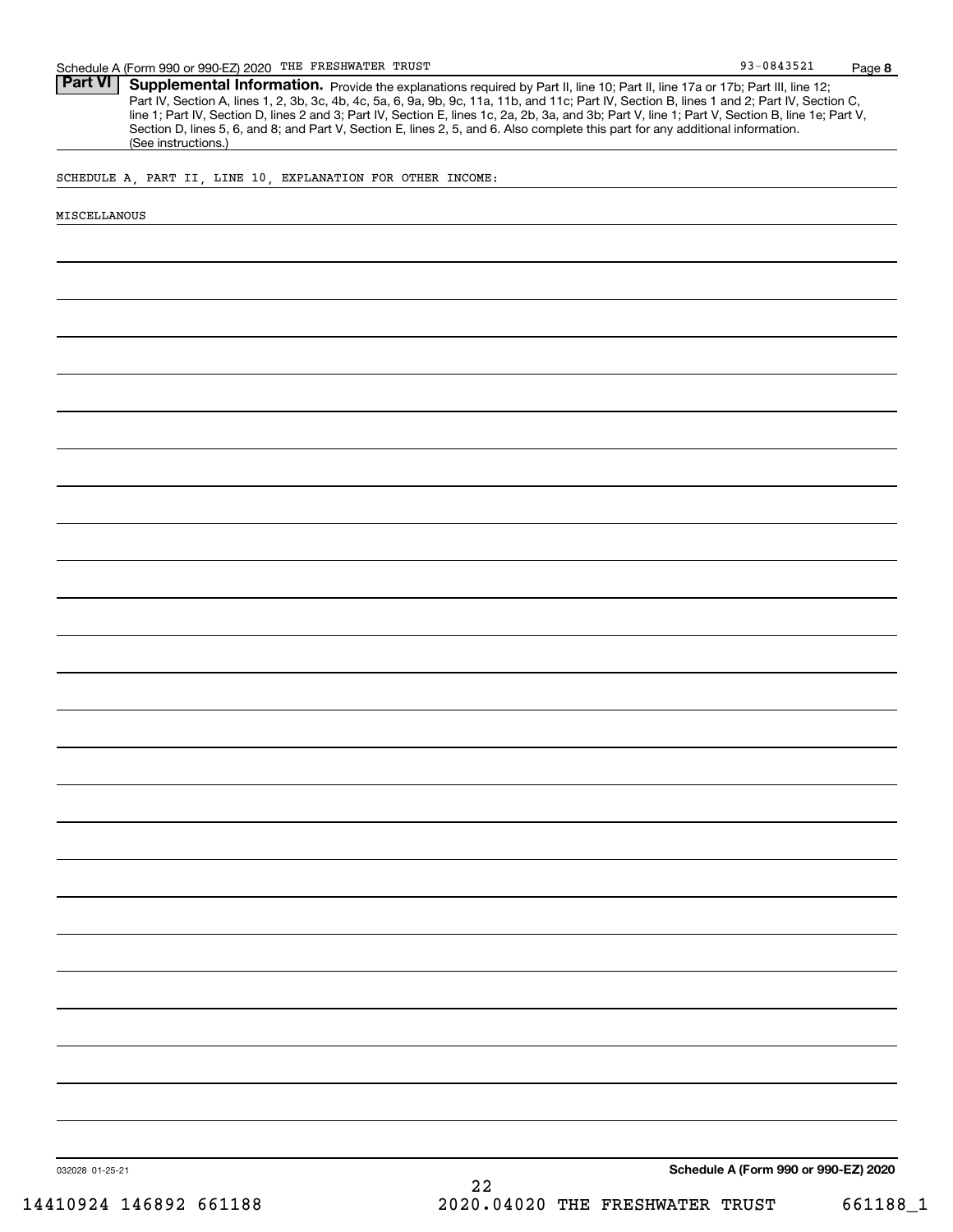## Part VI Supplemental Information.

**Supplemental Information.** Provide the explanations required by Part II, line 10; Part II, line 17a or 17b; Part III, line 12; Part IV, Section A, lines 1, 2, 3b, 3c, 4b, 4c, 5a, 6, 9a, 9b, 9c, 11a, 11b, and 11c; Part IV, Section B, lines 1 and 2; Part IV, Section C, line 1; Part IV, Section D, lines 2 and 3; Part IV, Section E, lines 1c, 2a, 2b, 3a, and 3b; Part V, line 1; Part V, Section B, line 1e; Part V, Section D, lines 5, 6, and 8; and Part V, Section E, lines 2, 5, and 6. Also complete this part for any additional information. (See instructions.)

SCHEDULE A, PART II, LINE 10, EXPLANATION FOR OTHER INCOME:

MISCELLANOUS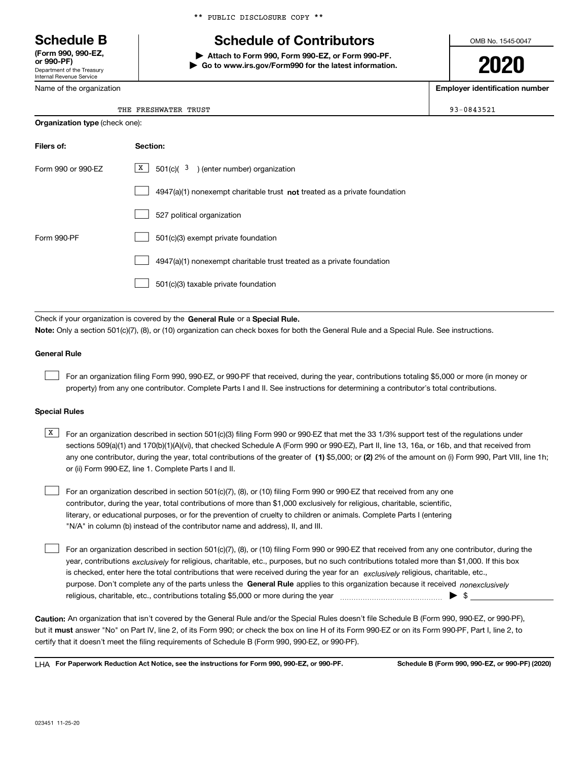** PUBLIC DISCLOSURE COPY **

# Schedule B

**(Form 990, 990-EZ, or 990-PF)**
Department of the Treasury
Internal Revenue Service

## Schedule of Contributors

▶ **Attach to Form 990, Form 990-EZ, or Form 990-PF.**
▶ **Go to www.irs.gov/Form990 for the latest information.**

OMB No. 1545-0047

**2020**

| Name of the organization | Employer identification number |
|---|---|
| THE FRESHWATER TRUST | 93-0843521 |

**Organization type** (check one):

| Filers of: | Section: |
|---|---|
| Form 990 or 990-EZ | [X] 501(c)( 3 ) (enter number) organization |
| | [ ] 4947(a)(1) nonexempt charitable trust **not** treated as a private foundation |
| | [ ] 527 political organization |
| Form 990-PF | [ ] 501(c)(3) exempt private foundation |
| | [ ] 4947(a)(1) nonexempt charitable trust treated as a private foundation |
| | [ ] 501(c)(3) taxable private foundation |

Check if your organization is covered by the **General Rule** or a **Special Rule.**

**Note:** Only a section 501(c)(7), (8), or (10) organization can check boxes for both the General Rule and a Special Rule. See instructions.

### General Rule

[ ] For an organization filing Form 990, 990-EZ, or 990-PF that received, during the year, contributions totaling $5,000 or more (in money or property) from any one contributor. Complete Parts I and II. See instructions for determining a contributor's total contributions.

### Special Rules

[X] For an organization described in section 501(c)(3) filing Form 990 or 990-EZ that met the 33 1/3% support test of the regulations under sections 509(a)(1) and 170(b)(1)(A)(vi), that checked Schedule A (Form 990 or 990-EZ), Part II, line 13, 16a, or 16b, and that received from any one contributor, during the year, total contributions of the greater of **(1)** $5,000; or **(2)** 2% of the amount on (i) Form 990, Part VIII, line 1h; or (ii) Form 990-EZ, line 1. Complete Parts I and II.

[ ] For an organization described in section 501(c)(7), (8), or (10) filing Form 990 or 990-EZ that received from any one contributor, during the year, total contributions of more than $1,000 exclusively for religious, charitable, scientific, literary, or educational purposes, or for the prevention of cruelty to children or animals. Complete Parts I (entering "N/A" in column (b) instead of the contributor name and address), II, and III.

[ ] For an organization described in section 501(c)(7), (8), or (10) filing Form 990 or 990-EZ that received from any one contributor, during the year, contributions *exclusively* for religious, charitable, etc., purposes, but no such contributions totaled more than $1,000. If this box is checked, enter here the total contributions that were received during the year for an *exclusively* religious, charitable, etc., purpose. Don't complete any of the parts unless the **General Rule** applies to this organization because it received *nonexclusively* religious, charitable, etc., contributions totaling $5,000 or more during the year ▶ $ ____________

**Caution:** An organization that isn't covered by the General Rule and/or the Special Rules doesn't file Schedule B (Form 990, 990-EZ, or 990-PF), but it **must** answer "No" on Part IV, line 2, of its Form 990; or check the box on line H of its Form 990-EZ or on its Form 990-PF, Part I, line 2, to certify that it doesn't meet the filing requirements of Schedule B (Form 990, 990-EZ, or 990-PF).

LHA **For Paperwork Reduction Act Notice, see the instructions for Form 990, 990-EZ, or 990-PF.** **Schedule B (Form 990, 990-EZ, or 990-PF) (2020)**

023451 11-25-20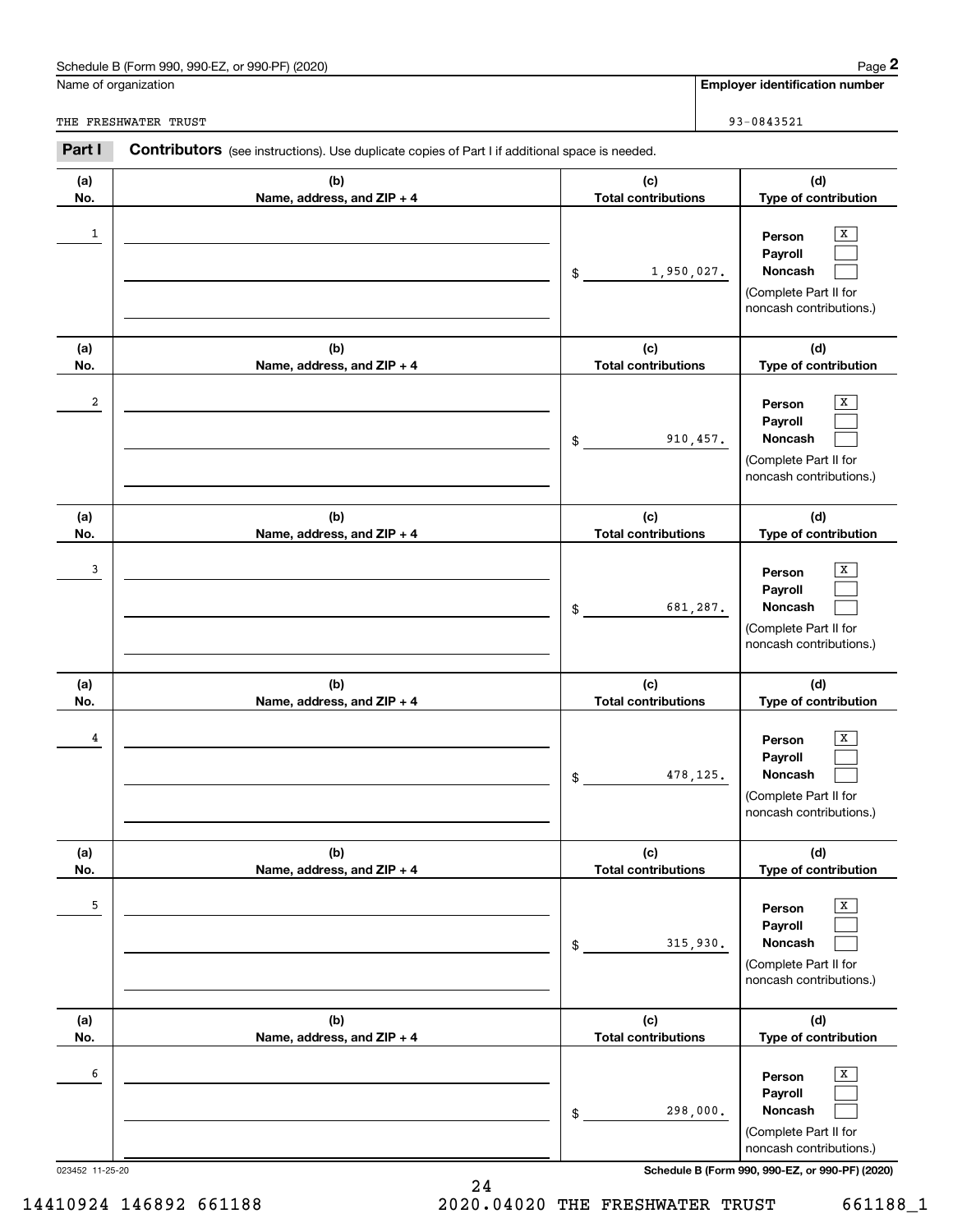Schedule B (Form 990, 990-EZ, or 990-PF) (2020)

Name of organization: THE FRESHWATER TRUST

Employer identification number: 93-0843521

## Part I Contributors (see instructions). Use duplicate copies of Part I if additional space is needed.

| (a) No. | (b) Name, address, and ZIP + 4 | (c) Total contributions | (d) Type of contribution |
|---|---|---|---|
| 1 | | $ 1,950,027. | Person [X] Payroll [ ] Noncash [ ] (Complete Part II for noncash contributions.) |
| 2 | | $ 910,457. | Person [X] Payroll [ ] Noncash [ ] (Complete Part II for noncash contributions.) |
| 3 | | $ 681,287. | Person [X] Payroll [ ] Noncash [ ] (Complete Part II for noncash contributions.) |
| 4 | | $ 478,125. | Person [X] Payroll [ ] Noncash [ ] (Complete Part II for noncash contributions.) |
| 5 | | $ 315,930. | Person [X] Payroll [ ] Noncash [ ] (Complete Part II for noncash contributions.) |
| 6 | | $ 298,000. | Person [X] Payroll [ ] Noncash [ ] (Complete Part II for noncash contributions.) |

023452 11-25-20

Schedule B (Form 990, 990-EZ, or 990-PF) (2020)

14410924 146892 661188 2020.04020 THE FRESHWATER TRUST 661188_1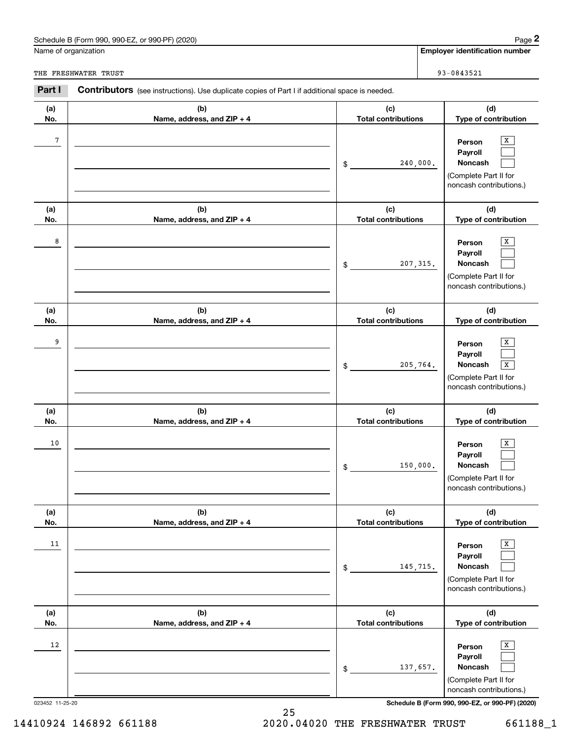Schedule B (Form 990, 990-EZ, or 990-PF) (2020)

Name of organization: THE FRESHWATER TRUST

Employer identification number: 93-0843521

**Part I** **Contributors** (see instructions). Use duplicate copies of Part I if additional space is needed.

| (a) No. | (b) Name, address, and ZIP + 4 | (c) Total contributions | (d) Type of contribution |
|---|---|---|---|
| 7 | | $ 240,000. | Person [X] Payroll [ ] Noncash [ ] (Complete Part II for noncash contributions.) |
| 8 | | $ 207,315. | Person [X] Payroll [ ] Noncash [ ] (Complete Part II for noncash contributions.) |
| 9 | | $ 205,764. | Person [X] Payroll [ ] Noncash [X] (Complete Part II for noncash contributions.) |
| 10 | | $ 150,000. | Person [X] Payroll [ ] Noncash [ ] (Complete Part II for noncash contributions.) |
| 11 | | $ 145,715. | Person [X] Payroll [ ] Noncash [ ] (Complete Part II for noncash contributions.) |
| 12 | | $ 137,657. | Person [X] Payroll [ ] Noncash [ ] (Complete Part II for noncash contributions.) |

023452 11-25-20

Schedule B (Form 990, 990-EZ, or 990-PF) (2020)

14410924 146892 661188 2020.04020 THE FRESHWATER TRUST 661188_1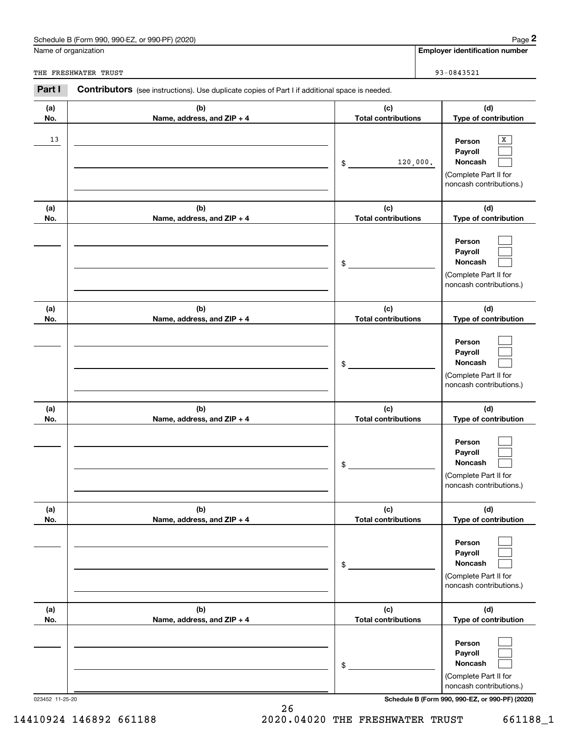Schedule B (Form 990, 990-EZ, or 990-PF) (2020)

Name of organization: THE FRESHWATER TRUST

**Employer identification number:** 93-0843521

**Part I** **Contributors** (see instructions). Use duplicate copies of Part I if additional space is needed.

| (a) No. | (b) Name, address, and ZIP + 4 | (c) Total contributions | (d) Type of contribution |
|---|---|---|---|
| 13 | | $ 120,000. | Person [X] Payroll [ ] Noncash [ ] (Complete Part II for noncash contributions.) |
| | | $ | Person [ ] Payroll [ ] Noncash [ ] (Complete Part II for noncash contributions.) |
| | | $ | Person [ ] Payroll [ ] Noncash [ ] (Complete Part II for noncash contributions.) |
| | | $ | Person [ ] Payroll [ ] Noncash [ ] (Complete Part II for noncash contributions.) |
| | | $ | Person [ ] Payroll [ ] Noncash [ ] (Complete Part II for noncash contributions.) |
| | | $ | Person [ ] Payroll [ ] Noncash [ ] (Complete Part II for noncash contributions.) |

023452 11-25-20

Schedule B (Form 990, 990-EZ, or 990-PF) (2020)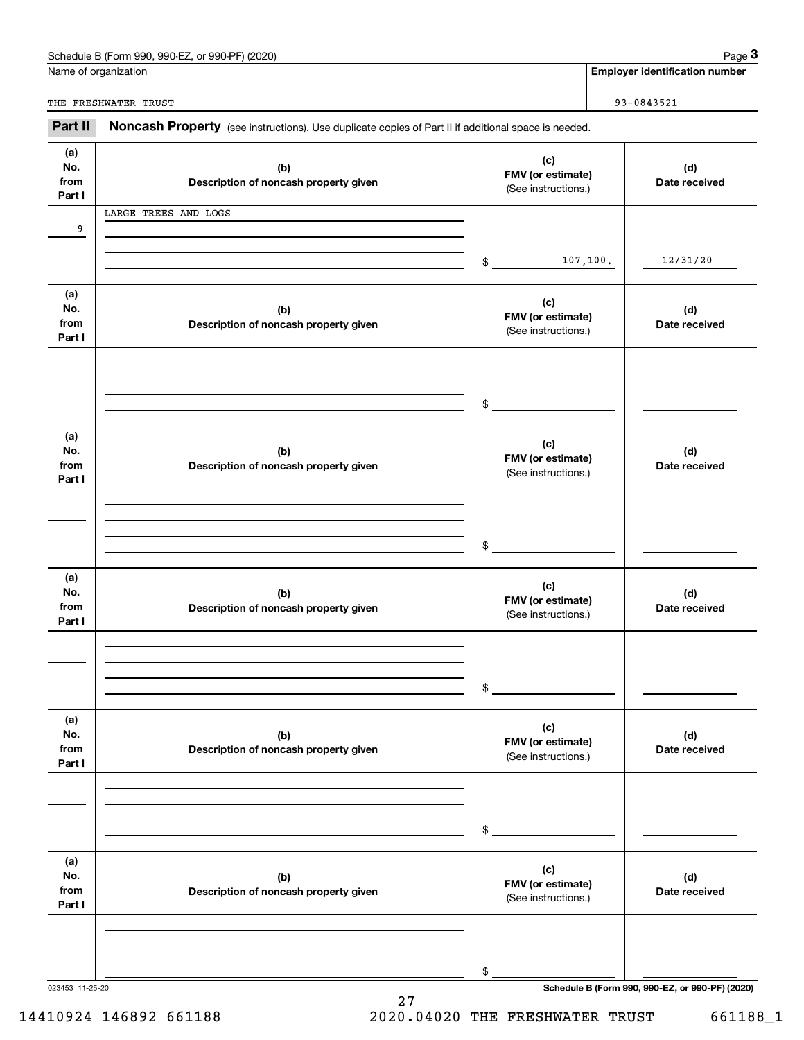Name of organization

THE FRESHWATER TRUST

**Employer identification number**

93-0843521

## Part II Noncash Property (see instructions). Use duplicate copies of Part II if additional space is needed.

| (a) No. from Part I | (b) Description of noncash property given | (c) FMV (or estimate) (See instructions.) | (d) Date received |
|---|---|---|---|
| 9 | LARGE TREES AND LOGS | $ 107,100. | 12/31/20 |

| (a) No. from Part I | (b) Description of noncash property given | (c) FMV (or estimate) (See instructions.) | (d) Date received |
|---|---|---|---|
| | | $ | |

| (a) No. from Part I | (b) Description of noncash property given | (c) FMV (or estimate) (See instructions.) | (d) Date received |
|---|---|---|---|
| | | $ | |

| (a) No. from Part I | (b) Description of noncash property given | (c) FMV (or estimate) (See instructions.) | (d) Date received |
|---|---|---|---|
| | | $ | |

| (a) No. from Part I | (b) Description of noncash property given | (c) FMV (or estimate) (See instructions.) | (d) Date received |
|---|---|---|---|
| | | $ | |

| (a) No. from Part I | (b) Description of noncash property given | (c) FMV (or estimate) (See instructions.) | (d) Date received |
|---|---|---|---|
| | | $ | |

023453 11-25-20

**Schedule B (Form 990, 990-EZ, or 990-PF) (2020)**

14410924 146892 661188 2020.04020 THE FRESHWATER TRUST 661188_1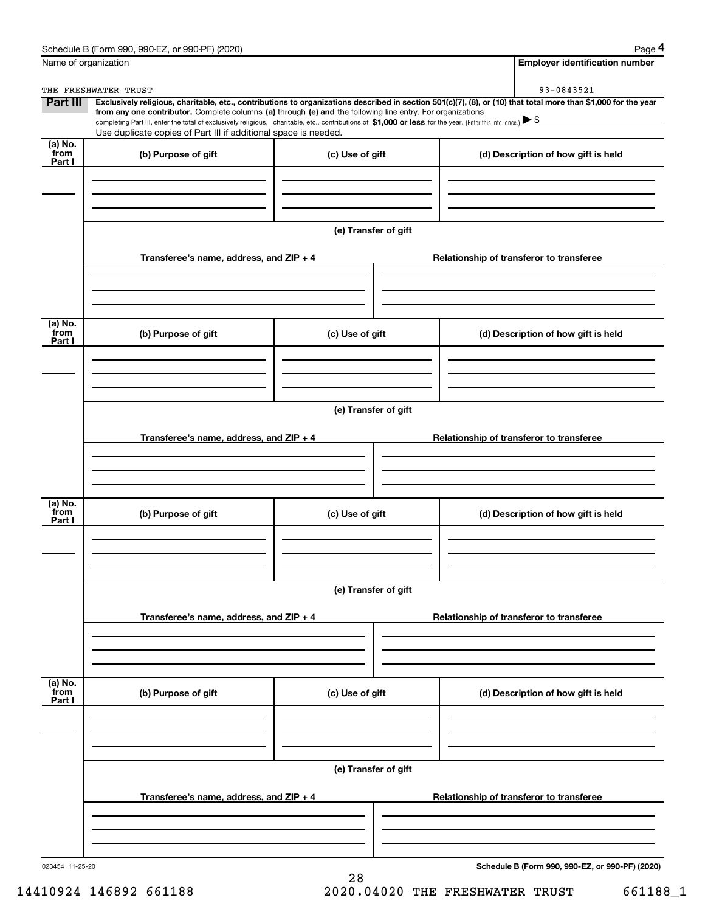Schedule B (Form 990, 990-EZ, or 990-PF) (2020)

Name of organization: THE FRESHWATER TRUST

**Employer identification number**: 93-0843521

**Part III** **Exclusively religious, charitable, etc., contributions to organizations described in section 501(c)(7), (8), or (10) that total more than $1,000 for the year from any one contributor.** Complete columns **(a)** through **(e)** and the following line entry. For organizations completing Part III, enter the total of exclusively religious, charitable, etc., contributions of **$1,000 or less** for the year. (Enter this info. once.) ▶ $

Use duplicate copies of Part III if additional space is needed.

| (a) No. from Part I | (b) Purpose of gift | (c) Use of gift | (d) Description of how gift is held |
|---|---|---|---|
| | | | |

**(e) Transfer of gift**

| Transferee's name, address, and ZIP + 4 | Relationship of transferor to transferee |
|---|---|
| | |

| (a) No. from Part I | (b) Purpose of gift | (c) Use of gift | (d) Description of how gift is held |
|---|---|---|---|
| | | | |

**(e) Transfer of gift**

| Transferee's name, address, and ZIP + 4 | Relationship of transferor to transferee |
|---|---|
| | |

| (a) No. from Part I | (b) Purpose of gift | (c) Use of gift | (d) Description of how gift is held |
|---|---|---|---|
| | | | |

**(e) Transfer of gift**

| Transferee's name, address, and ZIP + 4 | Relationship of transferor to transferee |
|---|---|
| | |

| (a) No. from Part I | (b) Purpose of gift | (c) Use of gift | (d) Description of how gift is held |
|---|---|---|---|
| | | | |

**(e) Transfer of gift**

| Transferee's name, address, and ZIP + 4 | Relationship of transferor to transferee |
|---|---|
| | |

023454 11-25-20

**Schedule B (Form 990, 990-EZ, or 990-PF) (2020)**

14410924 146892 661188 2020.04020 THE FRESHWATER TRUST 661188_1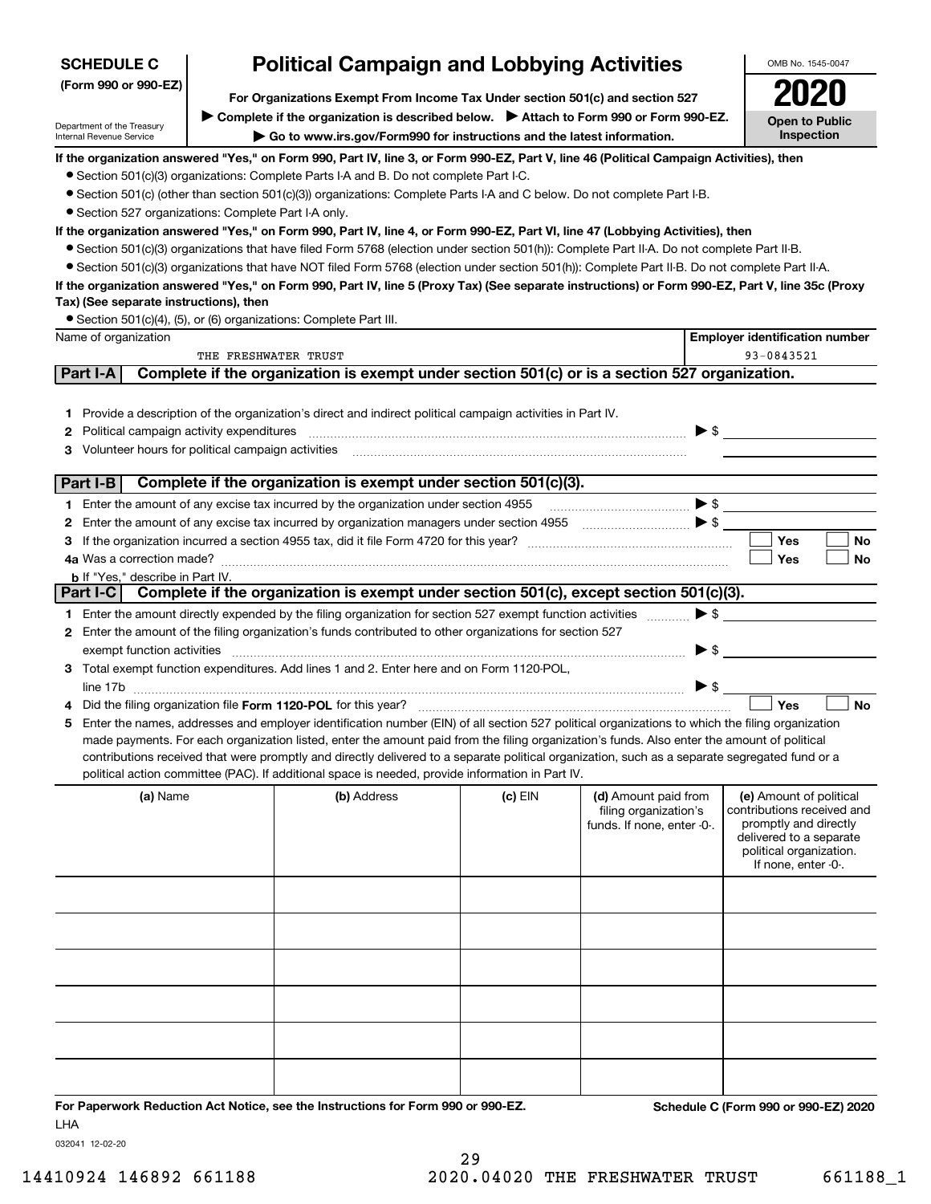**SCHEDULE C (Form 990 or 990-EZ)**

Department of the Treasury
Internal Revenue Service

# Political Campaign and Lobbying Activities

**For Organizations Exempt From Income Tax Under section 501(c) and section 527**

▶ **Complete if the organization is described below.** ▶ **Attach to Form 990 or Form 990-EZ.**

▶ **Go to www.irs.gov/Form990 for instructions and the latest information.**

OMB No. 1545-0047

**2020**

**Open to Public Inspection**

**If the organization answered "Yes," on Form 990, Part IV, line 3, or Form 990-EZ, Part V, line 46 (Political Campaign Activities), then**

- Section 501(c)(3) organizations: Complete Parts I-A and B. Do not complete Part I-C.
- Section 501(c) (other than section 501(c)(3)) organizations: Complete Parts I-A and C below. Do not complete Part I-B.
- Section 527 organizations: Complete Part I-A only.

**If the organization answered "Yes," on Form 990, Part IV, line 4, or Form 990-EZ, Part VI, line 47 (Lobbying Activities), then**

- Section 501(c)(3) organizations that have filed Form 5768 (election under section 501(h)): Complete Part II-A. Do not complete Part II-B.
- Section 501(c)(3) organizations that have NOT filed Form 5768 (election under section 501(h)): Complete Part II-B. Do not complete Part II-A.

**If the organization answered "Yes," on Form 990, Part IV, line 5 (Proxy Tax) (See separate instructions) or Form 990-EZ, Part V, line 35c (Proxy Tax) (See separate instructions), then**

- Section 501(c)(4), (5), or (6) organizations: Complete Part III.

| Name of organization | Employer identification number |
|---|---|
| THE FRESHWATER TRUST | 93-0843521 |

## Part I-A Complete if the organization is exempt under section 501(c) or is a section 527 organization.

1. Provide a description of the organization's direct and indirect political campaign activities in Part IV.
2. Political campaign activity expenditures ▶ $
3. Volunteer hours for political campaign activities

## Part I-B Complete if the organization is exempt under section 501(c)(3).

1. Enter the amount of any excise tax incurred by the organization under section 4955 ▶ $
2. Enter the amount of any excise tax incurred by organization managers under section 4955 ▶ $
3. If the organization incurred a section 4955 tax, did it file Form 4720 for this year? ☐ Yes ☐ No

4a. Was a correction made? ☐ Yes ☐ No

b. If "Yes," describe in Part IV.

## Part I-C Complete if the organization is exempt under section 501(c), except section 501(c)(3).

1. Enter the amount directly expended by the filing organization for section 527 exempt function activities ▶ $
2. Enter the amount of the filing organization's funds contributed to other organizations for section 527 exempt function activities ▶ $
3. Total exempt function expenditures. Add lines 1 and 2. Enter here and on Form 1120-POL, line 17b ▶ $
4. Did the filing organization file **Form 1120-POL** for this year? ☐ Yes ☐ No
5. Enter the names, addresses and employer identification number (EIN) of all section 527 political organizations to which the filing organization made payments. For each organization listed, enter the amount paid from the filing organization's funds. Also enter the amount of political contributions received that were promptly and directly delivered to a separate political organization, such as a separate segregated fund or a political action committee (PAC). If additional space is needed, provide information in Part IV.

| (a) Name | (b) Address | (c) EIN | (d) Amount paid from filing organization's funds. If none, enter -0-. | (e) Amount of political contributions received and promptly and directly delivered to a separate political organization. If none, enter -0-. |
|---|---|---|---|---|
| | | | | |
| | | | | |
| | | | | |
| | | | | |
| | | | | |
| | | | | |

**For Paperwork Reduction Act Notice, see the Instructions for Form 990 or 990-EZ.** **Schedule C (Form 990 or 990-EZ) 2020**

LHA

032041 12-02-20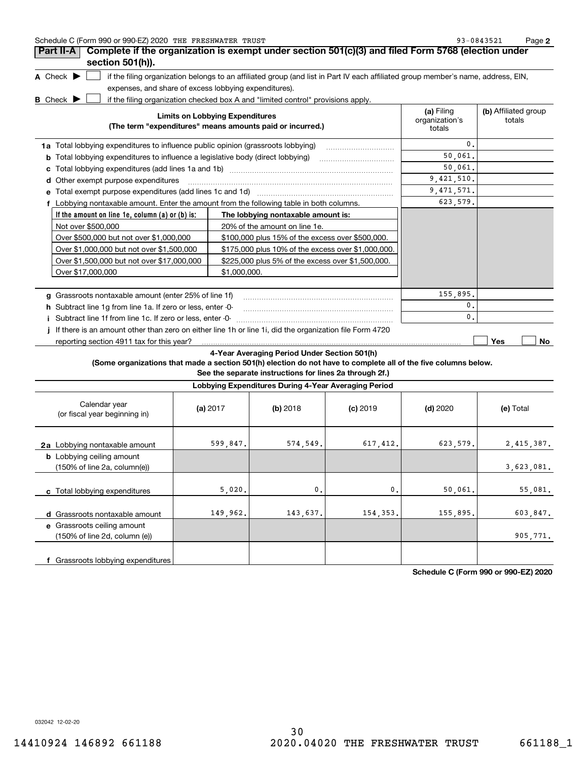## Part II-A Complete if the organization is exempt under section 501(c)(3) and filed Form 5768 (election under section 501(h)).

**A** Check ▶ ☐ if the filing organization belongs to an affiliated group (and list in Part IV each affiliated group member's name, address, EIN, expenses, and share of excess lobbying expenditures).

**B** Check ▶ ☐ if the filing organization checked box A and "limited control" provisions apply.

| Limits on Lobbying Expenditures (The term "expenditures" means amounts paid or incurred.) | (a) Filing organization's totals | (b) Affiliated group totals |
|---|---|---|
| **1a** Total lobbying expenditures to influence public opinion (grassroots lobbying) | 0. | |
| **b** Total lobbying expenditures to influence a legislative body (direct lobbying) | 50,061. | |
| **c** Total lobbying expenditures (add lines 1a and 1b) | 50,061. | |
| **d** Other exempt purpose expenditures | 9,421,510. | |
| **e** Total exempt purpose expenditures (add lines 1c and 1d) | 9,471,571. | |
| **f** Lobbying nontaxable amount. Enter the amount from the following table in both columns. | 623,579. | |

| If the amount on line 1e, column (a) or (b) is: | The lobbying nontaxable amount is: |
|---|---|
| Not over $500,000 | 20% of the amount on line 1e. |
| Over $500,000 but not over $1,000,000 | $100,000 plus 15% of the excess over $500,000. |
| Over $1,000,000 but not over $1,500,000 | $175,000 plus 10% of the excess over $1,000,000. |
| Over $1,500,000 but not over $17,000,000 | $225,000 plus 5% of the excess over $1,500,000. |
| Over $17,000,000 | $1,000,000. |

| | (a) Filing organization's totals | (b) Affiliated group totals |
|---|---|---|
| **g** Grassroots nontaxable amount (enter 25% of line 1f) | 155,895. | |
| **h** Subtract line 1g from line 1a. If zero or less, enter -0- | 0. | |
| **i** Subtract line 1f from line 1c. If zero or less, enter -0- | 0. | |

**j** If there is an amount other than zero on either line 1h or line 1i, did the organization file Form 4720 reporting section 4911 tax for this year? ☐ Yes ☐ No

**4-Year Averaging Period Under Section 501(h)**

**(Some organizations that made a section 501(h) election do not have to complete all of the five columns below. See the separate instructions for lines 2a through 2f.)**

**Lobbying Expenditures During 4-Year Averaging Period**

| Calendar year (or fiscal year beginning in) | (a) 2017 | (b) 2018 | (c) 2019 | (d) 2020 | (e) Total |
|---|---|---|---|---|---|
| **2a** Lobbying nontaxable amount | 599,847. | 574,549. | 617,412. | 623,579. | 2,415,387. |
| **b** Lobbying ceiling amount (150% of line 2a, column(e)) | | | | | 3,623,081. |
| **c** Total lobbying expenditures | 5,020. | 0. | 0. | 50,061. | 55,081. |
| **d** Grassroots nontaxable amount | 149,962. | 143,637. | 154,353. | 155,895. | 603,847. |
| **e** Grassroots ceiling amount (150% of line 2d, column (e)) | | | | | 905,771. |
| **f** Grassroots lobbying expenditures | | | | | |

**Schedule C (Form 990 or 990-EZ) 2020**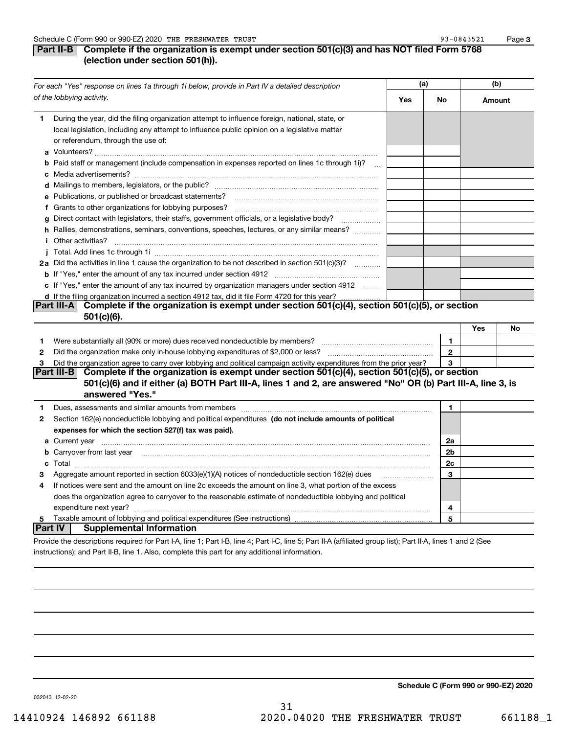Schedule C (Form 990 or 990-EZ) 2020 THE FRESHWATER TRUST 93-0843521

## Part II-B Complete if the organization is exempt under section 501(c)(3) and has NOT filed Form 5768 (election under section 501(h)).

| *For each "Yes" response on lines 1a through 1i below, provide in Part IV a detailed description of the lobbying activity.* | (a) Yes | (a) No | (b) Amount |
|---|---|---|---|
| **1** During the year, did the filing organization attempt to influence foreign, national, state, or local legislation, including any attempt to influence public opinion on a legislative matter or referendum, through the use of: | | | |
| **a** Volunteers? | | | |
| **b** Paid staff or management (include compensation in expenses reported on lines 1c through 1i)? | | | |
| **c** Media advertisements? | | | |
| **d** Mailings to members, legislators, or the public? | | | |
| **e** Publications, or published or broadcast statements? | | | |
| **f** Grants to other organizations for lobbying purposes? | | | |
| **g** Direct contact with legislators, their staffs, government officials, or a legislative body? | | | |
| **h** Rallies, demonstrations, seminars, conventions, speeches, lectures, or any similar means? | | | |
| **i** Other activities? | | | |
| **j** Total. Add lines 1c through 1i | | | |
| **2a** Did the activities in line 1 cause the organization to be not described in section 501(c)(3)? | | | |
| **b** If "Yes," enter the amount of any tax incurred under section 4912 | | | |
| **c** If "Yes," enter the amount of any tax incurred by organization managers under section 4912 | | | |
| **d** If the filing organization incurred a section 4912 tax, did it file Form 4720 for this year? | | | |

## Part III-A Complete if the organization is exempt under section 501(c)(4), section 501(c)(5), or section 501(c)(6).

| | | Yes | No |
|---|---|---|---|
| **1** Were substantially all (90% or more) dues received nondeductible by members? | 1 | | |
| **2** Did the organization make only in-house lobbying expenditures of $2,000 or less? | 2 | | |
| **3** Did the organization agree to carry over lobbying and political campaign activity expenditures from the prior year? | 3 | | |

## Part III-B Complete if the organization is exempt under section 501(c)(4), section 501(c)(5), or section 501(c)(6) and if either (a) BOTH Part III-A, lines 1 and 2, are answered "No" OR (b) Part III-A, line 3, is answered "Yes."

| | | |
|---|---|---|
| **1** Dues, assessments and similar amounts from members | 1 | |
| **2** Section 162(e) nondeductible lobbying and political expenditures **(do not include amounts of political expenses for which the section 527(f) tax was paid).** | | |
| **a** Current year | 2a | |
| **b** Carryover from last year | 2b | |
| **c** Total | 2c | |
| **3** Aggregate amount reported in section 6033(e)(1)(A) notices of nondeductible section 162(e) dues | 3 | |
| **4** If notices were sent and the amount on line 2c exceeds the amount on line 3, what portion of the excess does the organization agree to carryover to the reasonable estimate of nondeductible lobbying and political expenditure next year? | 4 | |
| **5** Taxable amount of lobbying and political expenditures (See instructions) | 5 | |

## Part IV Supplemental Information

Provide the descriptions required for Part I-A, line 1; Part I-B, line 4; Part I-C, line 5; Part II-A (affiliated group list); Part II-A, lines 1 and 2 (See instructions); and Part II-B, line 1. Also, complete this part for any additional information.

**Schedule C (Form 990 or 990-EZ) 2020**

032043 12-02-20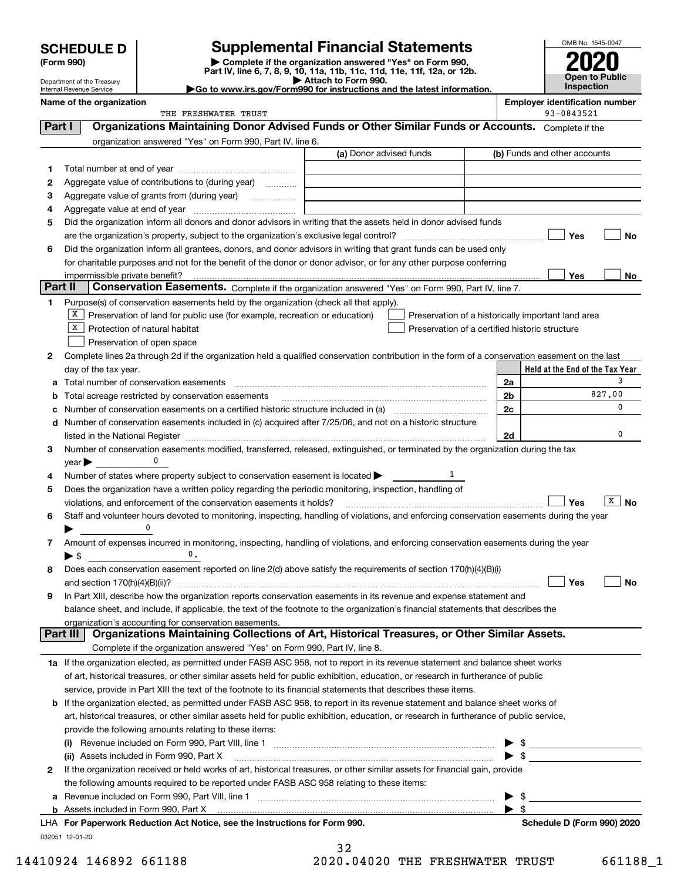# SCHEDULE D (Form 990)

Department of the Treasury
Internal Revenue Service

## Supplemental Financial Statements

▶ Complete if the organization answered "Yes" on Form 990, Part IV, line 6, 7, 8, 9, 10, 11a, 11b, 11c, 11d, 11e, 11f, 12a, or 12b.
▶ Attach to Form 990.
▶Go to www.irs.gov/Form990 for instructions and the latest information.

OMB No. 1545-0047

**2020**

**Open to Public Inspection**

**Name of the organization:** THE FRESHWATER TRUST

**Employer identification number:** 93-0843521

## Part I Organizations Maintaining Donor Advised Funds or Other Similar Funds or Accounts.

Complete if the organization answered "Yes" on Form 990, Part IV, line 6.

| | | (a) Donor advised funds | (b) Funds and other accounts |
|---|---|---|---|
| 1 | Total number at end of year | | |
| 2 | Aggregate value of contributions to (during year) | | |
| 3 | Aggregate value of grants from (during year) | | |
| 4 | Aggregate value at end of year | | |

5 Did the organization inform all donors and donor advisors in writing that the assets held in donor advised funds are the organization's property, subject to the organization's exclusive legal control? ☐ Yes ☐ No

6 Did the organization inform all grantees, donors, and donor advisors in writing that grant funds can be used only for charitable purposes and not for the benefit of the donor or donor advisor, or for any other purpose conferring impermissible private benefit? ☐ Yes ☐ No

## Part II Conservation Easements.

Complete if the organization answered "Yes" on Form 990, Part IV, line 7.

1 Purpose(s) of conservation easements held by the organization (check all that apply).

- ☒ Preservation of land for public use (for example, recreation or education)
- ☒ Protection of natural habitat
- ☐ Preservation of open space
- ☐ Preservation of a historically important land area
- ☐ Preservation of a certified historic structure

2 Complete lines 2a through 2d if the organization held a qualified conservation contribution in the form of a conservation easement on the last day of the tax year.

| | | | Held at the End of the Tax Year |
|---|---|---|---|
| a | Total number of conservation easements | 2a | 3 |
| b | Total acreage restricted by conservation easements | 2b | 827.00 |
| c | Number of conservation easements on a certified historic structure included in (a) | 2c | 0 |
| d | Number of conservation easements included in (c) acquired after 7/25/06, and not on a historic structure listed in the National Register | 2d | 0 |

3 Number of conservation easements modified, transferred, released, extinguished, or terminated by the organization during the tax year ▶ 0

4 Number of states where property subject to conservation easement is located ▶ 1

5 Does the organization have a written policy regarding the periodic monitoring, inspection, handling of violations, and enforcement of the conservation easements it holds? ☐ Yes ☒ No

6 Staff and volunteer hours devoted to monitoring, inspecting, handling of violations, and enforcing conservation easements during the year ▶ 0

7 Amount of expenses incurred in monitoring, inspecting, handling of violations, and enforcing conservation easements during the year ▶ $ 0.

8 Does each conservation easement reported on line 2(d) above satisfy the requirements of section 170(h)(4)(B)(i) and section 170(h)(4)(B)(ii)? ☐ Yes ☐ No

9 In Part XIII, describe how the organization reports conservation easements in its revenue and expense statement and balance sheet, and include, if applicable, the text of the footnote to the organization's financial statements that describes the organization's accounting for conservation easements.

## Part III Organizations Maintaining Collections of Art, Historical Treasures, or Other Similar Assets.

Complete if the organization answered "Yes" on Form 990, Part IV, line 8.

1a If the organization elected, as permitted under FASB ASC 958, not to report in its revenue statement and balance sheet works of art, historical treasures, or other similar assets held for public exhibition, education, or research in furtherance of public service, provide in Part XIII the text of the footnote to its financial statements that describes these items.

b If the organization elected, as permitted under FASB ASC 958, to report in its revenue statement and balance sheet works of art, historical treasures, or other similar assets held for public exhibition, education, or research in furtherance of public service, provide the following amounts relating to these items:

(i) Revenue included on Form 990, Part VIII, line 1 ▶ $

(ii) Assets included in Form 990, Part X ▶ $

2 If the organization received or held works of art, historical treasures, or other similar assets for financial gain, provide the following amounts required to be reported under FASB ASC 958 relating to these items:

a Revenue included on Form 990, Part VIII, line 1 ▶ $

b Assets included in Form 990, Part X ▶ $

LHA For Paperwork Reduction Act Notice, see the Instructions for Form 990. Schedule D (Form 990) 2020

032051 12-01-20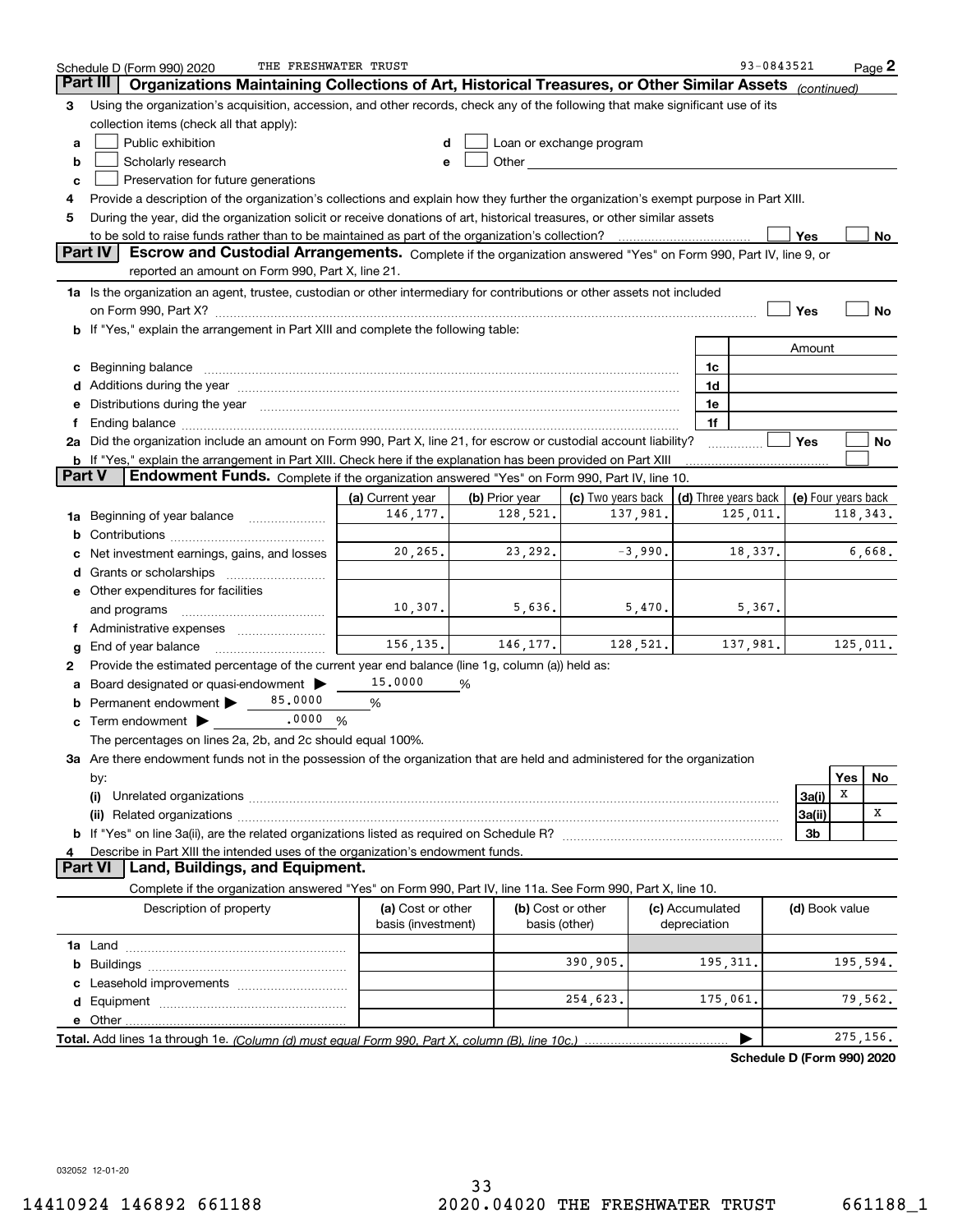Schedule D (Form 990) 2020 THE FRESHWATER TRUST 93-0843521 Page 2

## Part III Organizations Maintaining Collections of Art, Historical Treasures, or Other Similar Assets *(continued)*

**3** Using the organization's acquisition, accession, and other records, check any of the following that make significant use of its collection items (check all that apply):

- **a** ☐ Public exhibition
- **b** ☐ Scholarly research
- **c** ☐ Preservation for future generations
- **d** ☐ Loan or exchange program
- **e** ☐ Other

**4** Provide a description of the organization's collections and explain how they further the organization's exempt purpose in Part XIII.

**5** During the year, did the organization solicit or receive donations of art, historical treasures, or other similar assets to be sold to raise funds rather than to be maintained as part of the organization's collection? ☐ Yes ☐ No

## Part IV Escrow and Custodial Arrangements.

Complete if the organization answered "Yes" on Form 990, Part IV, line 9, or reported an amount on Form 990, Part X, line 21.

**1a** Is the organization an agent, trustee, custodian or other intermediary for contributions or other assets not included on Form 990, Part X? ☐ Yes ☐ No

**b** If "Yes," explain the arrangement in Part XIII and complete the following table:

| | | Amount |
|---|---|---|
| **c** Beginning balance | 1c | |
| **d** Additions during the year | 1d | |
| **e** Distributions during the year | 1e | |
| **f** Ending balance | 1f | |

**2a** Did the organization include an amount on Form 990, Part X, line 21, for escrow or custodial account liability? ☐ Yes ☐ No

**b** If "Yes," explain the arrangement in Part XIII. Check here if the explanation has been provided on Part XIII ☐

## Part V Endowment Funds.

Complete if the organization answered "Yes" on Form 990, Part IV, line 10.

| | (a) Current year | (b) Prior year | (c) Two years back | (d) Three years back | (e) Four years back |
|---|---|---|---|---|---|
| **1a** Beginning of year balance | 146,177. | 128,521. | 137,981. | 125,011. | 118,343. |
| **b** Contributions | | | | | |
| **c** Net investment earnings, gains, and losses | 20,265. | 23,292. | -3,990. | 18,337. | 6,668. |
| **d** Grants or scholarships | | | | | |
| **e** Other expenditures for facilities and programs | 10,307. | 5,636. | 5,470. | 5,367. | |
| **f** Administrative expenses | | | | | |
| **g** End of year balance | 156,135. | 146,177. | 128,521. | 137,981. | 125,011. |

**2** Provide the estimated percentage of the current year end balance (line 1g, column (a)) held as:

- **a** Board designated or quasi-endowment ▶ 15.0000 %
- **b** Permanent endowment ▶ 85.0000 %
- **c** Term endowment ▶ .0000 %

The percentages on lines 2a, 2b, and 2c should equal 100%.

**3a** Are there endowment funds not in the possession of the organization that are held and administered for the organization by:

| | | Yes | No |
|---|---|---|---|
| **(i)** Unrelated organizations | 3a(i) | X | |
| **(ii)** Related organizations | 3a(ii) | | X |
| **b** If "Yes" on line 3a(ii), are the related organizations listed as required on Schedule R? | 3b | | |

**4** Describe in Part XIII the intended uses of the organization's endowment funds.

## Part VI Land, Buildings, and Equipment.

Complete if the organization answered "Yes" on Form 990, Part IV, line 11a. See Form 990, Part X, line 10.

| Description of property | (a) Cost or other basis (investment) | (b) Cost or other basis (other) | (c) Accumulated depreciation | (d) Book value |
|---|---|---|---|---|
| **1a** Land | | | | |
| **b** Buildings | | 390,905. | 195,311. | 195,594. |
| **c** Leasehold improvements | | | | |
| **d** Equipment | | 254,623. | 175,061. | 79,562. |
| **e** Other | | | | |
| **Total.** Add lines 1a through 1e. *(Column (d) must equal Form 990, Part X, column (B), line 10c.)* | | | ▶ | 275,156. |

**Schedule D (Form 990) 2020**

032052 12-01-20

14410924 146892 661188 2020.04020 THE FRESHWATER TRUST 661188_1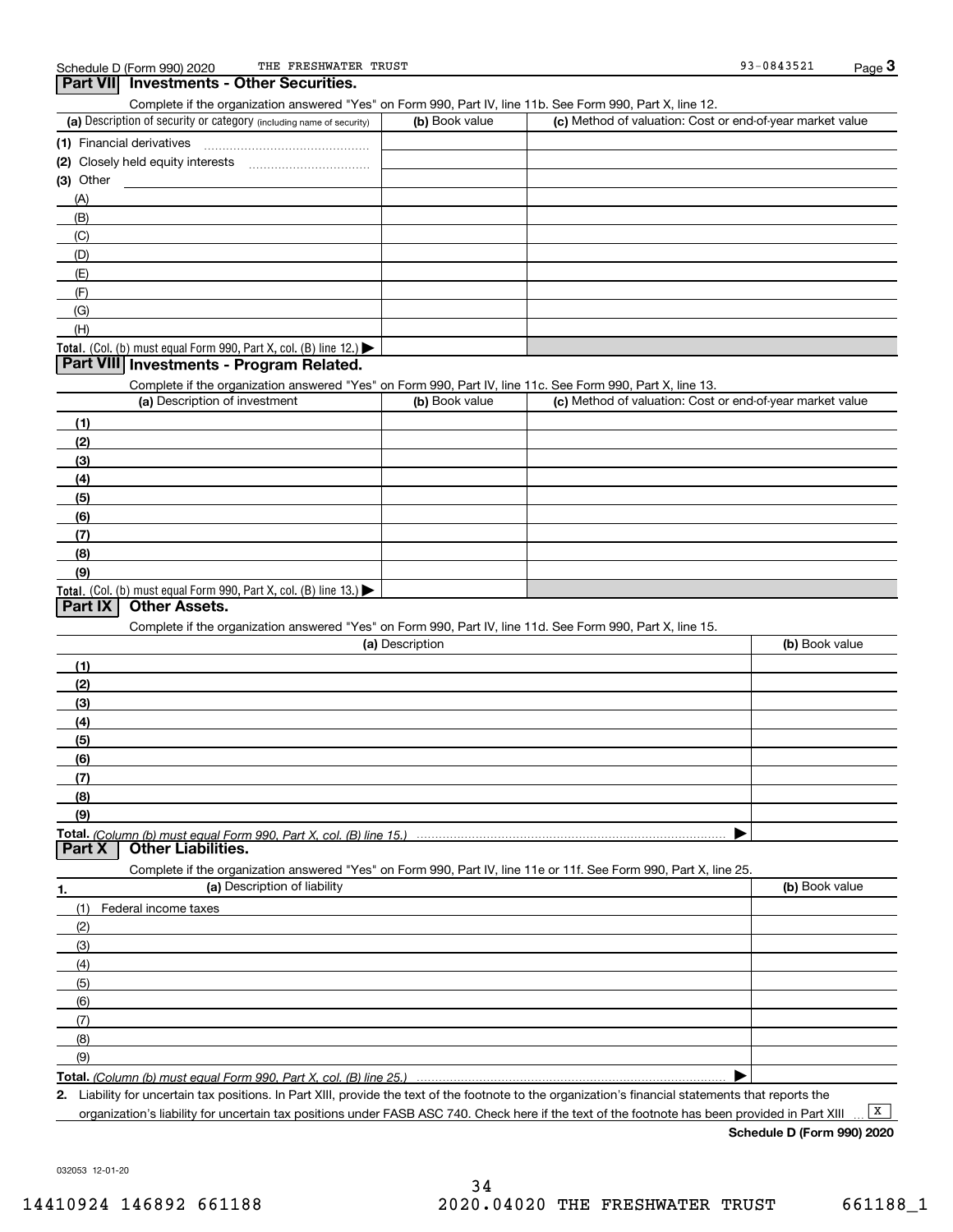Schedule D (Form 990) 2020 THE FRESHWATER TRUST 93-0843521

## Part VII Investments - Other Securities.

Complete if the organization answered "Yes" on Form 990, Part IV, line 11b. See Form 990, Part X, line 12.

| (a) Description of security or category (including name of security) | (b) Book value | (c) Method of valuation: Cost or end-of-year market value |
|---|---|---|
| (1) Financial derivatives | | |
| (2) Closely held equity interests | | |
| (3) Other | | |
| (A) | | |
| (B) | | |
| (C) | | |
| (D) | | |
| (E) | | |
| (F) | | |
| (G) | | |
| (H) | | |
| **Total.** (Col. (b) must equal Form 990, Part X, col. (B) line 12.) ▶ | | |

## Part VIII Investments - Program Related.

Complete if the organization answered "Yes" on Form 990, Part IV, line 11c. See Form 990, Part X, line 13.

| (a) Description of investment | (b) Book value | (c) Method of valuation: Cost or end-of-year market value |
|---|---|---|
| (1) | | |
| (2) | | |
| (3) | | |
| (4) | | |
| (5) | | |
| (6) | | |
| (7) | | |
| (8) | | |
| (9) | | |
| **Total.** (Col. (b) must equal Form 990, Part X, col. (B) line 13.) ▶ | | |

## Part IX Other Assets.

Complete if the organization answered "Yes" on Form 990, Part IV, line 11d. See Form 990, Part X, line 15.

| (a) Description | (b) Book value |
|---|---|
| (1) | |
| (2) | |
| (3) | |
| (4) | |
| (5) | |
| (6) | |
| (7) | |
| (8) | |
| (9) | |
| **Total.** *(Column (b) must equal Form 990, Part X, col. (B) line 15.)* ▶ | |

## Part X Other Liabilities.

Complete if the organization answered "Yes" on Form 990, Part IV, line 11e or 11f. See Form 990, Part X, line 25.

| 1. (a) Description of liability | (b) Book value |
|---|---|
| (1) Federal income taxes | |
| (2) | |
| (3) | |
| (4) | |
| (5) | |
| (6) | |
| (7) | |
| (8) | |
| (9) | |
| **Total.** *(Column (b) must equal Form 990, Part X, col. (B) line 25.)* ▶ | |

2. Liability for uncertain tax positions. In Part XIII, provide the text of the footnote to the organization's financial statements that reports the organization's liability for uncertain tax positions under FASB ASC 740. Check here if the text of the footnote has been provided in Part XIII ... [X]

**Schedule D (Form 990) 2020**

032053 12-01-20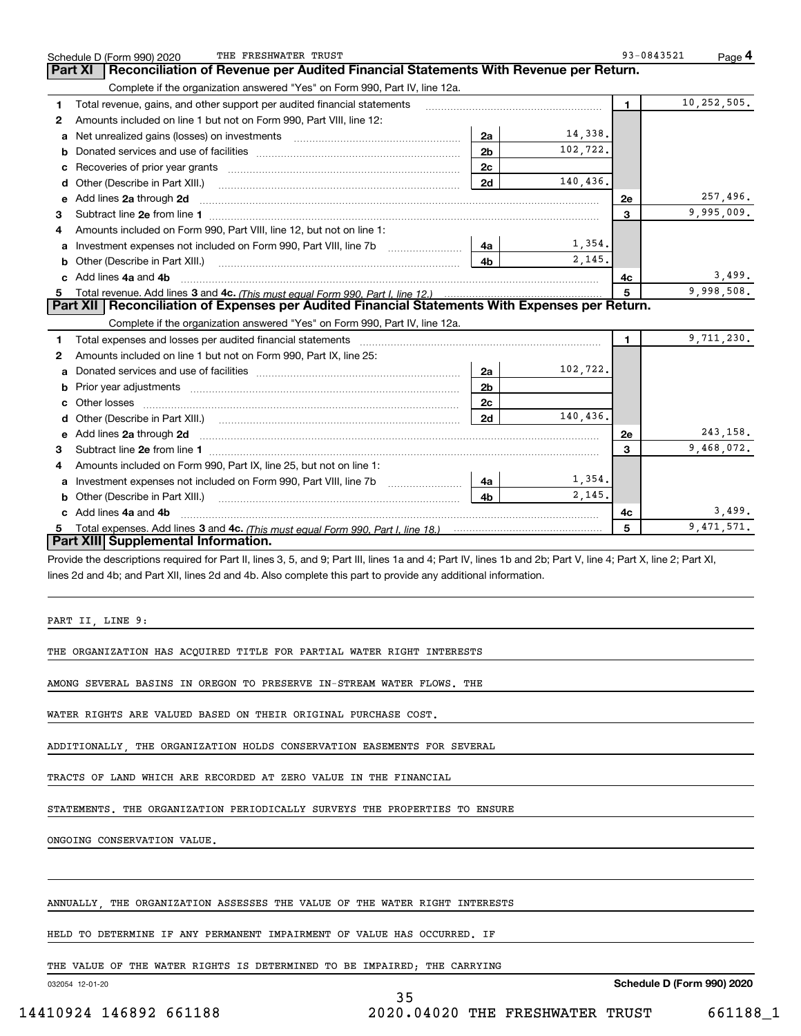Schedule D (Form 990) 2020 THE FRESHWATER TRUST 93-0843521 Page 4

## Part XI Reconciliation of Revenue per Audited Financial Statements With Revenue per Return.

Complete if the organization answered "Yes" on Form 990, Part IV, line 12a.

| | | | | | |
|---|---|---|---|---|---|
| 1 | Total revenue, gains, and other support per audited financial statements | | | 1 | 10,252,505. |
| 2 | Amounts included on line 1 but not on Form 990, Part VIII, line 12: | | | | |
| a | Net unrealized gains (losses) on investments | 2a | 14,338. | | |
| b | Donated services and use of facilities | 2b | 102,722. | | |
| c | Recoveries of prior year grants | 2c | | | |
| d | Other (Describe in Part XIII.) | 2d | 140,436. | | |
| e | Add lines 2a through 2d | | | 2e | 257,496. |
| 3 | Subtract line 2e from line 1 | | | 3 | 9,995,009. |
| 4 | Amounts included on Form 990, Part VIII, line 12, but not on line 1: | | | | |
| a | Investment expenses not included on Form 990, Part VIII, line 7b | 4a | 1,354. | | |
| b | Other (Describe in Part XIII.) | 4b | 2,145. | | |
| c | Add lines 4a and 4b | | | 4c | 3,499. |
| 5 | Total revenue. Add lines 3 and 4c. *(This must equal Form 990, Part I, line 12.)* | | | 5 | 9,998,508. |

## Part XII Reconciliation of Expenses per Audited Financial Statements With Expenses per Return.

Complete if the organization answered "Yes" on Form 990, Part IV, line 12a.

| | | | | | |
|---|---|---|---|---|---|
| 1 | Total expenses and losses per audited financial statements | | | 1 | 9,711,230. |
| 2 | Amounts included on line 1 but not on Form 990, Part IX, line 25: | | | | |
| a | Donated services and use of facilities | 2a | 102,722. | | |
| b | Prior year adjustments | 2b | | | |
| c | Other losses | 2c | | | |
| d | Other (Describe in Part XIII.) | 2d | 140,436. | | |
| e | Add lines 2a through 2d | | | 2e | 243,158. |
| 3 | Subtract line 2e from line 1 | | | 3 | 9,468,072. |
| 4 | Amounts included on Form 990, Part IX, line 25, but not on line 1: | | | | |
| a | Investment expenses not included on Form 990, Part VIII, line 7b | 4a | 1,354. | | |
| b | Other (Describe in Part XIII.) | 4b | 2,145. | | |
| c | Add lines 4a and 4b | | | 4c | 3,499. |
| 5 | Total expenses. Add lines 3 and 4c. *(This must equal Form 990, Part I, line 18.)* | | | 5 | 9,471,571. |

## Part XIII Supplemental Information.

Provide the descriptions required for Part II, lines 3, 5, and 9; Part III, lines 1a and 4; Part IV, lines 1b and 2b; Part V, line 4; Part X, line 2; Part XI, lines 2d and 4b; and Part XII, lines 2d and 4b. Also complete this part to provide any additional information.

PART II, LINE 9:

THE ORGANIZATION HAS ACQUIRED TITLE FOR PARTIAL WATER RIGHT INTERESTS AMONG SEVERAL BASINS IN OREGON TO PRESERVE IN-STREAM WATER FLOWS. THE WATER RIGHTS ARE VALUED BASED ON THEIR ORIGINAL PURCHASE COST. ADDITIONALLY, THE ORGANIZATION HOLDS CONSERVATION EASEMENTS FOR SEVERAL TRACTS OF LAND WHICH ARE RECORDED AT ZERO VALUE IN THE FINANCIAL STATEMENTS. THE ORGANIZATION PERIODICALLY SURVEYS THE PROPERTIES TO ENSURE ONGOING CONSERVATION VALUE.

ANNUALLY, THE ORGANIZATION ASSESSES THE VALUE OF THE WATER RIGHT INTERESTS HELD TO DETERMINE IF ANY PERMANENT IMPAIRMENT OF VALUE HAS OCCURRED. IF THE VALUE OF THE WATER RIGHTS IS DETERMINED TO BE IMPAIRED; THE CARRYING

032054 12-01-20 Schedule D (Form 990) 2020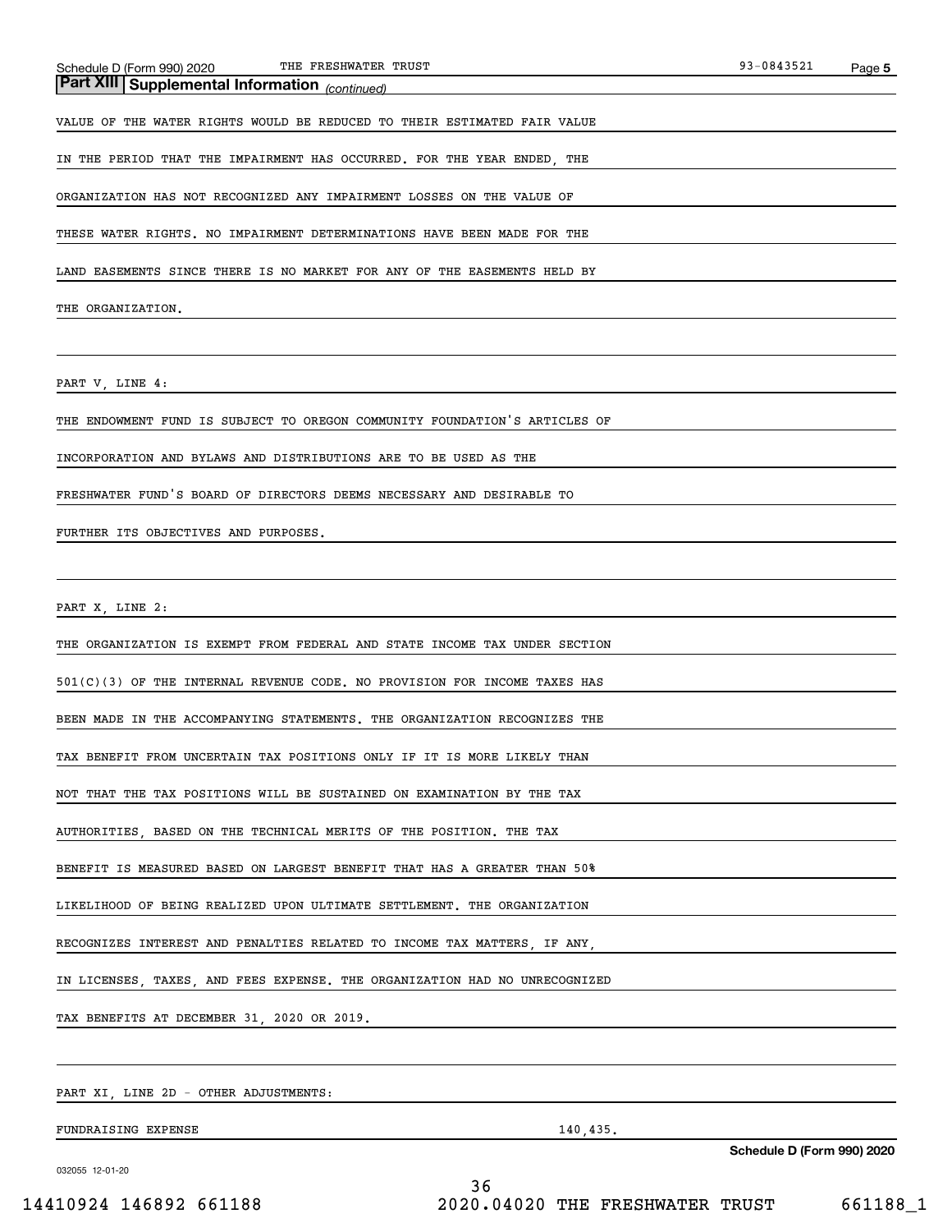## Part XIII Supplemental Information *(continued)*

VALUE OF THE WATER RIGHTS WOULD BE REDUCED TO THEIR ESTIMATED FAIR VALUE IN THE PERIOD THAT THE IMPAIRMENT HAS OCCURRED. FOR THE YEAR ENDED, THE ORGANIZATION HAS NOT RECOGNIZED ANY IMPAIRMENT LOSSES ON THE VALUE OF THESE WATER RIGHTS. NO IMPAIRMENT DETERMINATIONS HAVE BEEN MADE FOR THE LAND EASEMENTS SINCE THERE IS NO MARKET FOR ANY OF THE EASEMENTS HELD BY THE ORGANIZATION.

PART V, LINE 4:

THE ENDOWMENT FUND IS SUBJECT TO OREGON COMMUNITY FOUNDATION'S ARTICLES OF INCORPORATION AND BYLAWS AND DISTRIBUTIONS ARE TO BE USED AS THE FRESHWATER FUND'S BOARD OF DIRECTORS DEEMS NECESSARY AND DESIRABLE TO FURTHER ITS OBJECTIVES AND PURPOSES.

PART X, LINE 2:

THE ORGANIZATION IS EXEMPT FROM FEDERAL AND STATE INCOME TAX UNDER SECTION 501(C)(3) OF THE INTERNAL REVENUE CODE. NO PROVISION FOR INCOME TAXES HAS BEEN MADE IN THE ACCOMPANYING STATEMENTS. THE ORGANIZATION RECOGNIZES THE TAX BENEFIT FROM UNCERTAIN TAX POSITIONS ONLY IF IT IS MORE LIKELY THAN NOT THAT THE TAX POSITIONS WILL BE SUSTAINED ON EXAMINATION BY THE TAX AUTHORITIES, BASED ON THE TECHNICAL MERITS OF THE POSITION. THE TAX BENEFIT IS MEASURED BASED ON LARGEST BENEFIT THAT HAS A GREATER THAN 50% LIKELIHOOD OF BEING REALIZED UPON ULTIMATE SETTLEMENT. THE ORGANIZATION RECOGNIZES INTEREST AND PENALTIES RELATED TO INCOME TAX MATTERS, IF ANY, IN LICENSES, TAXES, AND FEES EXPENSE. THE ORGANIZATION HAD NO UNRECOGNIZED TAX BENEFITS AT DECEMBER 31, 2020 OR 2019.

PART XI, LINE 2D - OTHER ADJUSTMENTS:

| | |
|---|---|
| FUNDRAISING EXPENSE | 140,435. |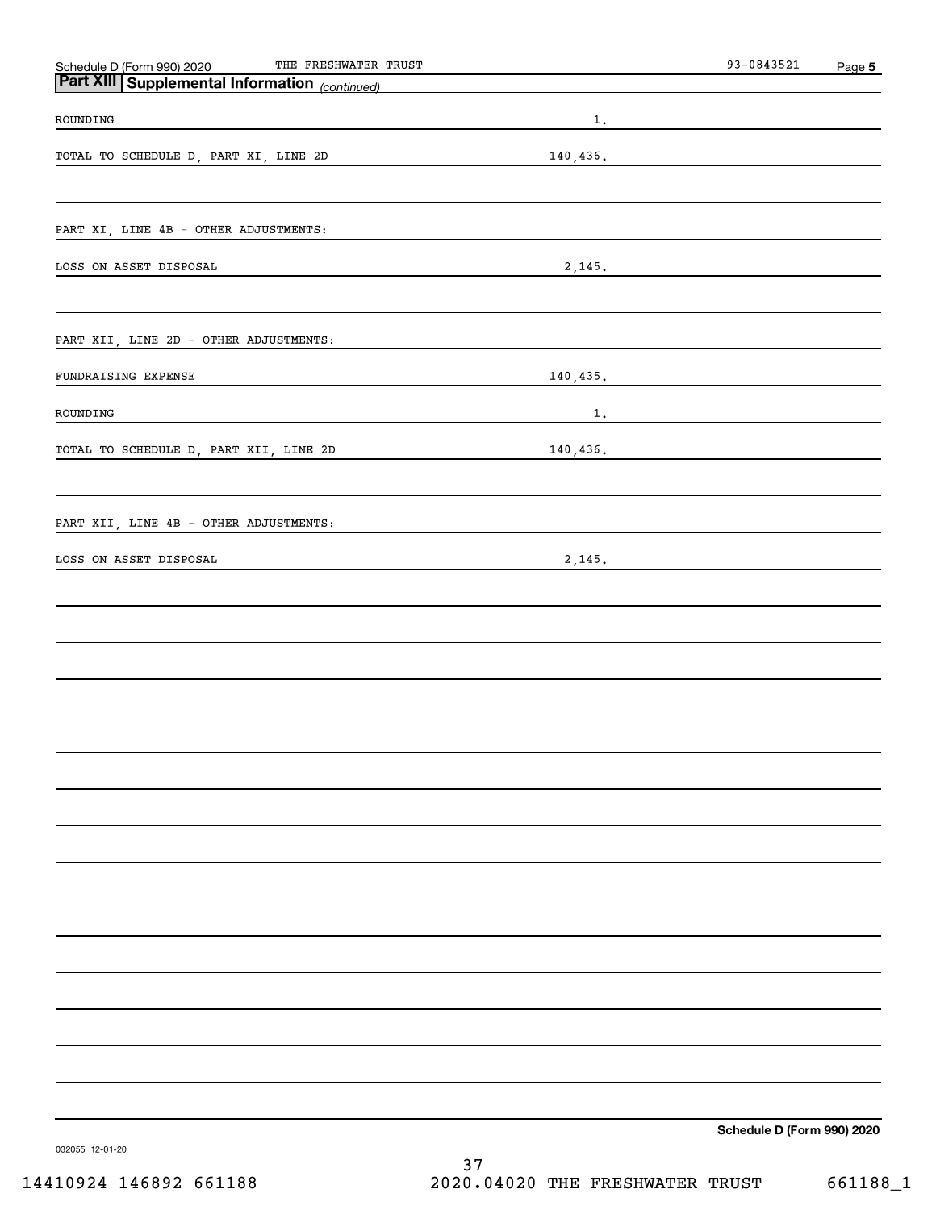## Part XIII Supplemental Information *(continued)*

| | |
|---|---|
| ROUNDING | 1. |
| TOTAL TO SCHEDULE D, PART XI, LINE 2D | 140,436. |

| | |
|---|---|
| PART XI, LINE 4B - OTHER ADJUSTMENTS: | |
| LOSS ON ASSET DISPOSAL | 2,145. |

| | |
|---|---|
| PART XII, LINE 2D - OTHER ADJUSTMENTS: | |
| FUNDRAISING EXPENSE | 140,435. |
| ROUNDING | 1. |
| TOTAL TO SCHEDULE D, PART XII, LINE 2D | 140,436. |

| | |
|---|---|
| PART XII, LINE 4B - OTHER ADJUSTMENTS: | |
| LOSS ON ASSET DISPOSAL | 2,145. |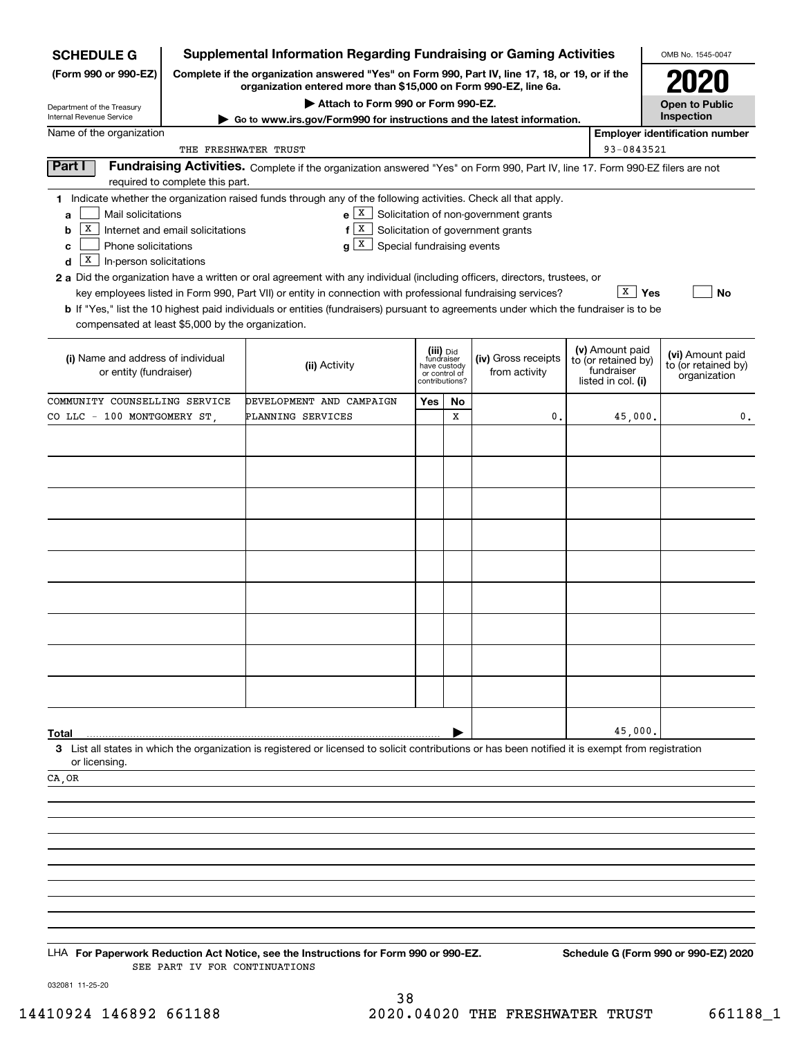# SCHEDULE G (Form 990 or 990-EZ)

Department of the Treasury
Internal Revenue Service

## Supplemental Information Regarding Fundraising or Gaming Activities

**Complete if the organization answered "Yes" on Form 990, Part IV, line 17, 18, or 19, or if the organization entered more than $15,000 on Form 990-EZ, line 6a.**

**▶ Attach to Form 990 or Form 990-EZ.**

**▶ Go to www.irs.gov/Form990 for instructions and the latest information.**

OMB No. 1545-0047

**2020**

**Open to Public Inspection**

Name of the organization: THE FRESHWATER TRUST

Employer identification number: 93-0843521

### Part I Fundraising Activities.

Complete if the organization answered "Yes" on Form 990, Part IV, line 17. Form 990-EZ filers are not required to complete this part.

**1** Indicate whether the organization raised funds through any of the following activities. Check all that apply.

- **a** [ ] Mail solicitations
- **b** [X] Internet and email solicitations
- **c** [ ] Phone solicitations
- **d** [X] In-person solicitations
- **e** [X] Solicitation of non-government grants
- **f** [X] Solicitation of government grants
- **g** [X] Special fundraising events

**2 a** Did the organization have a written or oral agreement with any individual (including officers, directors, trustees, or key employees listed in Form 990, Part VII) or entity in connection with professional fundraising services? [X] Yes [ ] No

**b** If "Yes," list the 10 highest paid individuals or entities (fundraisers) pursuant to agreements under which the fundraiser is to be compensated at least $5,000 by the organization.

| (i) Name and address of individual or entity (fundraiser) | (ii) Activity | (iii) Did fundraiser have custody or control of contributions? Yes | No | (iv) Gross receipts from activity | (v) Amount paid to (or retained by) fundraiser listed in col. (i) | (vi) Amount paid to (or retained by) organization |
|---|---|---|---|---|---|---|
| COMMUNITY COUNSELLING SERVICE CO LLC - 100 MONTGOMERY ST, | DEVELOPMENT AND CAMPAIGN PLANNING SERVICES | | X | 0. | 45,000. | 0. |
| | | | | | | |
| | | | | | | |
| | | | | | | |
| | | | | | | |
| | | | | | | |
| | | | | | | |
| | | | | | | |
| | | | | | | |
| | | | | | | |
| **Total** ▶ | | | | | 45,000. | |

**3** List all states in which the organization is registered or licensed to solicit contributions or has been notified it is exempt from registration or licensing.

CA,OR

LHA **For Paperwork Reduction Act Notice, see the Instructions for Form 990 or 990-EZ.** **Schedule G (Form 990 or 990-EZ) 2020**

SEE PART IV FOR CONTINUATIONS

032081 11-25-20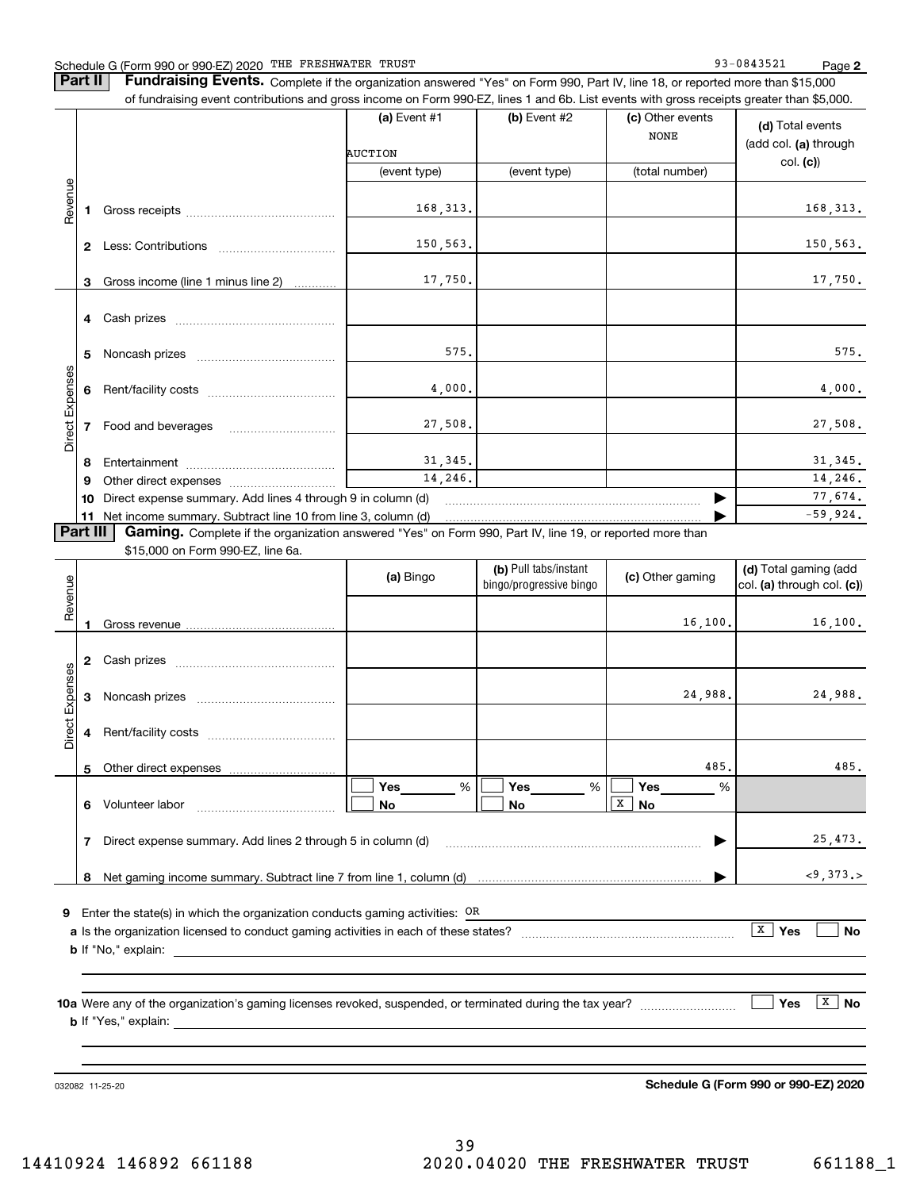Schedule G (Form 990 or 990-EZ) 2020 THE FRESHWATER TRUST 93-0843521 Page **2**

**Part II** **Fundraising Events.** Complete if the organization answered "Yes" on Form 990, Part IV, line 18, or reported more than $15,000 of fundraising event contributions and gross income on Form 990-EZ, lines 1 and 6b. List events with gross receipts greater than $5,000.

| | | (a) Event #1 | (b) Event #2 | (c) Other events | (d) Total events (add col. (a) through col. (c)) |
|---|---|---|---|---|---|
| | | AUCTION | | NONE | |
| | | (event type) | (event type) | (total number) | |
| Revenue | 1 Gross receipts | 168,313. | | | 168,313. |
| | 2 Less: Contributions | 150,563. | | | 150,563. |
| | 3 Gross income (line 1 minus line 2) | 17,750. | | | 17,750. |
| Direct Expenses | 4 Cash prizes | | | | |
| | 5 Noncash prizes | 575. | | | 575. |
| | 6 Rent/facility costs | 4,000. | | | 4,000. |
| | 7 Food and beverages | 27,508. | | | 27,508. |
| | 8 Entertainment | 31,345. | | | 31,345. |
| | 9 Other direct expenses | 14,246. | | | 14,246. |
| | 10 Direct expense summary. Add lines 4 through 9 in column (d) | | | ▶ | 77,674. |
| | 11 Net income summary. Subtract line 10 from line 3, column (d) | | | ▶ | -59,924. |

**Part III** **Gaming.** Complete if the organization answered "Yes" on Form 990, Part IV, line 19, or reported more than $15,000 on Form 990-EZ, line 6a.

| | | (a) Bingo | (b) Pull tabs/instant bingo/progressive bingo | (c) Other gaming | (d) Total gaming (add col. (a) through col. (c)) |
|---|---|---|---|---|---|
| Revenue | 1 Gross revenue | | | 16,100. | 16,100. |
| Direct Expenses | 2 Cash prizes | | | | |
| | 3 Noncash prizes | | | 24,988. | 24,988. |
| | 4 Rent/facility costs | | | | |
| | 5 Other direct expenses | | | 485. | 485. |
| | 6 Volunteer labor | ☐ Yes ____ % ☐ No | ☐ Yes ____ % ☐ No | ☐ Yes ____ % ☒ No | |
| | 7 Direct expense summary. Add lines 2 through 5 in column (d) | | | ▶ | 25,473. |
| | 8 Net gaming income summary. Subtract line 7 from line 1, column (d) | | | ▶ | <9,373.> |

**9** Enter the state(s) in which the organization conducts gaming activities: OR

**a** Is the organization licensed to conduct gaming activities in each of these states? ☒ Yes ☐ No

**b** If "No," explain:

**10a** Were any of the organization's gaming licenses revoked, suspended, or terminated during the tax year? ☐ Yes ☒ No

**b** If "Yes," explain:

032082 11-25-20 **Schedule G (Form 990 or 990-EZ) 2020**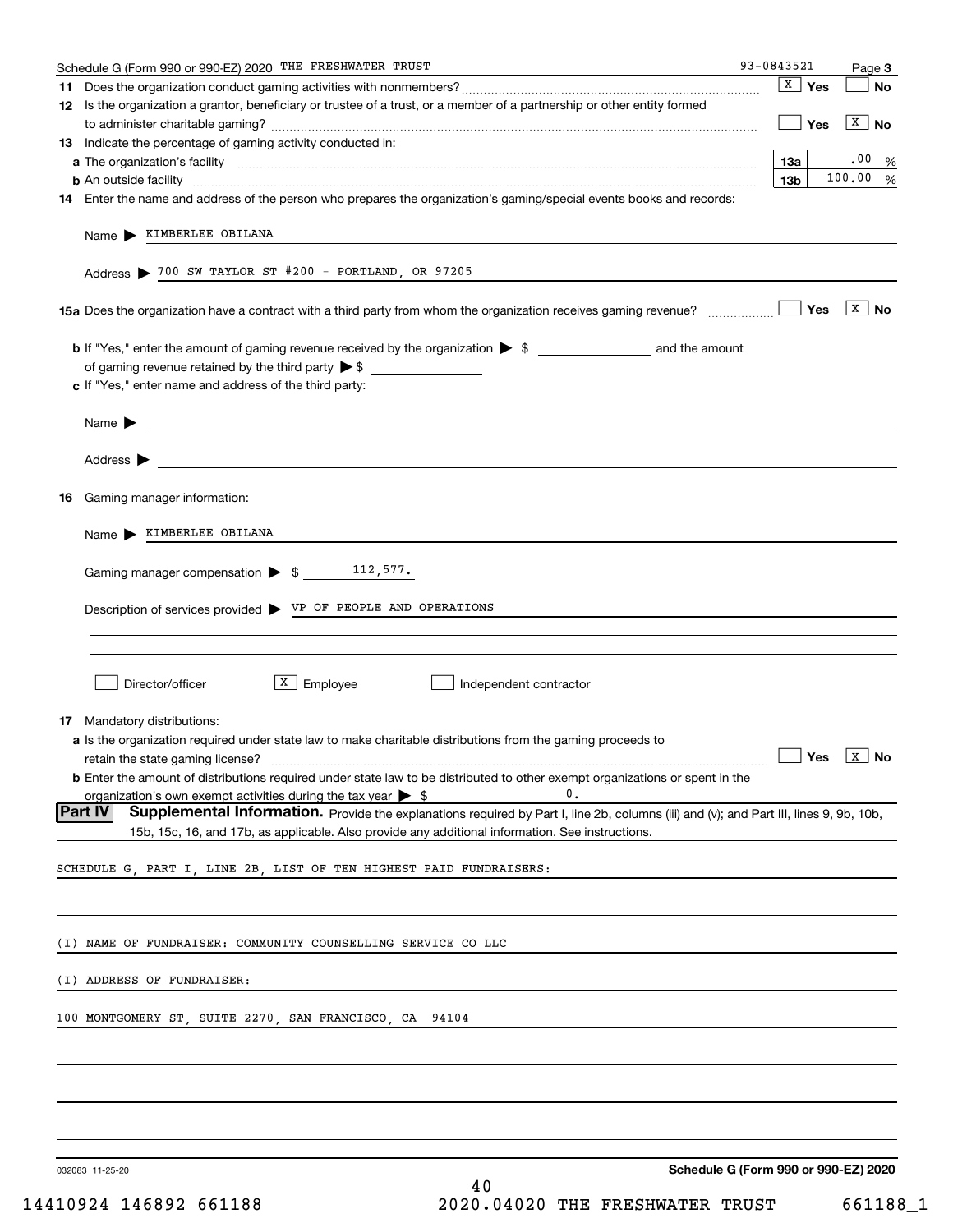Schedule G (Form 990 or 990-EZ) 2020 THE FRESHWATER TRUST 93-0843521 Page 3

**11** Does the organization conduct gaming activities with nonmembers? [X] Yes [ ] No

**12** Is the organization a grantor, beneficiary or trustee of a trust, or a member of a partnership or other entity formed to administer charitable gaming? [ ] Yes [X] No

**13** Indicate the percentage of gaming activity conducted in:

| | | |
|---|---|---|
| **a** The organization's facility | **13a** | .00 % |
| **b** An outside facility | **13b** | 100.00 % |

**14** Enter the name and address of the person who prepares the organization's gaming/special events books and records:

Name ▶ KIMBERLEE OBILANA

Address ▶ 700 SW TAYLOR ST #200 - PORTLAND, OR 97205

**15a** Does the organization have a contract with a third party from whom the organization receives gaming revenue? [ ] Yes [X] No

**b** If "Yes," enter the amount of gaming revenue received by the organization ▶ $ ______ and the amount of gaming revenue retained by the third party ▶ $ ______

**c** If "Yes," enter name and address of the third party:

Name ▶

Address ▶

**16** Gaming manager information:

Name ▶ KIMBERLEE OBILANA

Gaming manager compensation ▶ $ 112,577.

Description of services provided ▶ VP OF PEOPLE AND OPERATIONS

[ ] Director/officer [X] Employee [ ] Independent contractor

**17** Mandatory distributions:

**a** Is the organization required under state law to make charitable distributions from the gaming proceeds to retain the state gaming license? [ ] Yes [X] No

**b** Enter the amount of distributions required under state law to be distributed to other exempt organizations or spent in the organization's own exempt activities during the tax year ▶ $ 0.

**Part IV** **Supplemental Information.** Provide the explanations required by Part I, line 2b, columns (iii) and (v); and Part III, lines 9, 9b, 10b, 15b, 15c, 16, and 17b, as applicable. Also provide any additional information. See instructions.

SCHEDULE G, PART I, LINE 2B, LIST OF TEN HIGHEST PAID FUNDRAISERS:

(I) NAME OF FUNDRAISER: COMMUNITY COUNSELLING SERVICE CO LLC

(I) ADDRESS OF FUNDRAISER:

100 MONTGOMERY ST, SUITE 2270, SAN FRANCISCO, CA 94104

032083 11-25-20 **Schedule G (Form 990 or 990-EZ) 2020**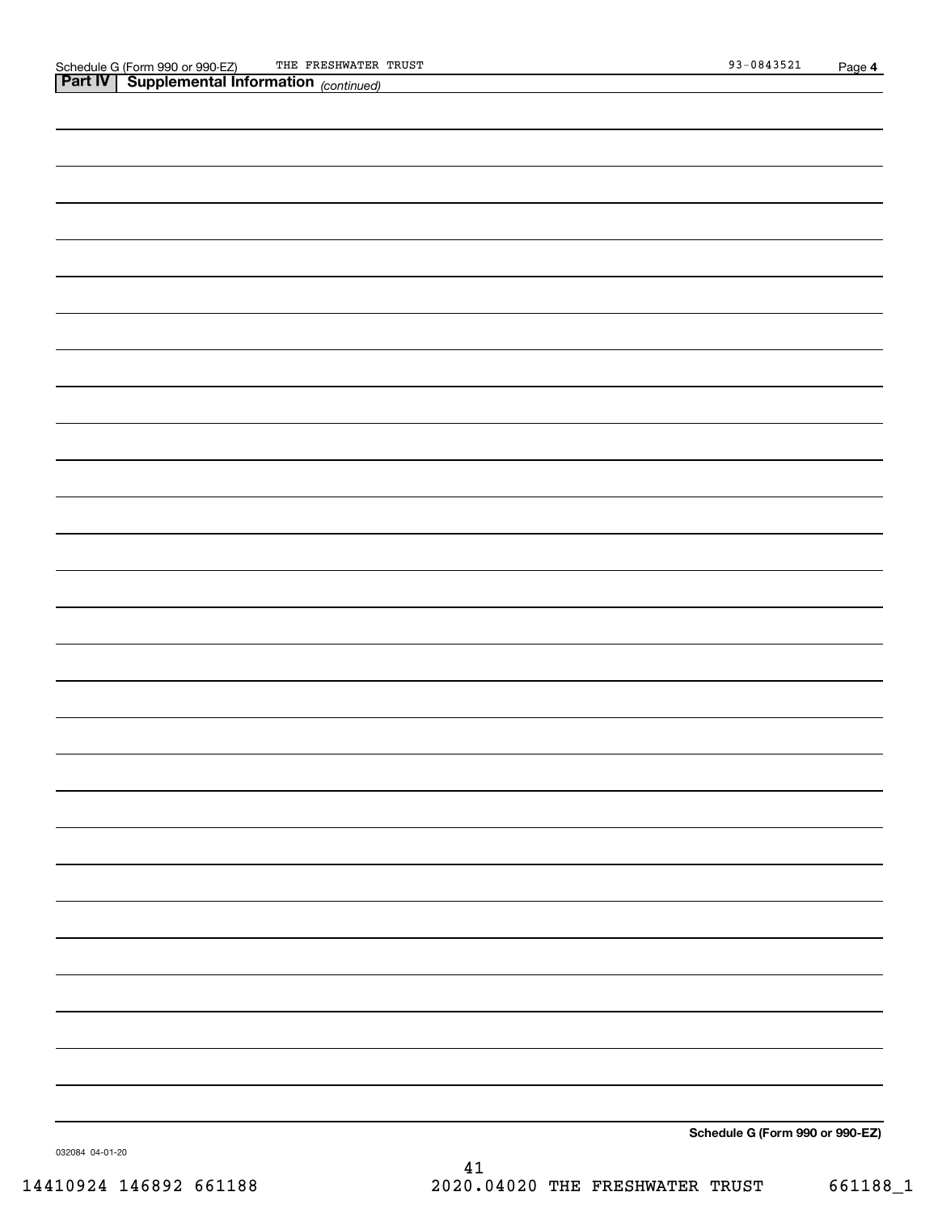Schedule G (Form 990 or 990-EZ) THE FRESHWATER TRUST 93-0843521

## Part IV Supplemental Information *(continued)*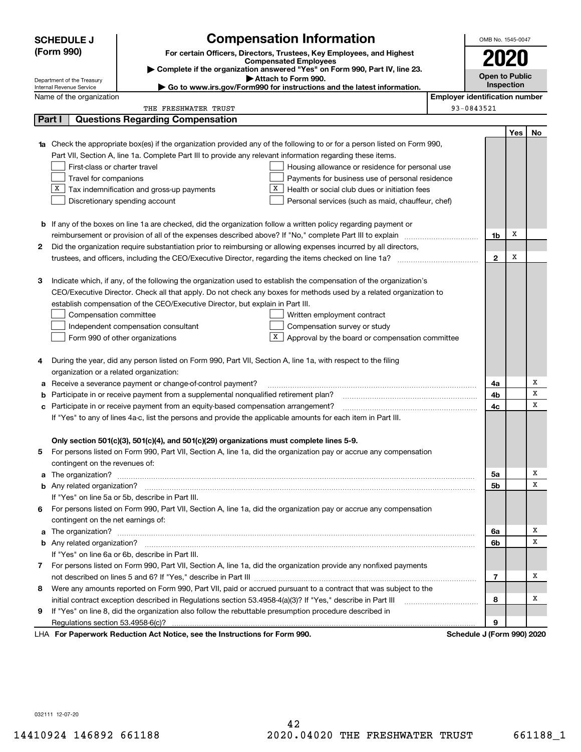# SCHEDULE J (Form 990)

## Compensation Information

**For certain Officers, Directors, Trustees, Key Employees, and Highest Compensated Employees**

▶ Complete if the organization answered "Yes" on Form 990, Part IV, line 23.
▶ Attach to Form 990.
▶ Go to www.irs.gov/Form990 for instructions and the latest information.

Department of the Treasury
Internal Revenue Service

OMB No. 1545-0047

**2020**

**Open to Public Inspection**

Name of the organization: THE FRESHWATER TRUST

Employer identification number: 93-0843521

## Part I Questions Regarding Compensation

| | | | Yes | No |
|---|---|---|---|---|
| **1a** | Check the appropriate box(es) if the organization provided any of the following to or for a person listed on Form 990, Part VII, Section A, line 1a. Complete Part III to provide any relevant information regarding these items.<br>☐ First-class or charter travel ☐ Housing allowance or residence for personal use<br>☐ Travel for companions ☐ Payments for business use of personal residence<br>☒ Tax indemnification and gross-up payments ☒ Health or social club dues or initiation fees<br>☐ Discretionary spending account ☐ Personal services (such as maid, chauffeur, chef) | | | |
| **b** | If any of the boxes on line 1a are checked, did the organization follow a written policy regarding payment or reimbursement or provision of all of the expenses described above? If "No," complete Part III to explain | 1b | X | |
| **2** | Did the organization require substantiation prior to reimbursing or allowing expenses incurred by all directors, trustees, and officers, including the CEO/Executive Director, regarding the items checked on line 1a? | 2 | X | |
| **3** | Indicate which, if any, of the following the organization used to establish the compensation of the organization's CEO/Executive Director. Check all that apply. Do not check any boxes for methods used by a related organization to establish compensation of the CEO/Executive Director, but explain in Part III.<br>☐ Compensation committee ☐ Written employment contract<br>☐ Independent compensation consultant ☐ Compensation survey or study<br>☐ Form 990 of other organizations ☒ Approval by the board or compensation committee | | | |
| **4** | During the year, did any person listed on Form 990, Part VII, Section A, line 1a, with respect to the filing organization or a related organization: | | | |
| **a** | Receive a severance payment or change-of-control payment? | 4a | | X |
| **b** | Participate in or receive payment from a supplemental nonqualified retirement plan? | 4b | | X |
| **c** | Participate in or receive payment from an equity-based compensation arrangement? | 4c | | X |
| | If "Yes" to any of lines 4a-c, list the persons and provide the applicable amounts for each item in Part III. | | | |
| | **Only section 501(c)(3), 501(c)(4), and 501(c)(29) organizations must complete lines 5-9.** | | | |
| **5** | For persons listed on Form 990, Part VII, Section A, line 1a, did the organization pay or accrue any compensation contingent on the revenues of: | | | |
| **a** | The organization? | 5a | | X |
| **b** | Any related organization? | 5b | | X |
| | If "Yes" on line 5a or 5b, describe in Part III. | | | |
| **6** | For persons listed on Form 990, Part VII, Section A, line 1a, did the organization pay or accrue any compensation contingent on the net earnings of: | | | |
| **a** | The organization? | 6a | | X |
| **b** | Any related organization? | 6b | | X |
| | If "Yes" on line 6a or 6b, describe in Part III. | | | |
| **7** | For persons listed on Form 990, Part VII, Section A, line 1a, did the organization provide any nonfixed payments not described on lines 5 and 6? If "Yes," describe in Part III | 7 | | X |
| **8** | Were any amounts reported on Form 990, Part VII, paid or accrued pursuant to a contract that was subject to the initial contract exception described in Regulations section 53.4958-4(a)(3)? If "Yes," describe in Part III | 8 | | X |
| **9** | If "Yes" on line 8, did the organization also follow the rebuttable presumption procedure described in Regulations section 53.4958-6(c)? | 9 | | |

LHA **For Paperwork Reduction Act Notice, see the Instructions for Form 990.** **Schedule J (Form 990) 2020**

032111 12-07-20

14410924 146892 661188 2020.04020 THE FRESHWATER TRUST 661188_1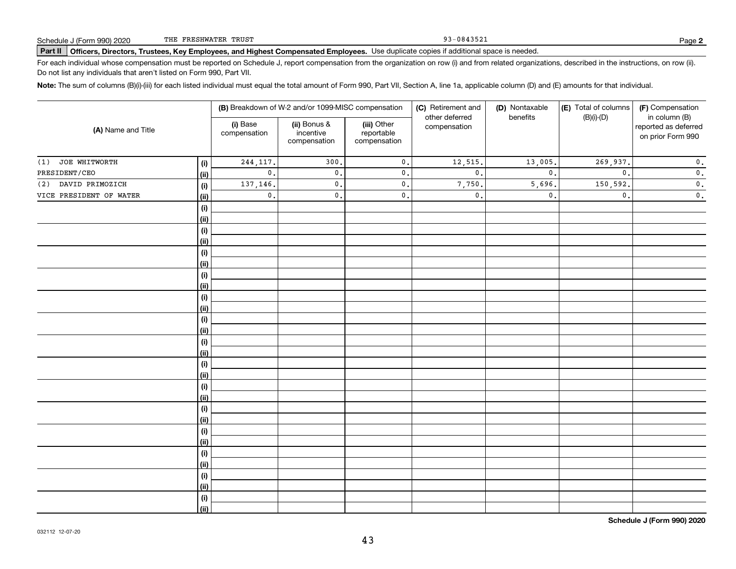Schedule J (Form 990) 2020 THE FRESHWATER TRUST 93-0843521 Page **2**

**Part II** **Officers, Directors, Trustees, Key Employees, and Highest Compensated Employees.** Use duplicate copies if additional space is needed.

For each individual whose compensation must be reported on Schedule J, report compensation from the organization on row (i) and from related organizations, described in the instructions, on row (ii). Do not list any individuals that aren't listed on Form 990, Part VII.

**Note:** The sum of columns (B)(i)-(iii) for each listed individual must equal the total amount of Form 990, Part VII, Section A, line 1a, applicable column (D) and (E) amounts for that individual.

| (A) Name and Title | | (B) Breakdown of W-2 and/or 1099-MISC compensation | | | (C) Retirement and other deferred compensation | (D) Nontaxable benefits | (E) Total of columns (B)(i)-(D) | (F) Compensation in column (B) reported as deferred on prior Form 990 |
|---|---|---|---|---|---|---|---|---|
| | | (i) Base compensation | (ii) Bonus & incentive compensation | (iii) Other reportable compensation | | | | |
| (1) JOE WHITWORTH | (i) | 244,117. | 300. | 0. | 12,515. | 13,005. | 269,937. | 0. |
| PRESIDENT/CEO | (ii) | 0. | 0. | 0. | 0. | 0. | 0. | 0. |
| (2) DAVID PRIMOZICH | (i) | 137,146. | 0. | 0. | 7,750. | 5,696. | 150,592. | 0. |
| VICE PRESIDENT OF WATER | (ii) | 0. | 0. | 0. | 0. | 0. | 0. | 0. |
| | (i) | | | | | | | |
| | (ii) | | | | | | | |
| | (i) | | | | | | | |
| | (ii) | | | | | | | |
| | (i) | | | | | | | |
| | (ii) | | | | | | | |
| | (i) | | | | | | | |
| | (ii) | | | | | | | |
| | (i) | | | | | | | |
| | (ii) | | | | | | | |
| | (i) | | | | | | | |
| | (ii) | | | | | | | |
| | (i) | | | | | | | |
| | (ii) | | | | | | | |
| | (i) | | | | | | | |
| | (ii) | | | | | | | |
| | (i) | | | | | | | |
| | (ii) | | | | | | | |
| | (i) | | | | | | | |
| | (ii) | | | | | | | |
| | (i) | | | | | | | |
| | (ii) | | | | | | | |
| | (i) | | | | | | | |
| | (ii) | | | | | | | |
| | (i) | | | | | | | |
| | (ii) | | | | | | | |
| | (i) | | | | | | | |
| | (ii) | | | | | | | |

**Schedule J (Form 990) 2020**

032112 12-07-20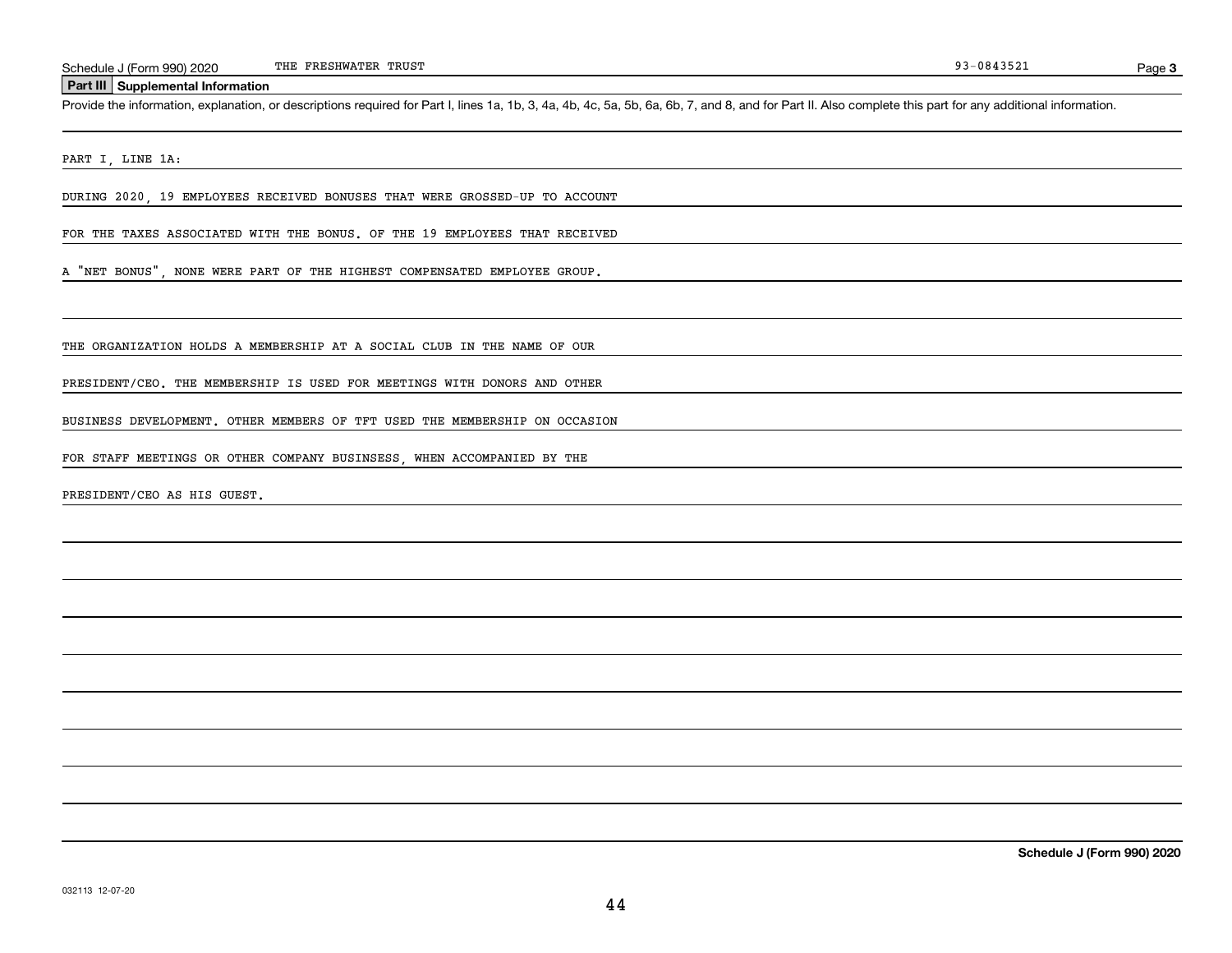## Part III Supplemental Information

Provide the information, explanation, or descriptions required for Part I, lines 1a, 1b, 3, 4a, 4b, 4c, 5a, 5b, 6a, 6b, 7, and 8, and for Part II. Also complete this part for any additional information.

PART I, LINE 1A:

DURING 2020, 19 EMPLOYEES RECEIVED BONUSES THAT WERE GROSSED-UP TO ACCOUNT FOR THE TAXES ASSOCIATED WITH THE BONUS. OF THE 19 EMPLOYEES THAT RECEIVED A "NET BONUS", NONE WERE PART OF THE HIGHEST COMPENSATED EMPLOYEE GROUP.

THE ORGANIZATION HOLDS A MEMBERSHIP AT A SOCIAL CLUB IN THE NAME OF OUR PRESIDENT/CEO. THE MEMBERSHIP IS USED FOR MEETINGS WITH DONORS AND OTHER BUSINESS DEVELOPMENT. OTHER MEMBERS OF TFT USED THE MEMBERSHIP ON OCCASION FOR STAFF MEETINGS OR OTHER COMPANY BUSINSESS, WHEN ACCOMPANIED BY THE PRESIDENT/CEO AS HIS GUEST.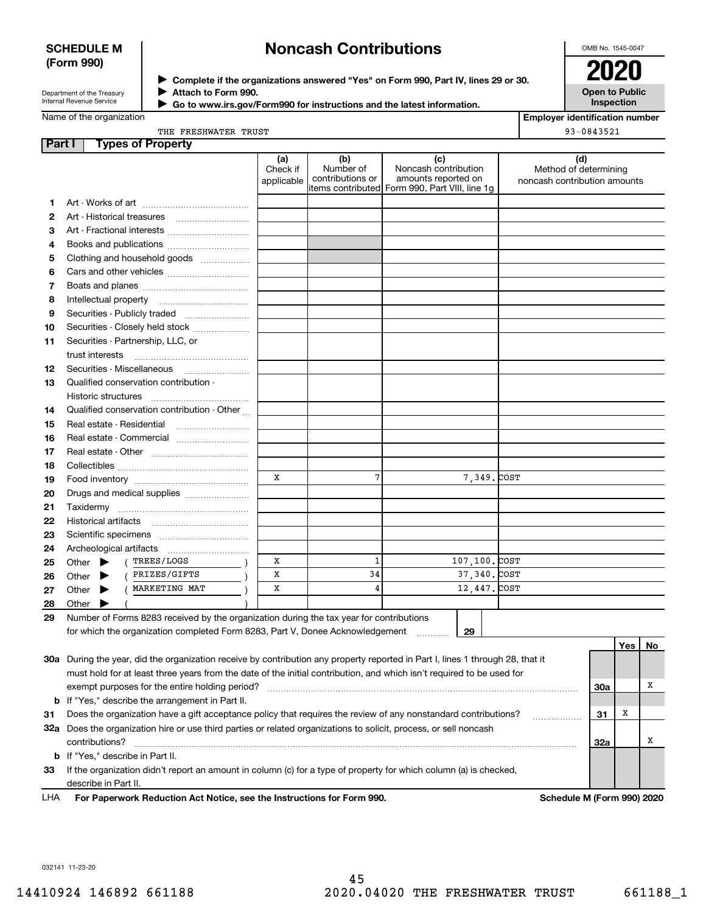**SCHEDULE M (Form 990)**

# Noncash Contributions

Department of the Treasury
Internal Revenue Service

▶ Complete if the organizations answered "Yes" on Form 990, Part IV, lines 29 or 30.
▶ Attach to Form 990.
▶ Go to www.irs.gov/Form990 for instructions and the latest information.

OMB No. 1545-0047

**2020**

**Open to Public Inspection**

Name of the organization: THE FRESHWATER TRUST

Employer identification number: 93-0843521

## Part I Types of Property

| | | (a) Check if applicable | (b) Number of contributions or items contributed | (c) Noncash contribution amounts reported on Form 990, Part VIII, line 1g | (d) Method of determining noncash contribution amounts |
|---|---|---|---|---|---|
| 1 | Art - Works of art | | | | |
| 2 | Art - Historical treasures | | | | |
| 3 | Art - Fractional interests | | | | |
| 4 | Books and publications | | | | |
| 5 | Clothing and household goods | | | | |
| 6 | Cars and other vehicles | | | | |
| 7 | Boats and planes | | | | |
| 8 | Intellectual property | | | | |
| 9 | Securities - Publicly traded | | | | |
| 10 | Securities - Closely held stock | | | | |
| 11 | Securities - Partnership, LLC, or trust interests | | | | |
| 12 | Securities - Miscellaneous | | | | |
| 13 | Qualified conservation contribution - Historic structures | | | | |
| 14 | Qualified conservation contribution - Other | | | | |
| 15 | Real estate - Residential | | | | |
| 16 | Real estate - Commercial | | | | |
| 17 | Real estate - Other | | | | |
| 18 | Collectibles | | | | |
| 19 | Food inventory | X | 7 | 7,349. | COST |
| 20 | Drugs and medical supplies | | | | |
| 21 | Taxidermy | | | | |
| 22 | Historical artifacts | | | | |
| 23 | Scientific specimens | | | | |
| 24 | Archeological artifacts | | | | |
| 25 | Other ▶ ( TREES/LOGS ) | X | 1 | 107,100. | COST |
| 26 | Other ▶ ( PRIZES/GIFTS ) | X | 34 | 37,340. | COST |
| 27 | Other ▶ ( MARKETING MAT ) | X | 4 | 12,447. | COST |
| 28 | Other ▶ ( ) | | | | |

29 Number of Forms 8283 received by the organization during the tax year for contributions for which the organization completed Form 8283, Part V, Donee Acknowledgement ..... 29

| | | | Yes | No |
|---|---|---|---|---|
| 30a | During the year, did the organization receive by contribution any property reported in Part I, lines 1 through 28, that it must hold for at least three years from the date of the initial contribution, and which isn't required to be used for exempt purposes for the entire holding period? | 30a | | X |
| b | If "Yes," describe the arrangement in Part II. | | | |
| 31 | Does the organization have a gift acceptance policy that requires the review of any nonstandard contributions? | 31 | X | |
| 32a | Does the organization hire or use third parties or related organizations to solicit, process, or sell noncash contributions? | 32a | | X |
| b | If "Yes," describe in Part II. | | | |
| 33 | If the organization didn't report an amount in column (c) for a type of property for which column (a) is checked, describe in Part II. | | | |

LHA For Paperwork Reduction Act Notice, see the Instructions for Form 990. Schedule M (Form 990) 2020

032141 11-23-20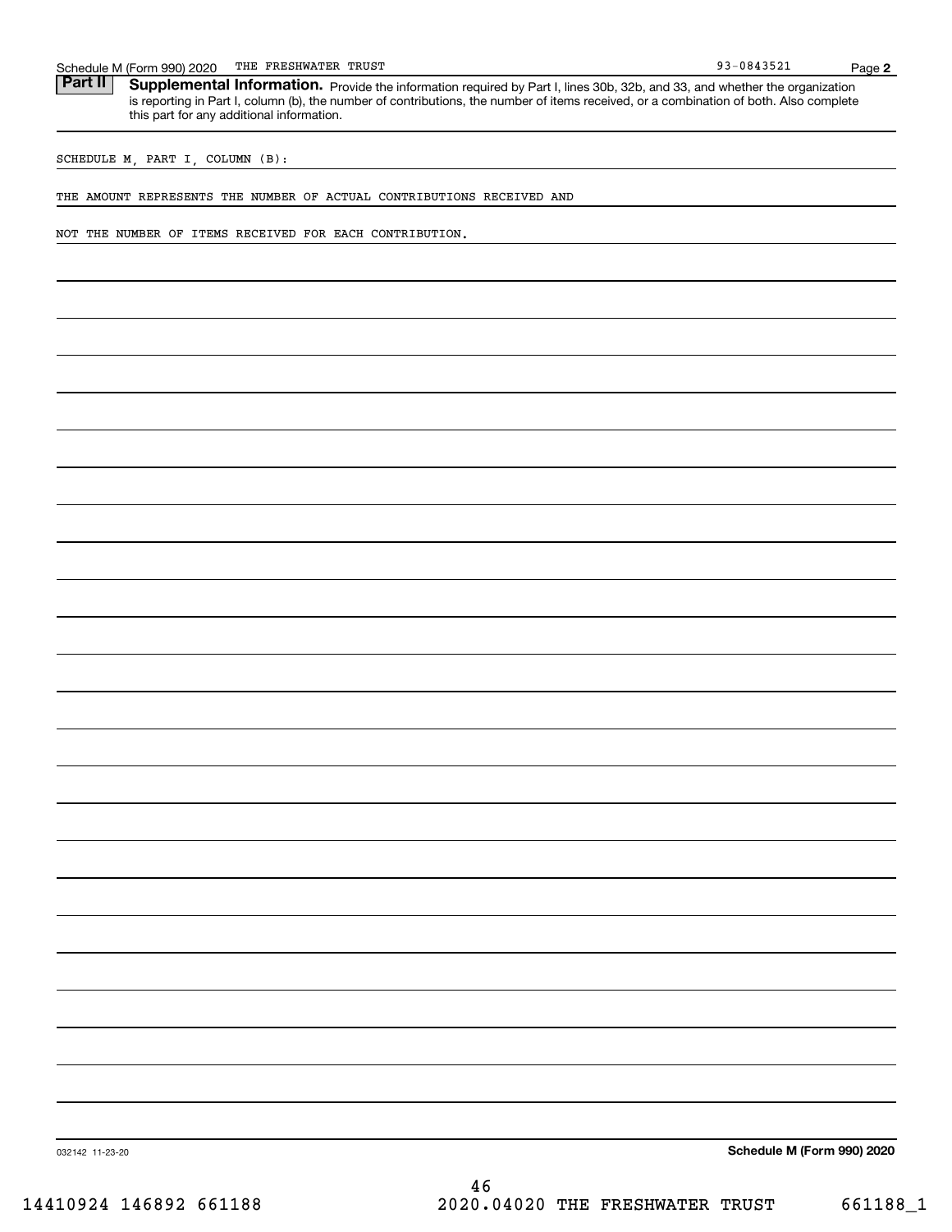Schedule M (Form 990) 2020 THE FRESHWATER TRUST 93-0843521

## Part II Supplemental Information.

Provide the information required by Part I, lines 30b, 32b, and 33, and whether the organization is reporting in Part I, column (b), the number of contributions, the number of items received, or a combination of both. Also complete this part for any additional information.

SCHEDULE M, PART I, COLUMN (B):

THE AMOUNT REPRESENTS THE NUMBER OF ACTUAL CONTRIBUTIONS RECEIVED AND

NOT THE NUMBER OF ITEMS RECEIVED FOR EACH CONTRIBUTION.

032142 11-23-20

**Schedule M (Form 990) 2020**

14410924 146892 661188 2020.04020 THE FRESHWATER TRUST 661188_1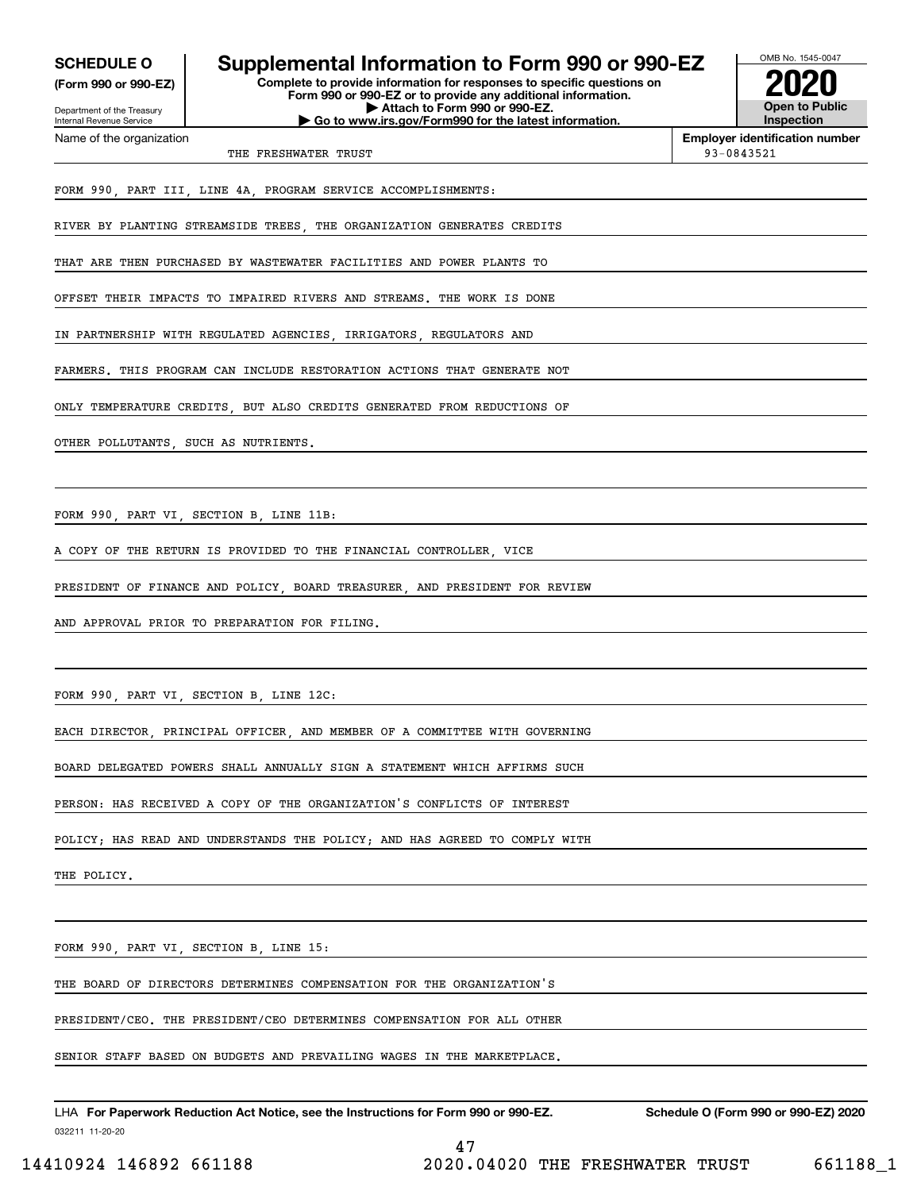**SCHEDULE O**
**(Form 990 or 990-EZ)**

Department of the Treasury
Internal Revenue Service

# Supplemental Information to Form 990 or 990-EZ

**Complete to provide information for responses to specific questions on Form 990 or 990-EZ or to provide any additional information.**
**▶ Attach to Form 990 or 990-EZ.**
**▶ Go to www.irs.gov/Form990 for the latest information.**

OMB No. 1545-0047
**2020**
**Open to Public Inspection**

| Name of the organization | Employer identification number |
|---|---|
| THE FRESHWATER TRUST | 93-0843521 |

FORM 990, PART III, LINE 4A, PROGRAM SERVICE ACCOMPLISHMENTS:

RIVER BY PLANTING STREAMSIDE TREES, THE ORGANIZATION GENERATES CREDITS THAT ARE THEN PURCHASED BY WASTEWATER FACILITIES AND POWER PLANTS TO OFFSET THEIR IMPACTS TO IMPAIRED RIVERS AND STREAMS. THE WORK IS DONE IN PARTNERSHIP WITH REGULATED AGENCIES, IRRIGATORS, REGULATORS AND FARMERS. THIS PROGRAM CAN INCLUDE RESTORATION ACTIONS THAT GENERATE NOT ONLY TEMPERATURE CREDITS, BUT ALSO CREDITS GENERATED FROM REDUCTIONS OF OTHER POLLUTANTS, SUCH AS NUTRIENTS.

FORM 990, PART VI, SECTION B, LINE 11B:

A COPY OF THE RETURN IS PROVIDED TO THE FINANCIAL CONTROLLER, VICE PRESIDENT OF FINANCE AND POLICY, BOARD TREASURER, AND PRESIDENT FOR REVIEW AND APPROVAL PRIOR TO PREPARATION FOR FILING.

FORM 990, PART VI, SECTION B, LINE 12C:

EACH DIRECTOR, PRINCIPAL OFFICER, AND MEMBER OF A COMMITTEE WITH GOVERNING BOARD DELEGATED POWERS SHALL ANNUALLY SIGN A STATEMENT WHICH AFFIRMS SUCH PERSON: HAS RECEIVED A COPY OF THE ORGANIZATION'S CONFLICTS OF INTEREST POLICY; HAS READ AND UNDERSTANDS THE POLICY; AND HAS AGREED TO COMPLY WITH THE POLICY.

FORM 990, PART VI, SECTION B, LINE 15:

THE BOARD OF DIRECTORS DETERMINES COMPENSATION FOR THE ORGANIZATION'S PRESIDENT/CEO. THE PRESIDENT/CEO DETERMINES COMPENSATION FOR ALL OTHER SENIOR STAFF BASED ON BUDGETS AND PREVAILING WAGES IN THE MARKETPLACE.

LHA **For Paperwork Reduction Act Notice, see the Instructions for Form 990 or 990-EZ.** **Schedule O (Form 990 or 990-EZ) 2020**

032211 11-20-20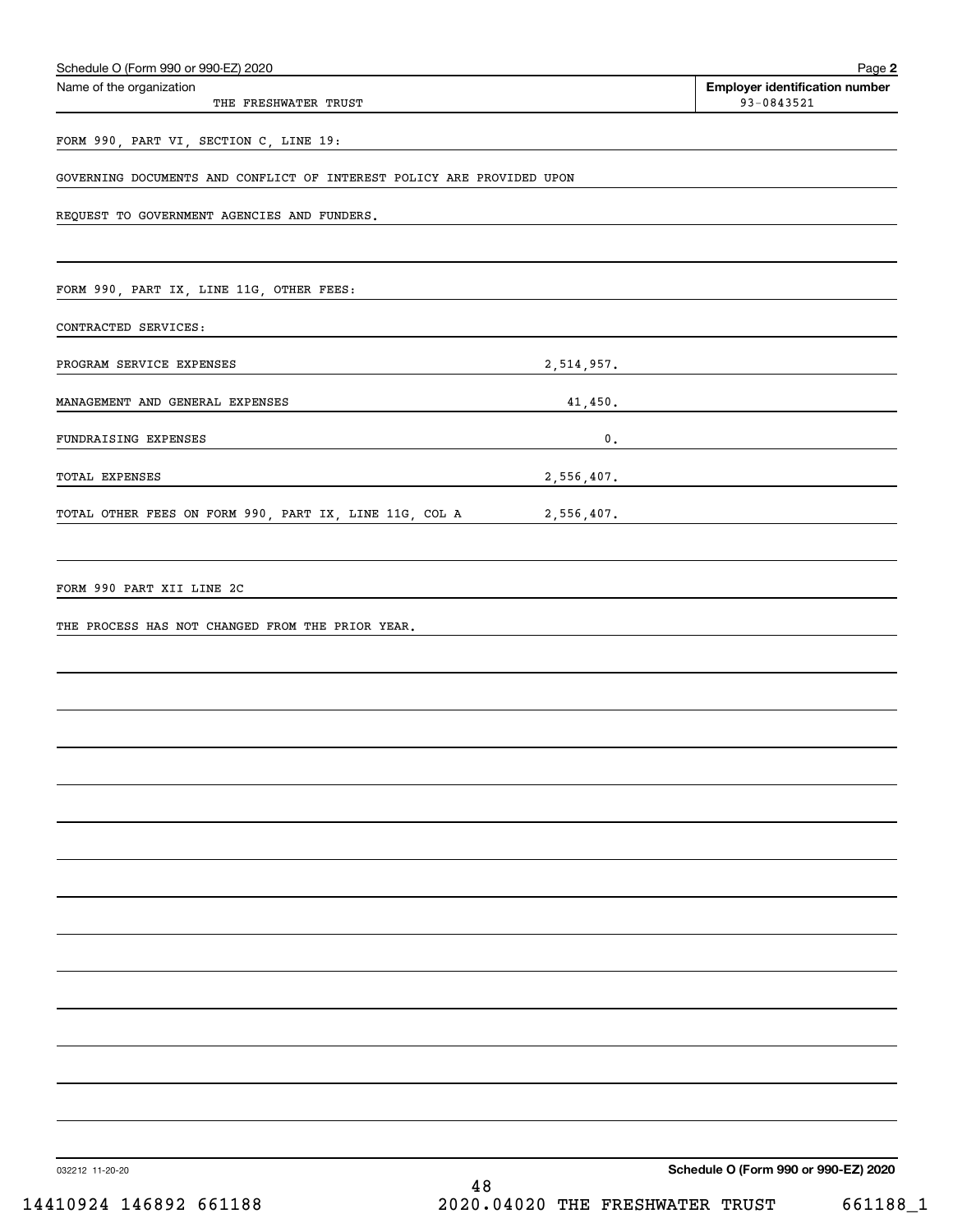Schedule O (Form 990 or 990-EZ) 2020

Name of the organization: THE FRESHWATER TRUST

**Employer identification number** 93-0843521

FORM 990, PART VI, SECTION C, LINE 19:

GOVERNING DOCUMENTS AND CONFLICT OF INTEREST POLICY ARE PROVIDED UPON REQUEST TO GOVERNMENT AGENCIES AND FUNDERS.

FORM 990, PART IX, LINE 11G, OTHER FEES:

CONTRACTED SERVICES:

| | |
|---|---|
| PROGRAM SERVICE EXPENSES | 2,514,957. |
| MANAGEMENT AND GENERAL EXPENSES | 41,450. |
| FUNDRAISING EXPENSES | 0. |
| TOTAL EXPENSES | 2,556,407. |
| TOTAL OTHER FEES ON FORM 990, PART IX, LINE 11G, COL A | 2,556,407. |

FORM 990 PART XII LINE 2C

THE PROCESS HAS NOT CHANGED FROM THE PRIOR YEAR.